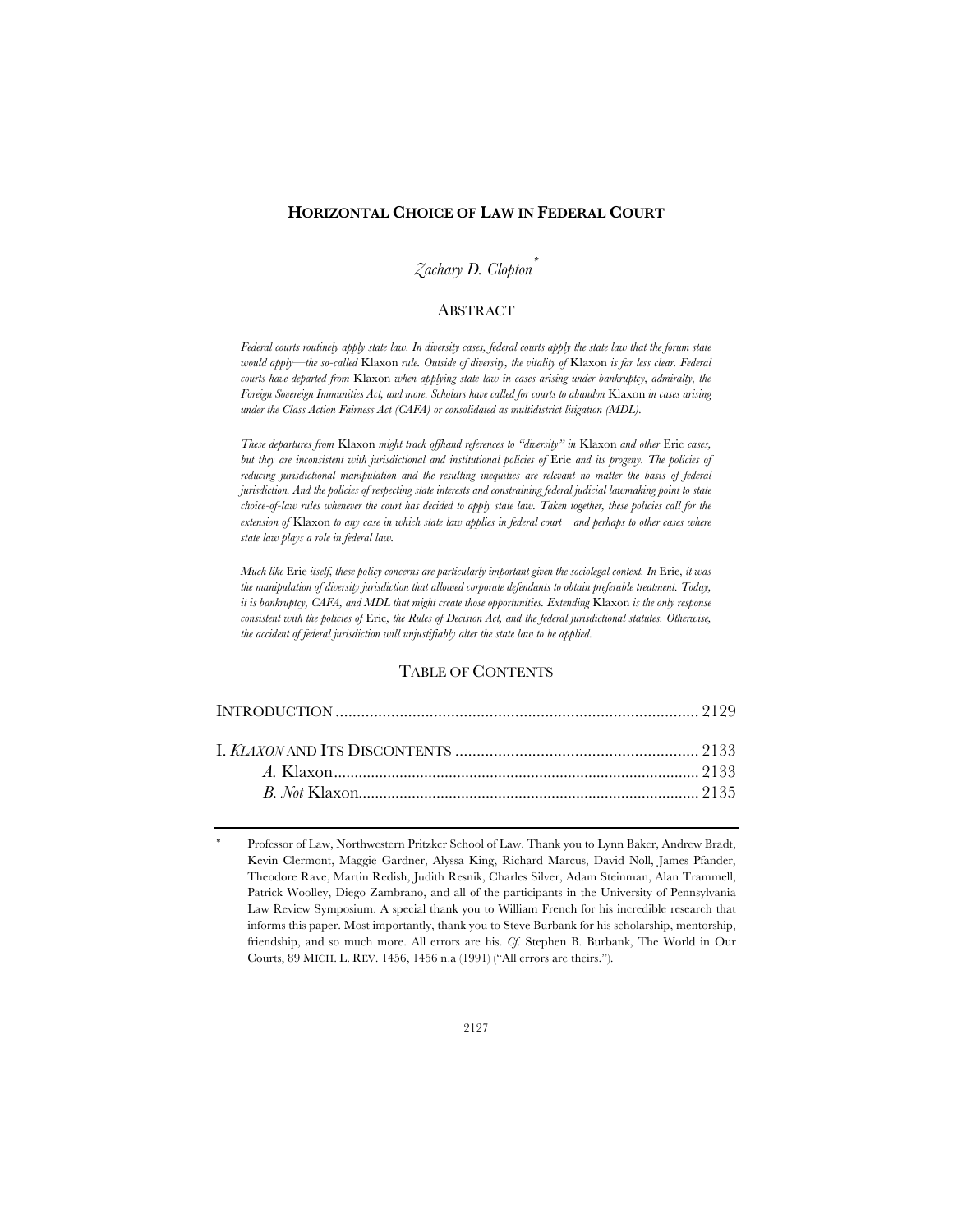# HORIZONTAL CHOICE OF LAW IN FEDERAL COURT

*Zachary D. Clopton*[*]

## ABSTRACT

*Federal courts routinely apply state law. In diversity cases, federal courts apply the state law that the forum state would apply—the so-called* Klaxon *rule. Outside of diversity, the vitality of* Klaxon *is far less clear. Federal courts have departed from* Klaxon *when applying state law in cases arising under bankruptcy, admiralty, the Foreign Sovereign Immunities Act, and more. Scholars have called for courts to abandon* Klaxon *in cases arising under the Class Action Fairness Act (CAFA) or consolidated as multidistrict litigation (MDL).*

*These departures from* Klaxon *might track offhand references to "diversity" in* Klaxon *and other* Erie *cases, but they are inconsistent with jurisdictional and institutional policies of* Erie *and its progeny. The policies of reducing jurisdictional manipulation and the resulting inequities are relevant no matter the basis of federal jurisdiction. And the policies of respecting state interests and constraining federal judicial lawmaking point to state choice-of-law rules whenever the court has decided to apply state law. Taken together, these policies call for the extension of* Klaxon *to any case in which state law applies in federal court—and perhaps to other cases where state law plays a role in federal law.*

*Much like* Erie *itself, these policy concerns are particularly important given the sociolegal context. In* Erie*, it was the manipulation of diversity jurisdiction that allowed corporate defendants to obtain preferable treatment. Today, it is bankruptcy, CAFA, and MDL that might create those opportunities. Extending* Klaxon *is the only response consistent with the policies of* Erie*, the Rules of Decision Act, and the federal jurisdictional statutes. Otherwise, the accident of federal jurisdiction will unjustifiably alter the state law to be applied.*

## TABLE OF CONTENTS

| | |
|---|---|
| INTRODUCTION | 2129 |
| I. *KLAXON* AND ITS DISCONTENTS | 2133 |
| *A.* Klaxon | 2133 |
| *B. Not* Klaxon | 2135 |

---

[*] Professor of Law, Northwestern Pritzker School of Law. Thank you to Lynn Baker, Andrew Bradt, Kevin Clermont, Maggie Gardner, Alyssa King, Richard Marcus, David Noll, James Pfander, Theodore Rave, Martin Redish, Judith Resnik, Charles Silver, Adam Steinman, Alan Trammell, Patrick Woolley, Diego Zambrano, and all of the participants in the University of Pennsylvania Law Review Symposium. A special thank you to William French for his incredible research that informs this paper. Most importantly, thank you to Steve Burbank for his scholarship, mentorship, friendship, and so much more. All errors are his. *Cf.* Stephen B. Burbank, The World in Our Courts, 89 MICH. L. REV. 1456, 1456 n.a (1991) ("All errors are theirs.").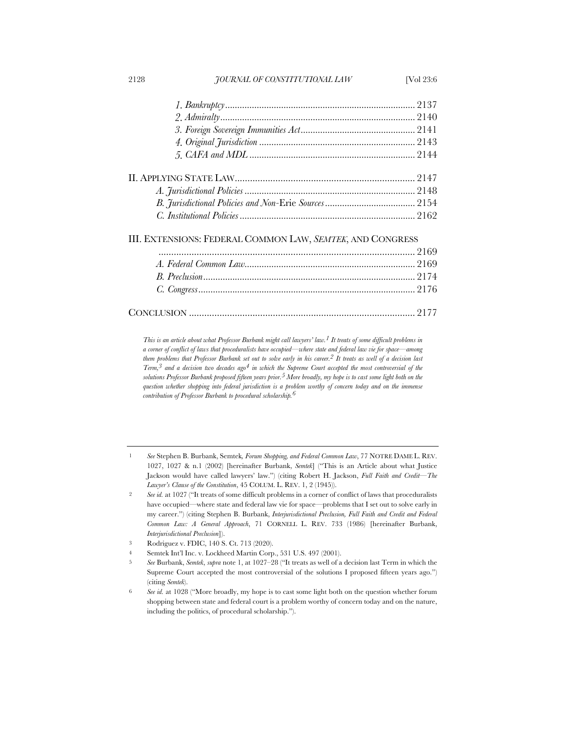*1. Bankruptcy* ........ 2137
*2. Admiralty* ........ 2140
*3. Foreign Sovereign Immunities Act* ........ 2141
*4. Original Jurisdiction* ........ 2143
*5. CAFA and MDL* ........ 2144

II. APPLYING STATE LAW ........ 2147
*A. Jurisdictional Policies* ........ 2148
*B. Jurisdictional Policies and Non-*Erie *Sources* ........ 2154
*C. Institutional Policies* ........ 2162

III. EXTENSIONS: FEDERAL COMMON LAW, *SEMTEK*, AND CONGRESS ........ 2169
*A. Federal Common Law* ........ 2169
*B. Preclusion* ........ 2174
*C. Congress* ........ 2176

CONCLUSION ........ 2177

*This is an article about what Professor Burbank might call lawyers' law.[1] It treats of some difficult problems in a corner of conflict of laws that proceduralists have occupied—where state and federal law vie for space—among them problems that Professor Burbank set out to solve early in his career.[2] It treats as well of a decision last Term,[3] and a decision two decades ago[4] in which the Supreme Court accepted the most controversial of the solutions Professor Burbank proposed fifteen years prior.[5] More broadly, my hope is to cast some light both on the question whether shopping into federal jurisdiction is a problem worthy of concern today and on the immense contribution of Professor Burbank to procedural scholarship.[6]*

---

1 *See* Stephen B. Burbank, Semtek*, Forum Shopping, and Federal Common Law*, 77 NOTRE DAME L. REV. 1027, 1027 & n.1 (2002) [hereinafter Burbank, *Semtek*] ("This is an Article about what Justice Jackson would have called lawyers' law.") (citing Robert H. Jackson, *Full Faith and Credit—The Lawyer's Clause of the Constitution*, 45 COLUM. L. REV. 1, 2 (1945)).

2 *See id.* at 1027 ("It treats of some difficult problems in a corner of conflict of laws that proceduralists have occupied—where state and federal law vie for space—problems that I set out to solve early in my career.") (citing Stephen B. Burbank, *Interjurisdictional Preclusion, Full Faith and Credit and Federal Common Law: A General Approach*, 71 CORNELL L. REV. 733 (1986) [hereinafter Burbank, *Interjurisdictional Preclusion*]).

3 Rodriguez v. FDIC, 140 S. Ct. 713 (2020).

4 Semtek Int'l Inc. v. Lockheed Martin Corp., 531 U.S. 497 (2001).

5 *See* Burbank, *Semtek*, *supra* note 1, at 1027–28 ("It treats as well of a decision last Term in which the Supreme Court accepted the most controversial of the solutions I proposed fifteen years ago.") (citing *Semtek*).

6 *See id.* at 1028 ("More broadly, my hope is to cast some light both on the question whether forum shopping between state and federal court is a problem worthy of concern today and on the nature, including the politics, of procedural scholarship.").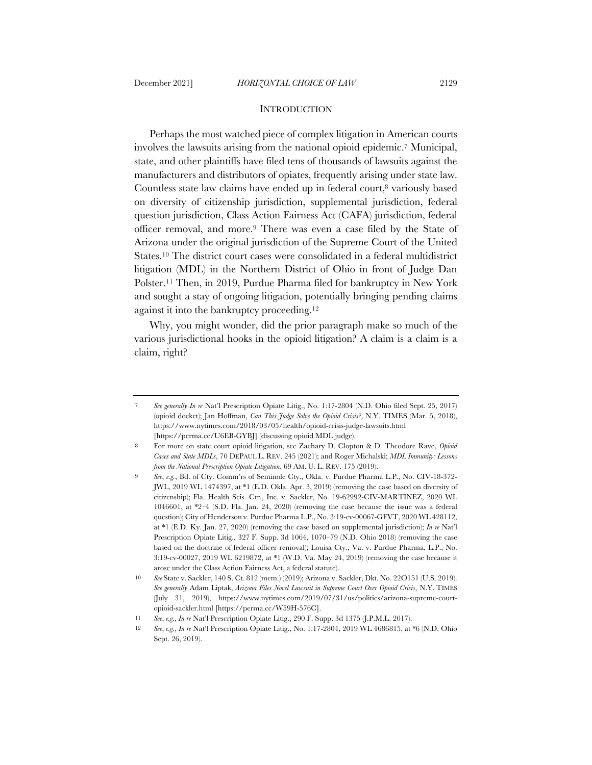## INTRODUCTION

Perhaps the most watched piece of complex litigation in American courts involves the lawsuits arising from the national opioid epidemic.[7] Municipal, state, and other plaintiffs have filed tens of thousands of lawsuits against the manufacturers and distributors of opiates, frequently arising under state law. Countless state law claims have ended up in federal court,[8] variously based on diversity of citizenship jurisdiction, supplemental jurisdiction, federal question jurisdiction, Class Action Fairness Act (CAFA) jurisdiction, federal officer removal, and more.[9] There was even a case filed by the State of Arizona under the original jurisdiction of the Supreme Court of the United States.[10] The district court cases were consolidated in a federal multidistrict litigation (MDL) in the Northern District of Ohio in front of Judge Dan Polster.[11] Then, in 2019, Purdue Pharma filed for bankruptcy in New York and sought a stay of ongoing litigation, potentially bringing pending claims against it into the bankruptcy proceeding.[12]

Why, you might wonder, did the prior paragraph make so much of the various jurisdictional hooks in the opioid litigation? A claim is a claim is a claim, right?

---

7 *See generally In re* Nat'l Prescription Opiate Litig., No. 1:17-2804 (N.D. Ohio filed Sept. 25, 2017) (opioid docket); Jan Hoffman, *Can This Judge Solve the Opioid Crisis?*, N.Y. TIMES (Mar. 5, 2018), https://www.nytimes.com/2018/03/05/health/opioid-crisis-judge-lawsuits.html [https://perma.cc/U6EB-GYBJ] (discussing opioid MDL judge).

8 For more on state court opioid litigation, see Zachary D. Clopton & D. Theodore Rave, *Opioid Cases and State MDLs*, 70 DEPAUL L. REV. 245 (2021); and Roger Michalski; *MDL Immunity: Lessons from the National Prescription Opiate Litigation*, 69 AM. U. L. REV. 175 (2019).

9 *See, e.g.*, Bd. of Cty. Comm'rs of Seminole Cty., Okla. v. Purdue Pharma L.P., No. CIV-18-372-JWL, 2019 WL 1474397, at *1 (E.D. Okla. Apr. 3, 2019) (removing the case based on diversity of citizenship); Fla. Health Scis. Ctr., Inc. v. Sackler, No. 19-62992-CIV-MARTINEZ, 2020 WL 1046601, at *2–4 (S.D. Fla. Jan. 24, 2020) (removing the case because the issue was a federal question); City of Henderson v. Purdue Pharma L.P., No. 3:19-cv-00067-GFVT, 2020 WL 428112, at *1 (E.D. Ky. Jan. 27, 2020) (removing the case based on supplemental jurisdiction); *In re* Nat'l Prescription Opiate Litig., 327 F. Supp. 3d 1064, 1070–79 (N.D. Ohio 2018) (removing the case based on the doctrine of federal officer removal); Louisa Cty., Va. v. Purdue Pharma, L.P., No. 3:19-cv-00027, 2019 WL 6219872, at *1 (W.D. Va. May 24, 2019) (removing the case because it arose under the Class Action Fairness Act, a federal statute).

10 *See* State v. Sackler, 140 S. Ct. 812 (mem.) (2019); Arizona v. Sackler, Dkt. No. 22O151 (U.S. 2019). *See generally* Adam Liptak, *Arizona Files Novel Lawsuit in Supreme Court Over Opioid Crisis*, N.Y. TIMES (July 31, 2019), https://www.nytimes.com/2019/07/31/us/politics/arizona-supreme-court-opioid-sackler.html [https://perma.cc/W59H-576C].

11 *See, e.g.*, *In re* Nat'l Prescription Opiate Litig., 290 F. Supp. 3d 1375 (J.P.M.L. 2017).

12 *See, e.g.*, *In re* Nat'l Prescription Opiate Litig., No. 1:17-2804, 2019 WL 4686815, at *6 (N.D. Ohio Sept. 26, 2019).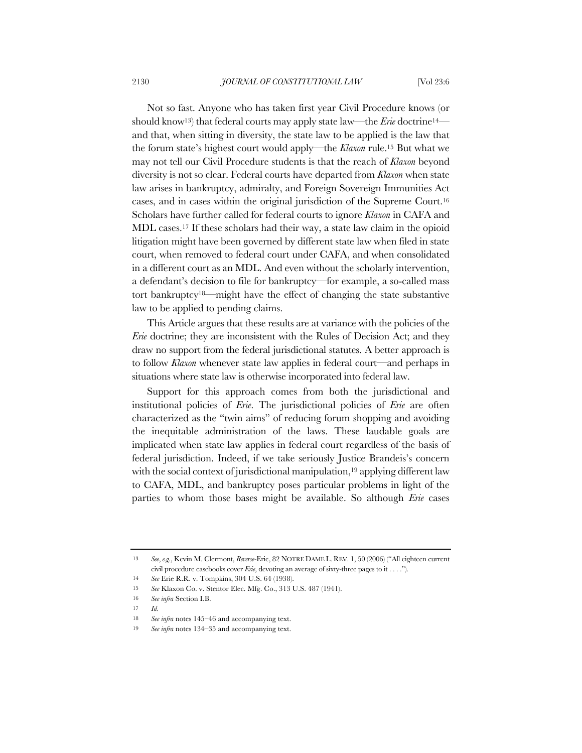Not so fast. Anyone who has taken first year Civil Procedure knows (or should know[13]) that federal courts may apply state law—the *Erie* doctrine[14]—and that, when sitting in diversity, the state law to be applied is the law that the forum state's highest court would apply—the *Klaxon* rule.[15] But what we may not tell our Civil Procedure students is that the reach of *Klaxon* beyond diversity is not so clear. Federal courts have departed from *Klaxon* when state law arises in bankruptcy, admiralty, and Foreign Sovereign Immunities Act cases, and in cases within the original jurisdiction of the Supreme Court.[16] Scholars have further called for federal courts to ignore *Klaxon* in CAFA and MDL cases.[17] If these scholars had their way, a state law claim in the opioid litigation might have been governed by different state law when filed in state court, when removed to federal court under CAFA, and when consolidated in a different court as an MDL. And even without the scholarly intervention, a defendant's decision to file for bankruptcy—for example, a so-called mass tort bankruptcy[18]—might have the effect of changing the state substantive law to be applied to pending claims.

This Article argues that these results are at variance with the policies of the *Erie* doctrine; they are inconsistent with the Rules of Decision Act; and they draw no support from the federal jurisdictional statutes. A better approach is to follow *Klaxon* whenever state law applies in federal court—and perhaps in situations where state law is otherwise incorporated into federal law.

Support for this approach comes from both the jurisdictional and institutional policies of *Erie*. The jurisdictional policies of *Erie* are often characterized as the "twin aims" of reducing forum shopping and avoiding the inequitable administration of the laws. These laudable goals are implicated when state law applies in federal court regardless of the basis of federal jurisdiction. Indeed, if we take seriously Justice Brandeis's concern with the social context of jurisdictional manipulation,[19] applying different law to CAFA, MDL, and bankruptcy poses particular problems in light of the parties to whom those bases might be available. So although *Erie* cases

---

13 *See, e.g.*, Kevin M. Clermont, *Reverse*-Erie, 82 NOTRE DAME L. REV. 1, 50 (2006) ("All eighteen current civil procedure casebooks cover *Erie*, devoting an average of sixty-three pages to it . . . .").

14 *See* Erie R.R. v. Tompkins, 304 U.S. 64 (1938).

15 *See* Klaxon Co. v. Stentor Elec. Mfg. Co., 313 U.S. 487 (1941).

16 *See infra* Section I.B.

17 *Id.*

18 *See infra* notes 145–46 and accompanying text.

19 *See infra* notes 134–35 and accompanying text.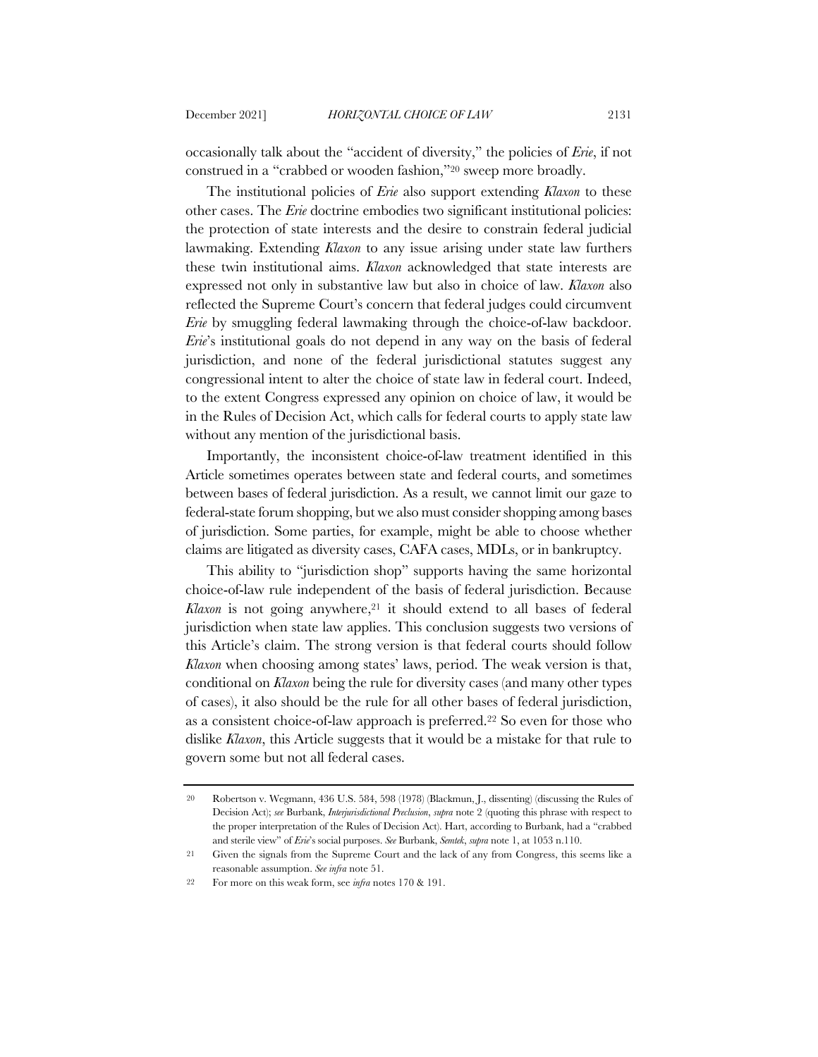occasionally talk about the "accident of diversity," the policies of *Erie*, if not construed in a "crabbed or wooden fashion,"[20] sweep more broadly.

The institutional policies of *Erie* also support extending *Klaxon* to these other cases. The *Erie* doctrine embodies two significant institutional policies: the protection of state interests and the desire to constrain federal judicial lawmaking. Extending *Klaxon* to any issue arising under state law furthers these twin institutional aims. *Klaxon* acknowledged that state interests are expressed not only in substantive law but also in choice of law. *Klaxon* also reflected the Supreme Court's concern that federal judges could circumvent *Erie* by smuggling federal lawmaking through the choice-of-law backdoor. *Erie*'s institutional goals do not depend in any way on the basis of federal jurisdiction, and none of the federal jurisdictional statutes suggest any congressional intent to alter the choice of state law in federal court. Indeed, to the extent Congress expressed any opinion on choice of law, it would be in the Rules of Decision Act, which calls for federal courts to apply state law without any mention of the jurisdictional basis.

Importantly, the inconsistent choice-of-law treatment identified in this Article sometimes operates between state and federal courts, and sometimes between bases of federal jurisdiction. As a result, we cannot limit our gaze to federal-state forum shopping, but we also must consider shopping among bases of jurisdiction. Some parties, for example, might be able to choose whether claims are litigated as diversity cases, CAFA cases, MDLs, or in bankruptcy.

This ability to "jurisdiction shop" supports having the same horizontal choice-of-law rule independent of the basis of federal jurisdiction. Because *Klaxon* is not going anywhere,[21] it should extend to all bases of federal jurisdiction when state law applies. This conclusion suggests two versions of this Article's claim. The strong version is that federal courts should follow *Klaxon* when choosing among states' laws, period. The weak version is that, conditional on *Klaxon* being the rule for diversity cases (and many other types of cases), it also should be the rule for all other bases of federal jurisdiction, as a consistent choice-of-law approach is preferred.[22] So even for those who dislike *Klaxon*, this Article suggests that it would be a mistake for that rule to govern some but not all federal cases.

---

[20] Robertson v. Wegmann, 436 U.S. 584, 598 (1978) (Blackmun, J., dissenting) (discussing the Rules of Decision Act); *see* Burbank, *Interjurisdictional Preclusion*, *supra* note 2 (quoting this phrase with respect to the proper interpretation of the Rules of Decision Act). Hart, according to Burbank, had a "crabbed and sterile view" of *Erie*'s social purposes. *See* Burbank, *Semtek*, *supra* note 1, at 1053 n.110.

[21] Given the signals from the Supreme Court and the lack of any from Congress, this seems like a reasonable assumption. *See infra* note 51.

[22] For more on this weak form, see *infra* notes 170 & 191.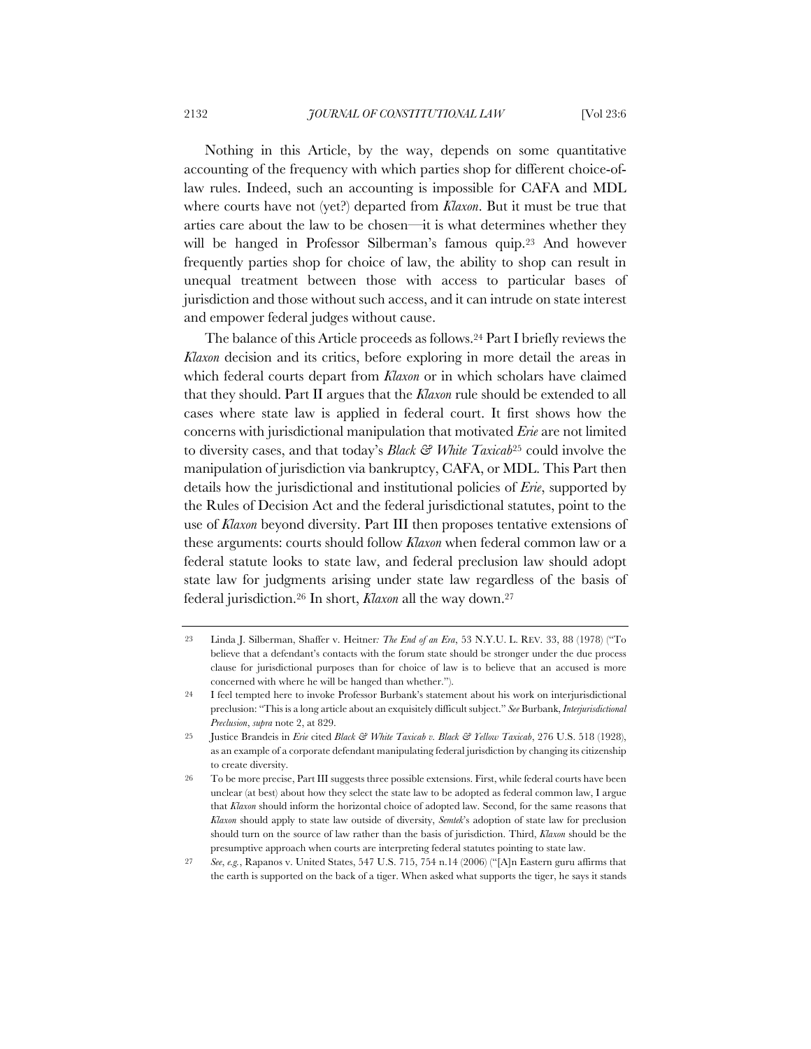Nothing in this Article, by the way, depends on some quantitative accounting of the frequency with which parties shop for different choice-of-law rules. Indeed, such an accounting is impossible for CAFA and MDL where courts have not (yet?) departed from *Klaxon*. But it must be true that arties care about the law to be chosen—it is what determines whether they will be hanged in Professor Silberman's famous quip.[23] And however frequently parties shop for choice of law, the ability to shop can result in unequal treatment between those with access to particular bases of jurisdiction and those without such access, and it can intrude on state interest and empower federal judges without cause.

The balance of this Article proceeds as follows.[24] Part I briefly reviews the *Klaxon* decision and its critics, before exploring in more detail the areas in which federal courts depart from *Klaxon* or in which scholars have claimed that they should. Part II argues that the *Klaxon* rule should be extended to all cases where state law is applied in federal court. It first shows how the concerns with jurisdictional manipulation that motivated *Erie* are not limited to diversity cases, and that today's *Black & White Taxicab*[25] could involve the manipulation of jurisdiction via bankruptcy, CAFA, or MDL. This Part then details how the jurisdictional and institutional policies of *Erie*, supported by the Rules of Decision Act and the federal jurisdictional statutes, point to the use of *Klaxon* beyond diversity. Part III then proposes tentative extensions of these arguments: courts should follow *Klaxon* when federal common law or a federal statute looks to state law, and federal preclusion law should adopt state law for judgments arising under state law regardless of the basis of federal jurisdiction.[26] In short, *Klaxon* all the way down.[27]

---

[23] Linda J. Silberman, Shaffer v. Heitner*: The End of an Era*, 53 N.Y.U. L. REV. 33, 88 (1978) ("To believe that a defendant's contacts with the forum state should be stronger under the due process clause for jurisdictional purposes than for choice of law is to believe that an accused is more concerned with where he will be hanged than whether.").

[24] I feel tempted here to invoke Professor Burbank's statement about his work on interjurisdictional preclusion: "This is a long article about an exquisitely difficult subject." *See* Burbank, *Interjurisdictional Preclusion*, *supra* note 2, at 829.

[25] Justice Brandeis in *Erie* cited *Black & White Taxicab v. Black & Yellow Taxicab*, 276 U.S. 518 (1928), as an example of a corporate defendant manipulating federal jurisdiction by changing its citizenship to create diversity.

[26] To be more precise, Part III suggests three possible extensions. First, while federal courts have been unclear (at best) about how they select the state law to be adopted as federal common law, I argue that *Klaxon* should inform the horizontal choice of adopted law. Second, for the same reasons that *Klaxon* should apply to state law outside of diversity, *Semtek*'s adoption of state law for preclusion should turn on the source of law rather than the basis of jurisdiction. Third, *Klaxon* should be the presumptive approach when courts are interpreting federal statutes pointing to state law.

[27] *See, e.g.*, Rapanos v. United States, 547 U.S. 715, 754 n.14 (2006) ("[A]n Eastern guru affirms that the earth is supported on the back of a tiger. When asked what supports the tiger, he says it stands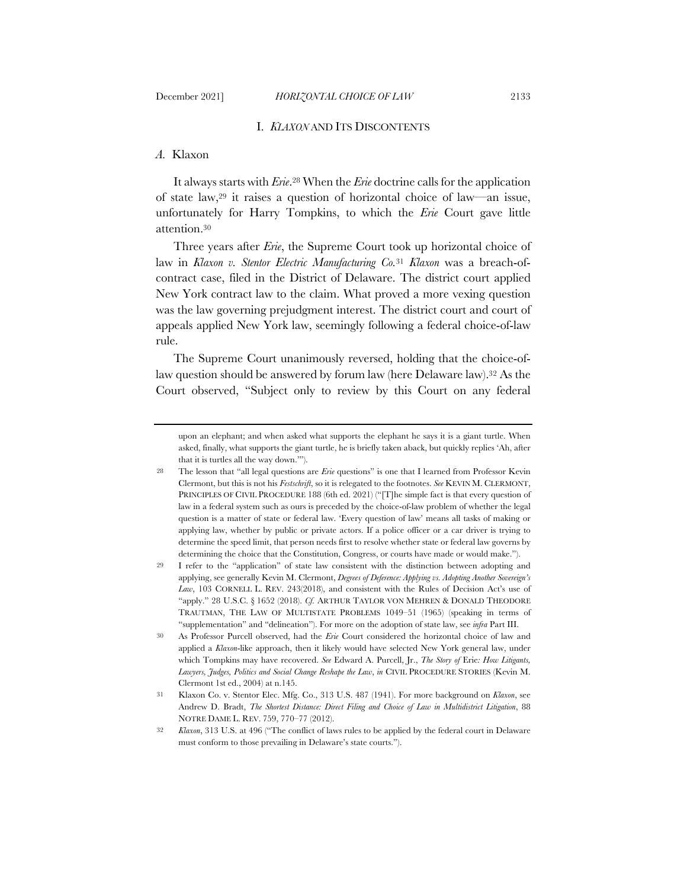# I. *KLAXON* AND ITS DISCONTENTS

## *A.* Klaxon

It always starts with *Erie*.[28] When the *Erie* doctrine calls for the application of state law,[29] it raises a question of horizontal choice of law—an issue, unfortunately for Harry Tompkins, to which the *Erie* Court gave little attention.[30]

Three years after *Erie*, the Supreme Court took up horizontal choice of law in *Klaxon v. Stentor Electric Manufacturing Co.*[31] *Klaxon* was a breach-of-contract case, filed in the District of Delaware. The district court applied New York contract law to the claim. What proved a more vexing question was the law governing prejudgment interest. The district court and court of appeals applied New York law, seemingly following a federal choice-of-law rule.

The Supreme Court unanimously reversed, holding that the choice-of-law question should be answered by forum law (here Delaware law).[32] As the Court observed, "Subject only to review by this Court on any federal

---

upon an elephant; and when asked what supports the elephant he says it is a giant turtle. When asked, finally, what supports the giant turtle, he is briefly taken aback, but quickly replies 'Ah, after that it is turtles all the way down.'").

28 The lesson that "all legal questions are *Erie* questions" is one that I learned from Professor Kevin Clermont, but this is not his *Festschrift*, so it is relegated to the footnotes. *See* KEVIN M. CLERMONT, PRINCIPLES OF CIVIL PROCEDURE 188 (6th ed. 2021) ("[T]he simple fact is that every question of law in a federal system such as ours is preceded by the choice-of-law problem of whether the legal question is a matter of state or federal law. 'Every question of law' means all tasks of making or applying law, whether by public or private actors. If a police officer or a car driver is trying to determine the speed limit, that person needs first to resolve whether state or federal law governs by determining the choice that the Constitution, Congress, or courts have made or would make.").

29 I refer to the "application" of state law consistent with the distinction between adopting and applying, see generally Kevin M. Clermont, *Degrees of Deference: Applying vs. Adopting Another Sovereign's Law*, 103 CORNELL L. REV. 243(2018), and consistent with the Rules of Decision Act's use of "apply." 28 U.S.C. § 1652 (2018). *Cf.* ARTHUR TAYLOR VON MEHREN & DONALD THEODORE TRAUTMAN, THE LAW OF MULTISTATE PROBLEMS 1049–51 (1965) (speaking in terms of "supplementation" and "delineation"). For more on the adoption of state law, see *infra* Part III.

30 As Professor Purcell observed, had the *Erie* Court considered the horizontal choice of law and applied a *Klaxon*-like approach, then it likely would have selected New York general law, under which Tompkins may have recovered. *See* Edward A. Purcell, Jr., *The Story of* Erie*: How Litigants, Lawyers, Judges, Politics and Social Change Reshape the Law*, *in* CIVIL PROCEDURE STORIES (Kevin M. Clermont 1st ed., 2004) at n.145.

31 Klaxon Co. v. Stentor Elec. Mfg. Co., 313 U.S. 487 (1941). For more background on *Klaxon*, see Andrew D. Bradt, *The Shortest Distance: Direct Filing and Choice of Law in Multidistrict Litigation*, 88 NOTRE DAME L. REV. 759, 770–77 (2012).

32 *Klaxon*, 313 U.S. at 496 ("The conflict of laws rules to be applied by the federal court in Delaware must conform to those prevailing in Delaware's state courts.").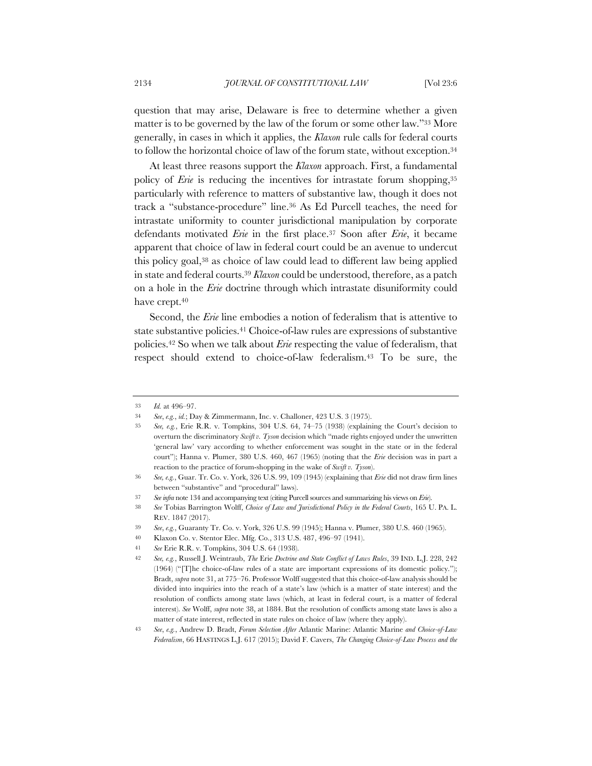question that may arise, Delaware is free to determine whether a given matter is to be governed by the law of the forum or some other law."[33] More generally, in cases in which it applies, the *Klaxon* rule calls for federal courts to follow the horizontal choice of law of the forum state, without exception.[34]

At least three reasons support the *Klaxon* approach. First, a fundamental policy of *Erie* is reducing the incentives for intrastate forum shopping,[35] particularly with reference to matters of substantive law, though it does not track a "substance-procedure" line.[36] As Ed Purcell teaches, the need for intrastate uniformity to counter jurisdictional manipulation by corporate defendants motivated *Erie* in the first place.[37] Soon after *Erie*, it became apparent that choice of law in federal court could be an avenue to undercut this policy goal,[38] as choice of law could lead to different law being applied in state and federal courts.[39] *Klaxon* could be understood, therefore, as a patch on a hole in the *Erie* doctrine through which intrastate disuniformity could have crept.[40]

Second, the *Erie* line embodies a notion of federalism that is attentive to state substantive policies.[41] Choice-of-law rules are expressions of substantive policies.[42] So when we talk about *Erie* respecting the value of federalism, that respect should extend to choice-of-law federalism.[43] To be sure, the

---

33 *Id.* at 496–97.

34 *See*, *e.g.*, *id.*; Day & Zimmermann, Inc. v. Challoner, 423 U.S. 3 (1975).

35 *See, e.g.*, Erie R.R. v. Tompkins, 304 U.S. 64, 74–75 (1938) (explaining the Court's decision to overturn the discriminatory *Swift v. Tyson* decision which "made rights enjoyed under the unwritten 'general law' vary according to whether enforcement was sought in the state or in the federal court"); Hanna v. Plumer, 380 U.S. 460, 467 (1965) (noting that the *Erie* decision was in part a reaction to the practice of forum-shopping in the wake of *Swift v. Tyson*).

36 *See, e.g.*, Guar. Tr. Co. v. York, 326 U.S. 99, 109 (1945) (explaining that *Erie* did not draw firm lines between "substantive" and "procedural" laws).

37 *See infra* note 134 and accompanying text (citing Purcell sources and summarizing his views on *Erie*).

38 *See* Tobias Barrington Wolff, *Choice of Law and Jurisdictional Policy in the Federal Courts*, 165 U. PA. L. REV. 1847 (2017).

39 *See*, *e.g.*, Guaranty Tr. Co. v. York, 326 U.S. 99 (1945); Hanna v. Plumer, 380 U.S. 460 (1965).

40 Klaxon Co. v. Stentor Elec. Mfg. Co., 313 U.S. 487, 496–97 (1941).

41 *See* Erie R.R. v. Tompkins, 304 U.S. 64 (1938).

42 *See, e.g.*, Russell J. Weintraub, *The* Erie *Doctrine and State Conflict of Laws Rules*, 39 IND. L.J. 228, 242 (1964) ("[T]he choice-of-law rules of a state are important expressions of its domestic policy."); Bradt, *supra* note 31, at 775–76. Professor Wolff suggested that this choice-of-law analysis should be divided into inquiries into the reach of a state's law (which is a matter of state interest) and the resolution of conflicts among state laws (which, at least in federal court, is a matter of federal interest). *See* Wolff, *supra* note 38, at 1884. But the resolution of conflicts among state laws is also a matter of state interest, reflected in state rules on choice of law (where they apply).

43 *See*, *e.g.*, Andrew D. Bradt, *Forum Selection After* Atlantic Marine: Atlantic Marine *and Choice-of-Law Federalism*, 66 HASTINGS L.J. 617 (2015); David F. Cavers, *The Changing Choice-of-Law Process and the*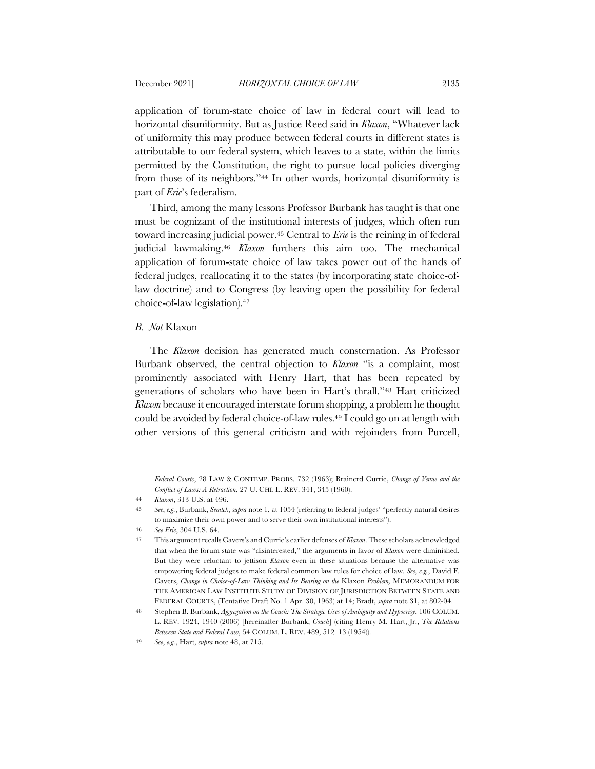application of forum-state choice of law in federal court will lead to horizontal disuniformity. But as Justice Reed said in *Klaxon*, "Whatever lack of uniformity this may produce between federal courts in different states is attributable to our federal system, which leaves to a state, within the limits permitted by the Constitution, the right to pursue local policies diverging from those of its neighbors."[44] In other words, horizontal disuniformity is part of *Erie*'s federalism.

Third, among the many lessons Professor Burbank has taught is that one must be cognizant of the institutional interests of judges, which often run toward increasing judicial power.[45] Central to *Erie* is the reining in of federal judicial lawmaking.[46] *Klaxon* furthers this aim too. The mechanical application of forum-state choice of law takes power out of the hands of federal judges, reallocating it to the states (by incorporating state choice-of-law doctrine) and to Congress (by leaving open the possibility for federal choice-of-law legislation).[47]

### B. *Not* Klaxon

The *Klaxon* decision has generated much consternation. As Professor Burbank observed, the central objection to *Klaxon* "is a complaint, most prominently associated with Henry Hart, that has been repeated by generations of scholars who have been in Hart's thrall."[48] Hart criticized *Klaxon* because it encouraged interstate forum shopping, a problem he thought could be avoided by federal choice-of-law rules.[49] I could go on at length with other versions of this general criticism and with rejoinders from Purcell,

---

*Federal Courts*, 28 LAW & CONTEMP. PROBS. 732 (1963); Brainerd Currie, *Change of Venue and the Conflict of Laws: A Retraction*, 27 U. CHI. L. REV. 341, 345 (1960).

44 *Klaxon*, 313 U.S. at 496.

45 *See*, *e.g.*, Burbank, *Semtek*, *supra* note 1, at 1054 (referring to federal judges' "perfectly natural desires to maximize their own power and to serve their own institutional interests").

46 *See Erie*, 304 U.S. 64.

47 This argument recalls Cavers's and Currie's earlier defenses of *Klaxon*. These scholars acknowledged that when the forum state was "disinterested," the arguments in favor of *Klaxon* were diminished. But they were reluctant to jettison *Klaxon* even in these situations because the alternative was empowering federal judges to make federal common law rules for choice of law. *See*, *e.g.*, David F. Cavers, *Change in Choice-of-Law Thinking and Its Bearing on the* Klaxon *Problem,* MEMORANDUM FOR THE AMERICAN LAW INSTITUTE STUDY OF DIVISION OF JURISDICTION BETWEEN STATE AND FEDERAL COURTS, (Tentative Draft No. 1 Apr. 30, 1963) at 14; Bradt, *supra* note 31, at 802-04.

48 Stephen B. Burbank, *Aggregation on the Couch: The Strategic Uses of Ambiguity and Hypocrisy*, 106 COLUM. L. REV. 1924, 1940 (2006) [hereinafter Burbank, *Couch*] (citing Henry M. Hart, Jr., *The Relations Between State and Federal Law*, 54 COLUM. L. REV. 489, 512–13 (1954)).

49 *See*, *e.g.*, Hart, *supra* note 48, at 715.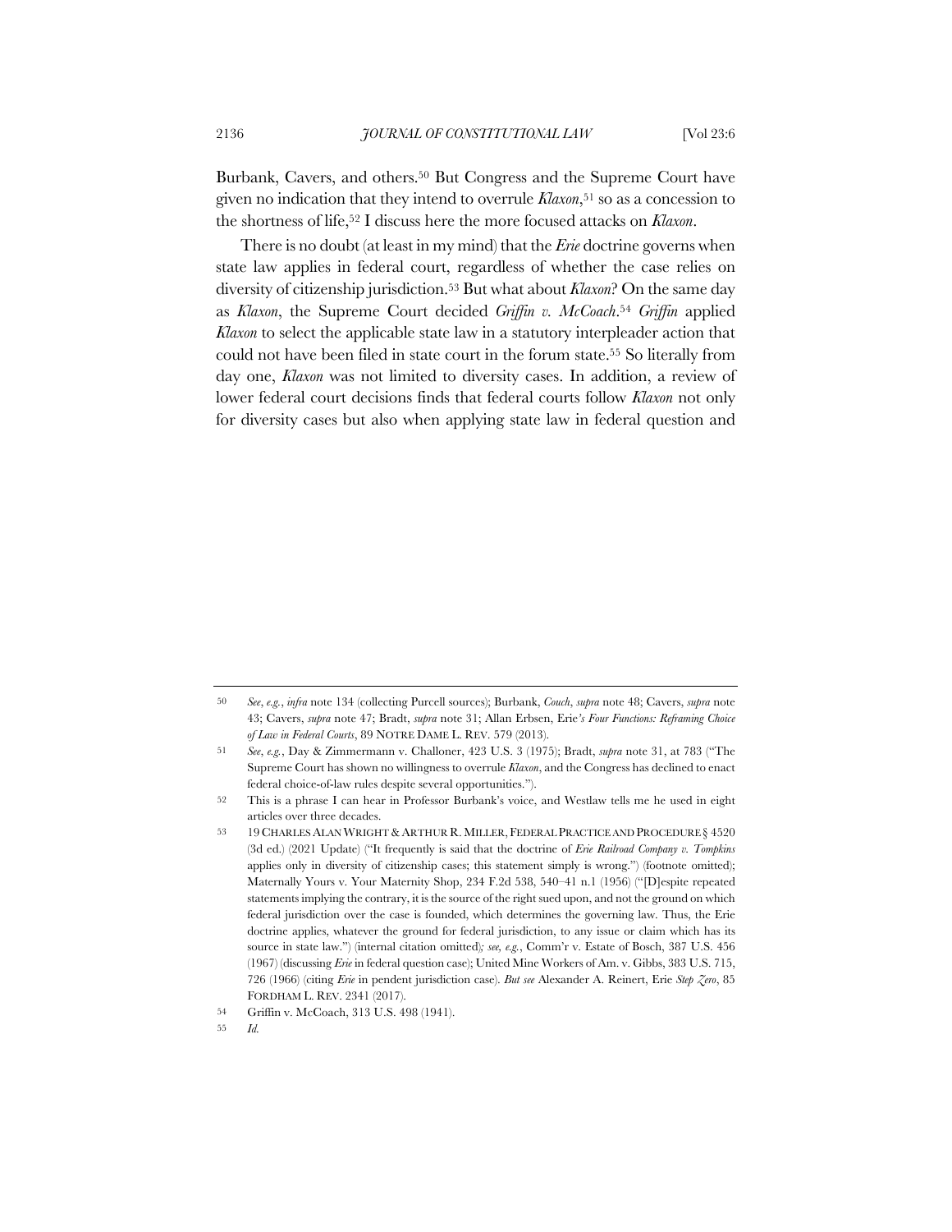Burbank, Cavers, and others.[50] But Congress and the Supreme Court have given no indication that they intend to overrule *Klaxon*,[51] so as a concession to the shortness of life,[52] I discuss here the more focused attacks on *Klaxon*.

There is no doubt (at least in my mind) that the *Erie* doctrine governs when state law applies in federal court, regardless of whether the case relies on diversity of citizenship jurisdiction.[53] But what about *Klaxon*? On the same day as *Klaxon*, the Supreme Court decided *Griffin v. McCoach*.[54] *Griffin* applied *Klaxon* to select the applicable state law in a statutory interpleader action that could not have been filed in state court in the forum state.[55] So literally from day one, *Klaxon* was not limited to diversity cases. In addition, a review of lower federal court decisions finds that federal courts follow *Klaxon* not only for diversity cases but also when applying state law in federal question and

---

50 *See, e.g.*, *infra* note 134 (collecting Purcell sources); Burbank, *Couch*, *supra* note 48; Cavers, *supra* note 43; Cavers, *supra* note 47; Bradt, *supra* note 31; Allan Erbsen, Erie*'s Four Functions: Reframing Choice of Law in Federal Courts*, 89 NOTRE DAME L. REV. 579 (2013).

51 *See, e.g.*, Day & Zimmermann v. Challoner, 423 U.S. 3 (1975); Bradt, *supra* note 31, at 783 ("The Supreme Court has shown no willingness to overrule *Klaxon*, and the Congress has declined to enact federal choice-of-law rules despite several opportunities.").

52 This is a phrase I can hear in Professor Burbank's voice, and Westlaw tells me he used in eight articles over three decades.

53 19 CHARLES ALAN WRIGHT & ARTHUR R. MILLER, FEDERAL PRACTICE AND PROCEDURE § 4520 (3d ed.) (2021 Update) ("It frequently is said that the doctrine of *Erie Railroad Company v. Tompkins* applies only in diversity of citizenship cases; this statement simply is wrong.") (footnote omitted); Maternally Yours v. Your Maternity Shop, 234 F.2d 538, 540–41 n.1 (1956) ("[D]espite repeated statements implying the contrary, it is the source of the right sued upon, and not the ground on which federal jurisdiction over the case is founded, which determines the governing law. Thus, the Erie doctrine applies, whatever the ground for federal jurisdiction, to any issue or claim which has its source in state law.") (internal citation omitted); *see, e.g.*, Comm'r v. Estate of Bosch, 387 U.S. 456 (1967) (discussing *Erie* in federal question case); United Mine Workers of Am. v. Gibbs, 383 U.S. 715, 726 (1966) (citing *Erie* in pendent jurisdiction case). *But see* Alexander A. Reinert, Erie *Step Zero*, 85 FORDHAM L. REV. 2341 (2017).

54 Griffin v. McCoach, 313 U.S. 498 (1941).

55 *Id.*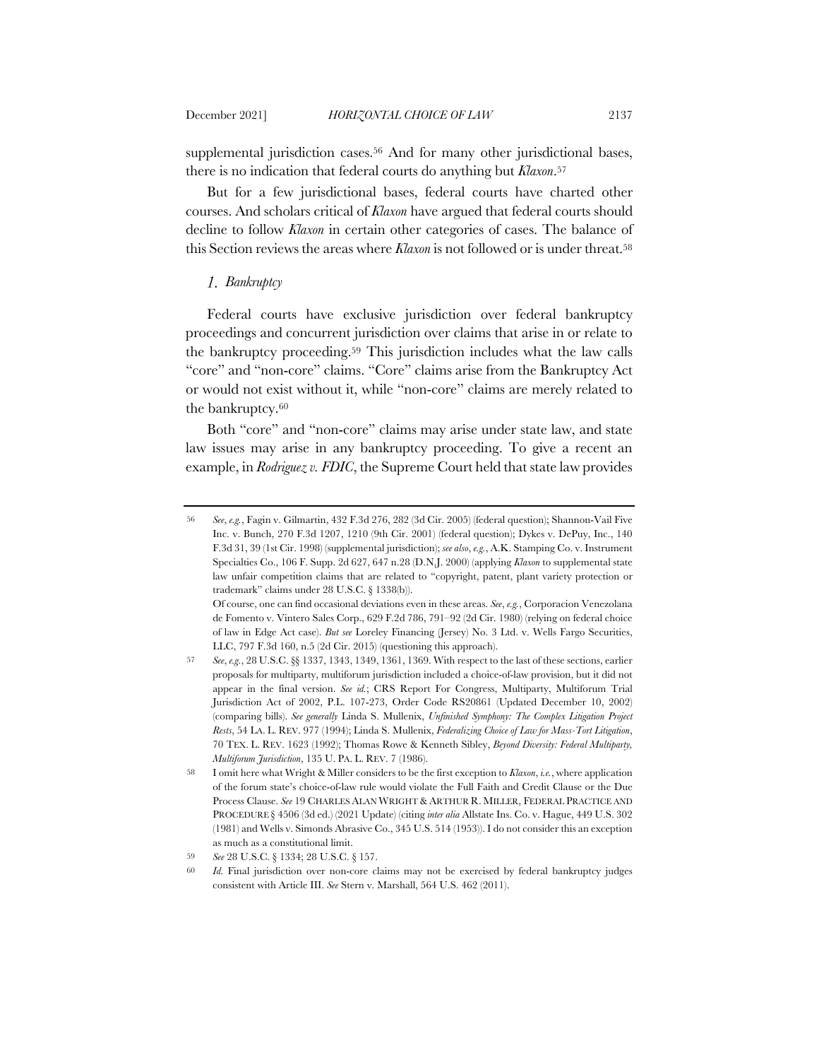supplemental jurisdiction cases.[56] And for many other jurisdictional bases, there is no indication that federal courts do anything but *Klaxon*.[57]

But for a few jurisdictional bases, federal courts have charted other courses. And scholars critical of *Klaxon* have argued that federal courts should decline to follow *Klaxon* in certain other categories of cases. The balance of this Section reviews the areas where *Klaxon* is not followed or is under threat.[58]

### *1. Bankruptcy*

Federal courts have exclusive jurisdiction over federal bankruptcy proceedings and concurrent jurisdiction over claims that arise in or relate to the bankruptcy proceeding.[59] This jurisdiction includes what the law calls "core" and "non-core" claims. "Core" claims arise from the Bankruptcy Act or would not exist without it, while "non-core" claims are merely related to the bankruptcy.[60]

Both "core" and "non-core" claims may arise under state law, and state law issues may arise in any bankruptcy proceeding. To give a recent an example, in *Rodriguez v. FDIC*, the Supreme Court held that state law provides

---

56 *See, e.g.*, Fagin v. Gilmartin, 432 F.3d 276, 282 (3d Cir. 2005) (federal question); Shannon-Vail Five Inc. v. Bunch, 270 F.3d 1207, 1210 (9th Cir. 2001) (federal question); Dykes v. DePuy, Inc., 140 F.3d 31, 39 (1st Cir. 1998) (supplemental jurisdiction); *see also, e.g.*, A.K. Stamping Co. v. Instrument Specialties Co., 106 F. Supp. 2d 627, 647 n.28 (D.N.J. 2000) (applying *Klaxon* to supplemental state law unfair competition claims that are related to "copyright, patent, plant variety protection or trademark" claims under 28 U.S.C. § 1338(b)).

Of course, one can find occasional deviations even in these areas. *See, e.g.*, Corporacion Venezolana de Fomento v. Vintero Sales Corp., 629 F.2d 786, 791–92 (2d Cir. 1980) (relying on federal choice of law in Edge Act case). *But see* Loreley Financing (Jersey) No. 3 Ltd. v. Wells Fargo Securities, LLC, 797 F.3d 160, n.5 (2d Cir. 2015) (questioning this approach).

57 *See, e.g.*, 28 U.S.C. §§ 1337, 1343, 1349, 1361, 1369. With respect to the last of these sections, earlier proposals for multiparty, multiforum jurisdiction included a choice-of-law provision, but it did not appear in the final version. *See id.*; CRS Report For Congress, Multiparty, Multiforum Trial Jurisdiction Act of 2002, P.L. 107-273, Order Code RS20861 (Updated December 10, 2002) (comparing bills). *See generally* Linda S. Mullenix, *Unfinished Symphony: The Complex Litigation Project Rests*, 54 LA. L. REV. 977 (1994); Linda S. Mullenix, *Federalizing Choice of Law for Mass-Tort Litigation*, 70 TEX. L. REV. 1623 (1992); Thomas Rowe & Kenneth Sibley, *Beyond Diversity: Federal Multiparty, Multiforum Jurisdiction*, 135 U. PA. L. REV. 7 (1986).

58 I omit here what Wright & Miller considers to be the first exception to *Klaxon*, *i.e.*, where application of the forum state's choice-of-law rule would violate the Full Faith and Credit Clause or the Due Process Clause. *See* 19 CHARLES ALAN WRIGHT & ARTHUR R. MILLER, FEDERAL PRACTICE AND PROCEDURE § 4506 (3d ed.) (2021 Update) (citing *inter alia* Allstate Ins. Co. v. Hague, 449 U.S. 302 (1981) and Wells v. Simonds Abrasive Co., 345 U.S. 514 (1953)). I do not consider this an exception as much as a constitutional limit.

59 *See* 28 U.S.C. § 1334; 28 U.S.C. § 157.

60 *Id.* Final jurisdiction over non-core claims may not be exercised by federal bankruptcy judges consistent with Article III. *See* Stern v. Marshall, 564 U.S. 462 (2011).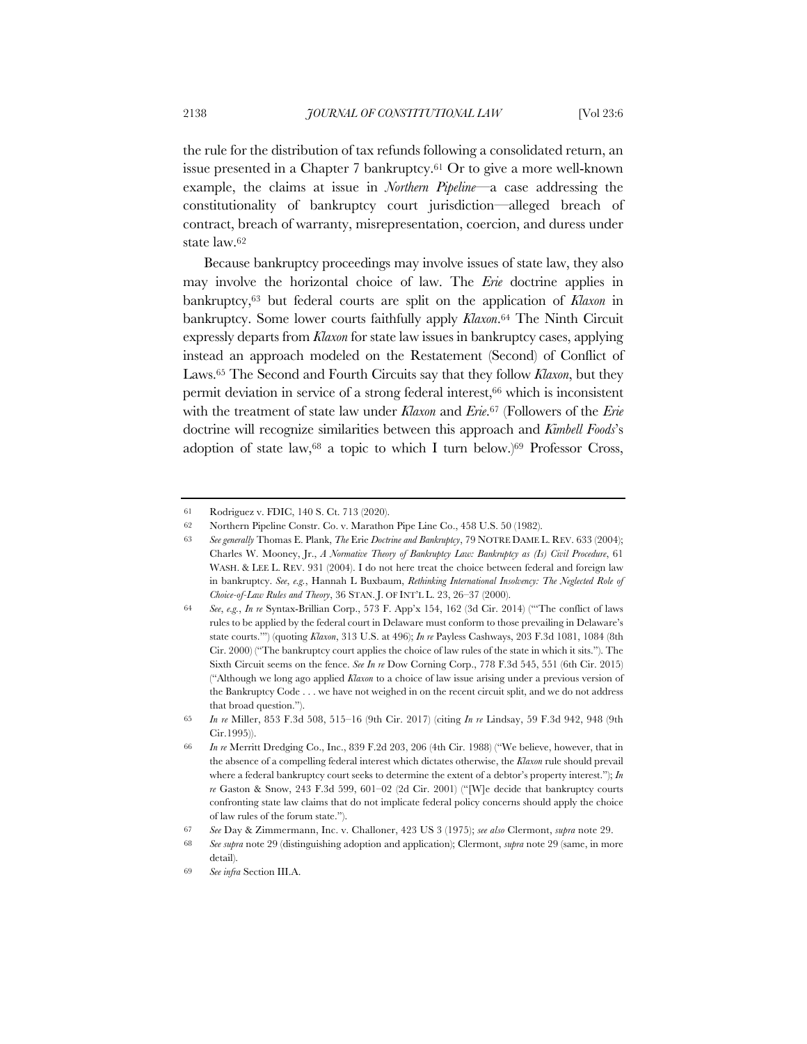the rule for the distribution of tax refunds following a consolidated return, an issue presented in a Chapter 7 bankruptcy.[61] Or to give a more well-known example, the claims at issue in *Northern Pipeline*—a case addressing the constitutionality of bankruptcy court jurisdiction—alleged breach of contract, breach of warranty, misrepresentation, coercion, and duress under state law.[62]

Because bankruptcy proceedings may involve issues of state law, they also may involve the horizontal choice of law. The *Erie* doctrine applies in bankruptcy,[63] but federal courts are split on the application of *Klaxon* in bankruptcy. Some lower courts faithfully apply *Klaxon*.[64] The Ninth Circuit expressly departs from *Klaxon* for state law issues in bankruptcy cases, applying instead an approach modeled on the Restatement (Second) of Conflict of Laws.[65] The Second and Fourth Circuits say that they follow *Klaxon*, but they permit deviation in service of a strong federal interest,[66] which is inconsistent with the treatment of state law under *Klaxon* and *Erie*.[67] (Followers of the *Erie* doctrine will recognize similarities between this approach and *Kimbell Foods*'s adoption of state law,[68] a topic to which I turn below.)[69] Professor Cross,

---

61 Rodriguez v. FDIC, 140 S. Ct. 713 (2020).

62 Northern Pipeline Constr. Co. v. Marathon Pipe Line Co., 458 U.S. 50 (1982).

63 *See generally* Thomas E. Plank, *The* Erie *Doctrine and Bankruptcy*, 79 NOTRE DAME L. REV. 633 (2004); Charles W. Mooney, Jr., *A Normative Theory of Bankruptcy Law: Bankruptcy as (Is) Civil Procedure*, 61 WASH. & LEE L. REV. 931 (2004). I do not here treat the choice between federal and foreign law in bankruptcy. *See, e.g.*, Hannah L Buxbaum, *Rethinking International Insolvency: The Neglected Role of Choice-of-Law Rules and Theory*, 36 STAN. J. OF INT'L L. 23, 26–37 (2000).

64 *See, e.g.*, *In re* Syntax-Brillian Corp., 573 F. App'x 154, 162 (3d Cir. 2014) ("'The conflict of laws rules to be applied by the federal court in Delaware must conform to those prevailing in Delaware's state courts.'") (quoting *Klaxon*, 313 U.S. at 496); *In re* Payless Cashways, 203 F.3d 1081, 1084 (8th Cir. 2000) ("The bankruptcy court applies the choice of law rules of the state in which it sits."). The Sixth Circuit seems on the fence. *See In re* Dow Corning Corp., 778 F.3d 545, 551 (6th Cir. 2015) ("Although we long ago applied *Klaxon* to a choice of law issue arising under a previous version of the Bankruptcy Code . . . we have not weighed in on the recent circuit split, and we do not address that broad question.").

65 *In re* Miller, 853 F.3d 508, 515–16 (9th Cir. 2017) (citing *In re* Lindsay, 59 F.3d 942, 948 (9th Cir.1995)).

66 *In re* Merritt Dredging Co., Inc., 839 F.2d 203, 206 (4th Cir. 1988) ("We believe, however, that in the absence of a compelling federal interest which dictates otherwise, the *Klaxon* rule should prevail where a federal bankruptcy court seeks to determine the extent of a debtor's property interest."); *In re* Gaston & Snow, 243 F.3d 599, 601–02 (2d Cir. 2001) ("[W]e decide that bankruptcy courts confronting state law claims that do not implicate federal policy concerns should apply the choice of law rules of the forum state.").

67 *See* Day & Zimmermann, Inc. v. Challoner, 423 US 3 (1975); *see also* Clermont, *supra* note 29.

68 *See supra* note 29 (distinguishing adoption and application); Clermont, *supra* note 29 (same, in more detail).

69 *See infra* Section III.A.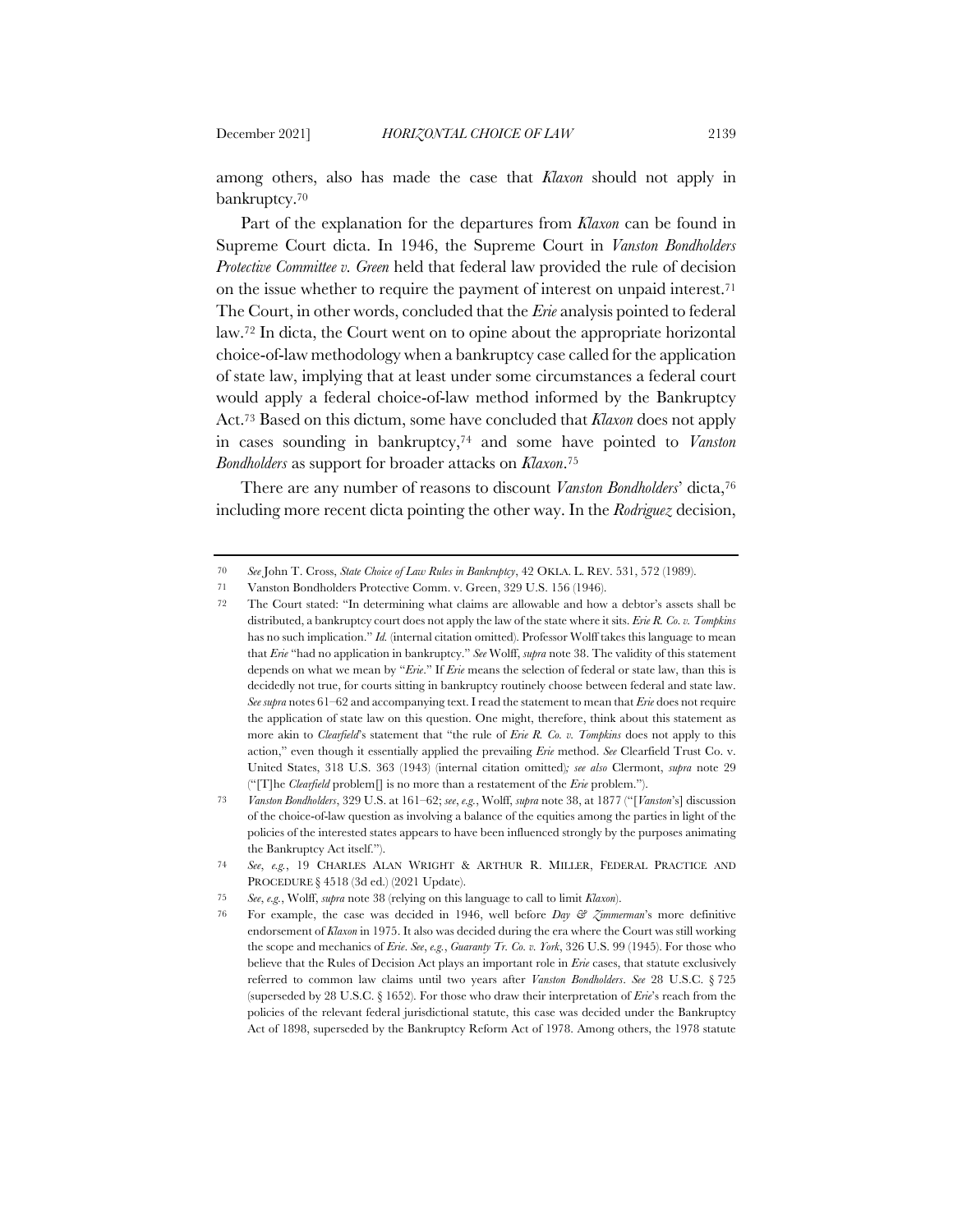among others, also has made the case that *Klaxon* should not apply in bankruptcy.[70]

Part of the explanation for the departures from *Klaxon* can be found in Supreme Court dicta. In 1946, the Supreme Court in *Vanston Bondholders Protective Committee v. Green* held that federal law provided the rule of decision on the issue whether to require the payment of interest on unpaid interest.[71] The Court, in other words, concluded that the *Erie* analysis pointed to federal law.[72] In dicta, the Court went on to opine about the appropriate horizontal choice-of-law methodology when a bankruptcy case called for the application of state law, implying that at least under some circumstances a federal court would apply a federal choice-of-law method informed by the Bankruptcy Act.[73] Based on this dictum, some have concluded that *Klaxon* does not apply in cases sounding in bankruptcy,[74] and some have pointed to *Vanston Bondholders* as support for broader attacks on *Klaxon*.[75]

There are any number of reasons to discount *Vanston Bondholders*' dicta,[76] including more recent dicta pointing the other way. In the *Rodriguez* decision,

---

70 *See* John T. Cross, *State Choice of Law Rules in Bankruptcy*, 42 OKLA. L. REV. 531, 572 (1989).

71 Vanston Bondholders Protective Comm. v. Green, 329 U.S. 156 (1946).

72 The Court stated: "In determining what claims are allowable and how a debtor's assets shall be distributed, a bankruptcy court does not apply the law of the state where it sits. *Erie R. Co. v. Tompkins* has no such implication." *Id.* (internal citation omitted). Professor Wolff takes this language to mean that *Erie* "had no application in bankruptcy." *See* Wolff, *supra* note 38. The validity of this statement depends on what we mean by "*Erie*." If *Erie* means the selection of federal or state law, than this is decidedly not true, for courts sitting in bankruptcy routinely choose between federal and state law. *See supra* notes 61–62 and accompanying text. I read the statement to mean that *Erie* does not require the application of state law on this question. One might, therefore, think about this statement as more akin to *Clearfield*'s statement that "the rule of *Erie R. Co. v. Tompkins* does not apply to this action," even though it essentially applied the prevailing *Erie* method. *See* Clearfield Trust Co. v. United States, 318 U.S. 363 (1943) (internal citation omitted)*; see also* Clermont, *supra* note 29 ("[T]he *Clearfield* problem[] is no more than a restatement of the *Erie* problem.").

73 *Vanston Bondholders*, 329 U.S. at 161–62; *see*, *e.g.*, Wolff, *supra* note 38, at 1877 ("[*Vanston*'s] discussion of the choice-of-law question as involving a balance of the equities among the parties in light of the policies of the interested states appears to have been influenced strongly by the purposes animating the Bankruptcy Act itself.").

74 *See*, *e.g.*, 19 CHARLES ALAN WRIGHT & ARTHUR R. MILLER, FEDERAL PRACTICE AND PROCEDURE § 4518 (3d ed.) (2021 Update).

75 *See*, *e.g.*, Wolff, *supra* note 38 (relying on this language to call to limit *Klaxon*).

76 For example, the case was decided in 1946, well before *Day & Zimmerman*'s more definitive endorsement of *Klaxon* in 1975. It also was decided during the era where the Court was still working the scope and mechanics of *Erie*. *See*, *e.g.*, *Guaranty Tr. Co. v. York*, 326 U.S. 99 (1945). For those who believe that the Rules of Decision Act plays an important role in *Erie* cases, that statute exclusively referred to common law claims until two years after *Vanston Bondholders*. *See* 28 U.S.C. § 725 (superseded by 28 U.S.C. § 1652). For those who draw their interpretation of *Erie*'s reach from the policies of the relevant federal jurisdictional statute, this case was decided under the Bankruptcy Act of 1898, superseded by the Bankruptcy Reform Act of 1978. Among others, the 1978 statute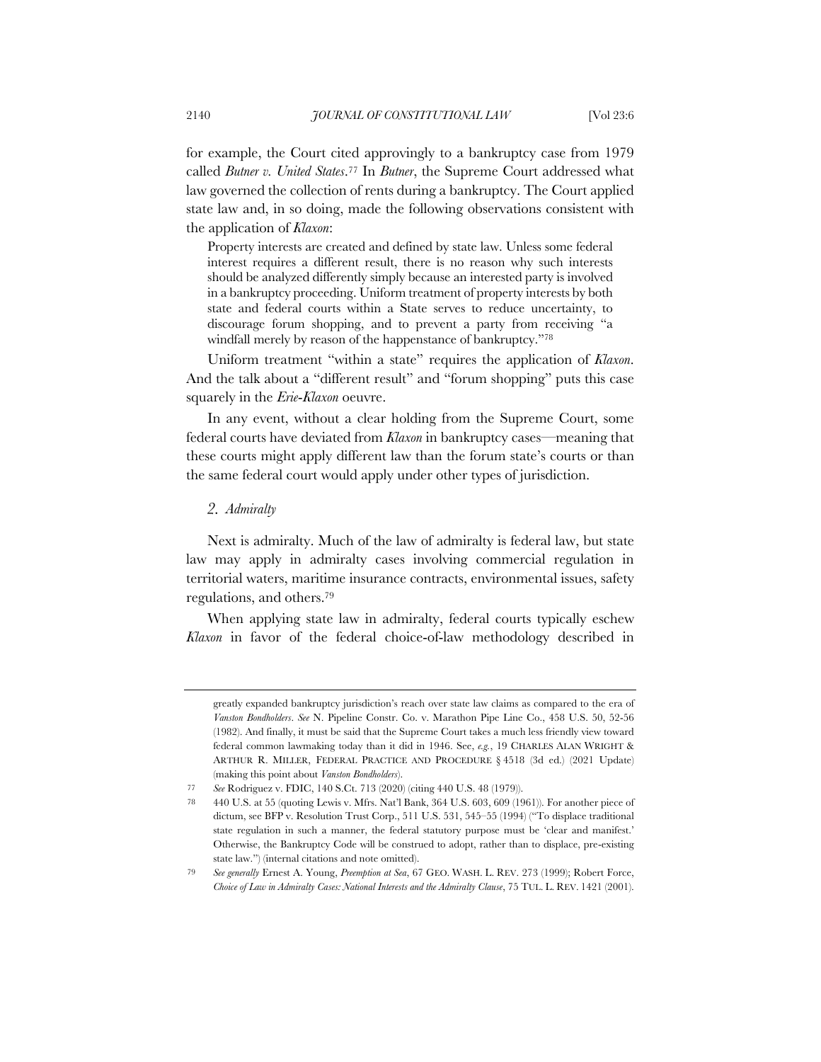for example, the Court cited approvingly to a bankruptcy case from 1979 called *Butner v. United States*.[77] In *Butner*, the Supreme Court addressed what law governed the collection of rents during a bankruptcy. The Court applied state law and, in so doing, made the following observations consistent with the application of *Klaxon*:

> Property interests are created and defined by state law. Unless some federal interest requires a different result, there is no reason why such interests should be analyzed differently simply because an interested party is involved in a bankruptcy proceeding. Uniform treatment of property interests by both state and federal courts within a State serves to reduce uncertainty, to discourage forum shopping, and to prevent a party from receiving "a windfall merely by reason of the happenstance of bankruptcy."[78]

Uniform treatment "within a state" requires the application of *Klaxon*. And the talk about a "different result" and "forum shopping" puts this case squarely in the *Erie-Klaxon* oeuvre.

In any event, without a clear holding from the Supreme Court, some federal courts have deviated from *Klaxon* in bankruptcy cases—meaning that these courts might apply different law than the forum state's courts or than the same federal court would apply under other types of jurisdiction.

### *2. Admiralty*

Next is admiralty. Much of the law of admiralty is federal law, but state law may apply in admiralty cases involving commercial regulation in territorial waters, maritime insurance contracts, environmental issues, safety regulations, and others.[79]

When applying state law in admiralty, federal courts typically eschew *Klaxon* in favor of the federal choice-of-law methodology described in

---

greatly expanded bankruptcy jurisdiction's reach over state law claims as compared to the era of *Vanston Bondholders*. *See* N. Pipeline Constr. Co. v. Marathon Pipe Line Co., 458 U.S. 50, 52-56 (1982). And finally, it must be said that the Supreme Court takes a much less friendly view toward federal common lawmaking today than it did in 1946. See, *e.g.*, 19 CHARLES ALAN WRIGHT & ARTHUR R. MILLER, FEDERAL PRACTICE AND PROCEDURE § 4518 (3d ed.) (2021 Update) (making this point about *Vanston Bondholders*).

77 *See* Rodriguez v. FDIC, 140 S.Ct. 713 (2020) (citing 440 U.S. 48 (1979)).

78 440 U.S. at 55 (quoting Lewis v. Mfrs. Nat'l Bank, 364 U.S. 603, 609 (1961)). For another piece of dictum, see BFP v. Resolution Trust Corp., 511 U.S. 531, 545–55 (1994) ("To displace traditional state regulation in such a manner, the federal statutory purpose must be 'clear and manifest.' Otherwise, the Bankruptcy Code will be construed to adopt, rather than to displace, pre-existing state law.") (internal citations and note omitted).

79 *See generally* Ernest A. Young, *Preemption at Sea*, 67 GEO. WASH. L. REV. 273 (1999); Robert Force, *Choice of Law in Admiralty Cases: National Interests and the Admiralty Clause*, 75 TUL. L. REV. 1421 (2001).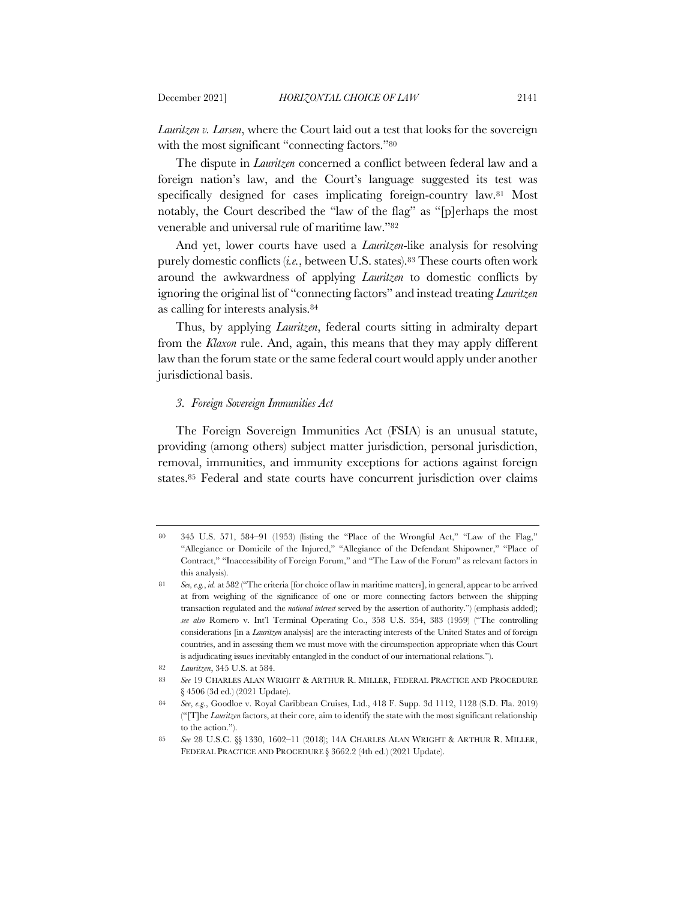*Lauritzen v. Larsen*, where the Court laid out a test that looks for the sovereign with the most significant "connecting factors."[80]

The dispute in *Lauritzen* concerned a conflict between federal law and a foreign nation's law, and the Court's language suggested its test was specifically designed for cases implicating foreign-country law.[81] Most notably, the Court described the "law of the flag" as "[p]erhaps the most venerable and universal rule of maritime law."[82]

And yet, lower courts have used a *Lauritzen*-like analysis for resolving purely domestic conflicts (*i.e.*, between U.S. states).[83] These courts often work around the awkwardness of applying *Lauritzen* to domestic conflicts by ignoring the original list of "connecting factors" and instead treating *Lauritzen* as calling for interests analysis.[84]

Thus, by applying *Lauritzen*, federal courts sitting in admiralty depart from the *Klaxon* rule. And, again, this means that they may apply different law than the forum state or the same federal court would apply under another jurisdictional basis.

### *3. Foreign Sovereign Immunities Act*

The Foreign Sovereign Immunities Act (FSIA) is an unusual statute, providing (among others) subject matter jurisdiction, personal jurisdiction, removal, immunities, and immunity exceptions for actions against foreign states.[85] Federal and state courts have concurrent jurisdiction over claims

---

80 345 U.S. 571, 584–91 (1953) (listing the "Place of the Wrongful Act," "Law of the Flag," "Allegiance or Domicile of the Injured," "Allegiance of the Defendant Shipowner," "Place of Contract," "Inaccessibility of Foreign Forum," and "The Law of the Forum" as relevant factors in this analysis).

81 *See, e.g.*, *id.* at 582 ("The criteria [for choice of law in maritime matters], in general, appear to be arrived at from weighing of the significance of one or more connecting factors between the shipping transaction regulated and the *national interest* served by the assertion of authority.") (emphasis added); *see also* Romero v. Int'l Terminal Operating Co., 358 U.S. 354, 383 (1959) ("The controlling considerations [in a *Lauritzen* analysis] are the interacting interests of the United States and of foreign countries, and in assessing them we must move with the circumspection appropriate when this Court is adjudicating issues inevitably entangled in the conduct of our international relations.").

82 *Lauritzen*, 345 U.S. at 584.

83 *See* 19 CHARLES ALAN WRIGHT & ARTHUR R. MILLER, FEDERAL PRACTICE AND PROCEDURE § 4506 (3d ed.) (2021 Update).

84 *See*, *e.g.*, Goodloe v. Royal Caribbean Cruises, Ltd., 418 F. Supp. 3d 1112, 1128 (S.D. Fla. 2019) ("[T]he *Lauritzen* factors, at their core, aim to identify the state with the most significant relationship to the action.").

85 *See* 28 U.S.C. §§ 1330, 1602–11 (2018); 14A CHARLES ALAN WRIGHT & ARTHUR R. MILLER, FEDERAL PRACTICE AND PROCEDURE § 3662.2 (4th ed.) (2021 Update).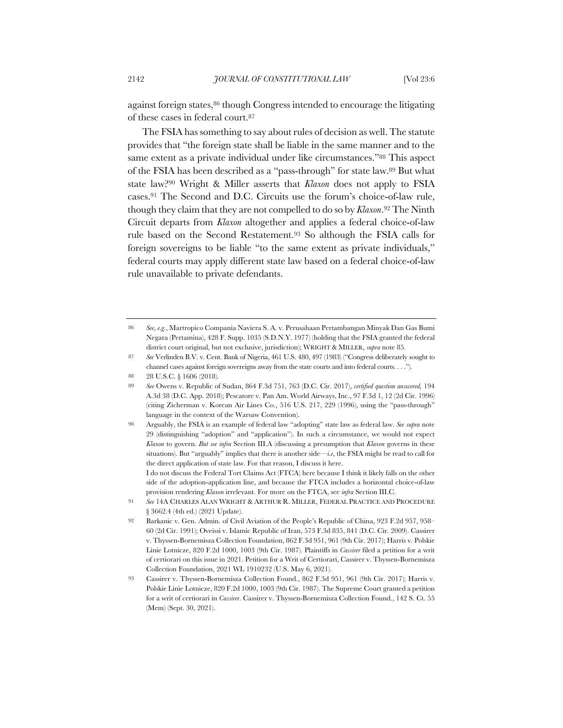against foreign states,[86] though Congress intended to encourage the litigating of these cases in federal court.[87]

The FSIA has something to say about rules of decision as well. The statute provides that "the foreign state shall be liable in the same manner and to the same extent as a private individual under like circumstances."[88] This aspect of the FSIA has been described as a "pass-through" for state law.[89] But what state law?[90] Wright & Miller asserts that *Klaxon* does not apply to FSIA cases.[91] The Second and D.C. Circuits use the forum's choice-of-law rule, though they claim that they are not compelled to do so by *Klaxon*.[92] The Ninth Circuit departs from *Klaxon* altogether and applies a federal choice-of-law rule based on the Second Restatement.[93] So although the FSIA calls for foreign sovereigns to be liable "to the same extent as private individuals," federal courts may apply different state law based on a federal choice-of-law rule unavailable to private defendants.

---

86 *See*, *e.g.*, Martropico Compania Naviera S. A. v. Perusahaan Pertambangan Minyak Dan Gas Bumi Negara (Pertamina), 428 F. Supp. 1035 (S.D.N.Y. 1977) (holding that the FSIA granted the federal district court original, but not exclusive, jurisdiction); WRIGHT & MILLER, *supra* note 85.

87 *See* Verlinden B.V. v. Cent. Bank of Nigeria, 461 U.S. 480, 497 (1983) ("Congress deliberately sought to channel cases against foreign sovereigns away from the state courts and into federal courts. . . .").

88 28 U.S.C. § 1606 (2018).

89 *See* Owens v. Republic of Sudan, 864 F.3d 751, 763 (D.C. Cir. 2017), *certified question answered,* 194 A.3d 38 (D.C. App. 2018); Pescatore v. Pan Am. World Airways, Inc., 97 F.3d 1, 12 (2d Cir. 1996) (citing Zicherman v. Korean Air Lines Co., 516 U.S. 217, 229 (1996), using the "pass-through" language in the context of the Warsaw Convention).

90 Arguably, the FSIA is an example of federal law "adopting" state law as federal law. *See supra* note 29 (distinguishing "adoption" and "application"). In such a circumstance, we would not expect *Klaxon* to govern. *But see infra* Section III.A (discussing a presumption that *Klaxon* governs in these situations). But "arguably" implies that there is another side—*i.e*, the FSIA might be read to call for the direct application of state law. For that reason, I discuss it here.
I do not discuss the Federal Tort Claims Act (FTCA) here because I think it likely falls on the other side of the adoption-application line, and because the FTCA includes a horizontal choice-of-law provision rendering *Klaxon* irrelevant. For more on the FTCA, see *infra* Section III.C.

91 *See* 14A CHARLES ALAN WRIGHT & ARTHUR R. MILLER, FEDERAL PRACTICE AND PROCEDURE § 3662.4 (4th ed.) (2021 Update).

92 Barkanic v. Gen. Admin. of Civil Aviation of the People's Republic of China, 923 F.2d 957, 958–60 (2d Cir. 1991); Oveissi v. Islamic Republic of Iran, 573 F.3d 835, 841 (D.C. Cir. 2009). Cassirer v. Thyssen-Bornemisza Collection Foundation, 862 F.3d 951, 961 (9th Cir. 2017); Harris v. Polskie Linie Lotnicze, 820 F.2d 1000, 1003 (9th Cir. 1987). Plaintiffs in *Cassirer* filed a petition for a writ of certiorari on this issue in 2021. Petition for a Writ of Certiorari, Cassirer v. Thyssen-Bornemisza Collection Foundation, 2021 WL 1910232 (U.S. May 6, 2021).

93 Cassirer v. Thyssen-Bornemisza Collection Found., 862 F.3d 951, 961 (9th Cir. 2017); Harris v. Polskie Linie Lotnicze, 820 F.2d 1000, 1003 (9th Cir. 1987). The Supreme Court granted a petition for a writ of certiorari in *Cassirer*. Cassirer v. Thyssen-Bornemisza Collection Found., 142 S. Ct. 55 (Mem) (Sept. 30, 2021).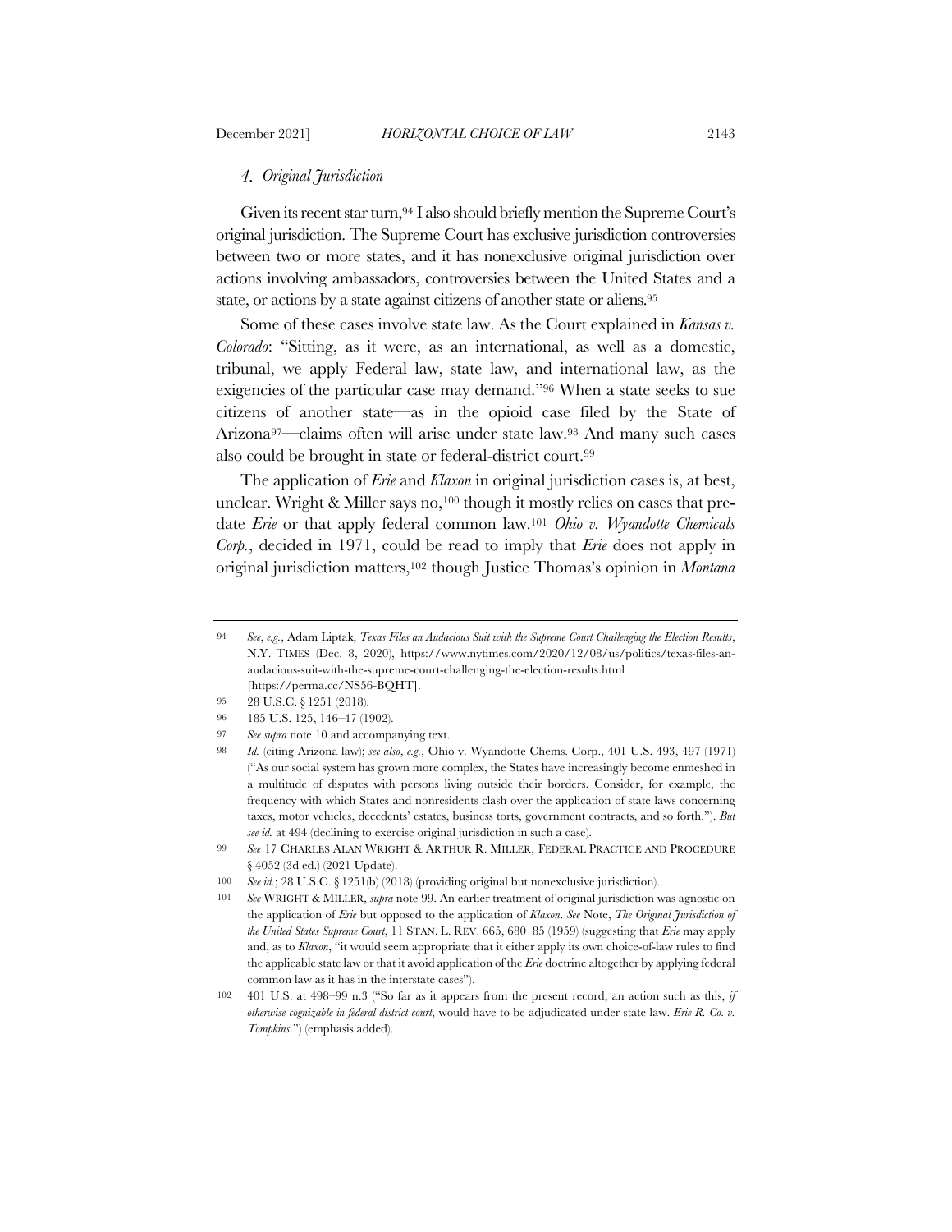### *4. Original Jurisdiction*

Given its recent star turn,[94] I also should briefly mention the Supreme Court's original jurisdiction. The Supreme Court has exclusive jurisdiction controversies between two or more states, and it has nonexclusive original jurisdiction over actions involving ambassadors, controversies between the United States and a state, or actions by a state against citizens of another state or aliens.[95]

Some of these cases involve state law. As the Court explained in *Kansas v. Colorado*: "Sitting, as it were, as an international, as well as a domestic, tribunal, we apply Federal law, state law, and international law, as the exigencies of the particular case may demand."[96] When a state seeks to sue citizens of another state—as in the opioid case filed by the State of Arizona[97]—claims often will arise under state law.[98] And many such cases also could be brought in state or federal-district court.[99]

The application of *Erie* and *Klaxon* in original jurisdiction cases is, at best, unclear. Wright & Miller says no,[100] though it mostly relies on cases that predate *Erie* or that apply federal common law.[101] *Ohio v. Wyandotte Chemicals Corp.*, decided in 1971, could be read to imply that *Erie* does not apply in original jurisdiction matters,[102] though Justice Thomas's opinion in *Montana*

---

94 *See*, *e.g.*, Adam Liptak, *Texas Files an Audacious Suit with the Supreme Court Challenging the Election Results*, N.Y. TIMES (Dec. 8, 2020), https://www.nytimes.com/2020/12/08/us/politics/texas-files-an-audacious-suit-with-the-supreme-court-challenging-the-election-results.html [https://perma.cc/NS56-BQHT].

95 28 U.S.C. § 1251 (2018).

96 185 U.S. 125, 146–47 (1902).

97 *See supra* note 10 and accompanying text.

98 *Id.* (citing Arizona law); *see also*, *e.g.*, Ohio v. Wyandotte Chems. Corp., 401 U.S. 493, 497 (1971) ("As our social system has grown more complex, the States have increasingly become enmeshed in a multitude of disputes with persons living outside their borders. Consider, for example, the frequency with which States and nonresidents clash over the application of state laws concerning taxes, motor vehicles, decedents' estates, business torts, government contracts, and so forth."). *But see id.* at 494 (declining to exercise original jurisdiction in such a case).

99 *See* 17 CHARLES ALAN WRIGHT & ARTHUR R. MILLER, FEDERAL PRACTICE AND PROCEDURE § 4052 (3d ed.) (2021 Update).

100 *See id.*; 28 U.S.C. § 1251(b) (2018) (providing original but nonexclusive jurisdiction).

101 *See* WRIGHT & MILLER, *supra* note 99. An earlier treatment of original jurisdiction was agnostic on the application of *Erie* but opposed to the application of *Klaxon*. *See* Note, *The Original Jurisdiction of the United States Supreme Court*, 11 STAN. L. REV. 665, 680–85 (1959) (suggesting that *Erie* may apply and, as to *Klaxon*, "it would seem appropriate that it either apply its own choice-of-law rules to find the applicable state law or that it avoid application of the *Erie* doctrine altogether by applying federal common law as it has in the interstate cases").

102 401 U.S. at 498–99 n.3 ("So far as it appears from the present record, an action such as this, *if otherwise cognizable in federal district court*, would have to be adjudicated under state law. *Erie R. Co. v. Tompkins*.") (emphasis added).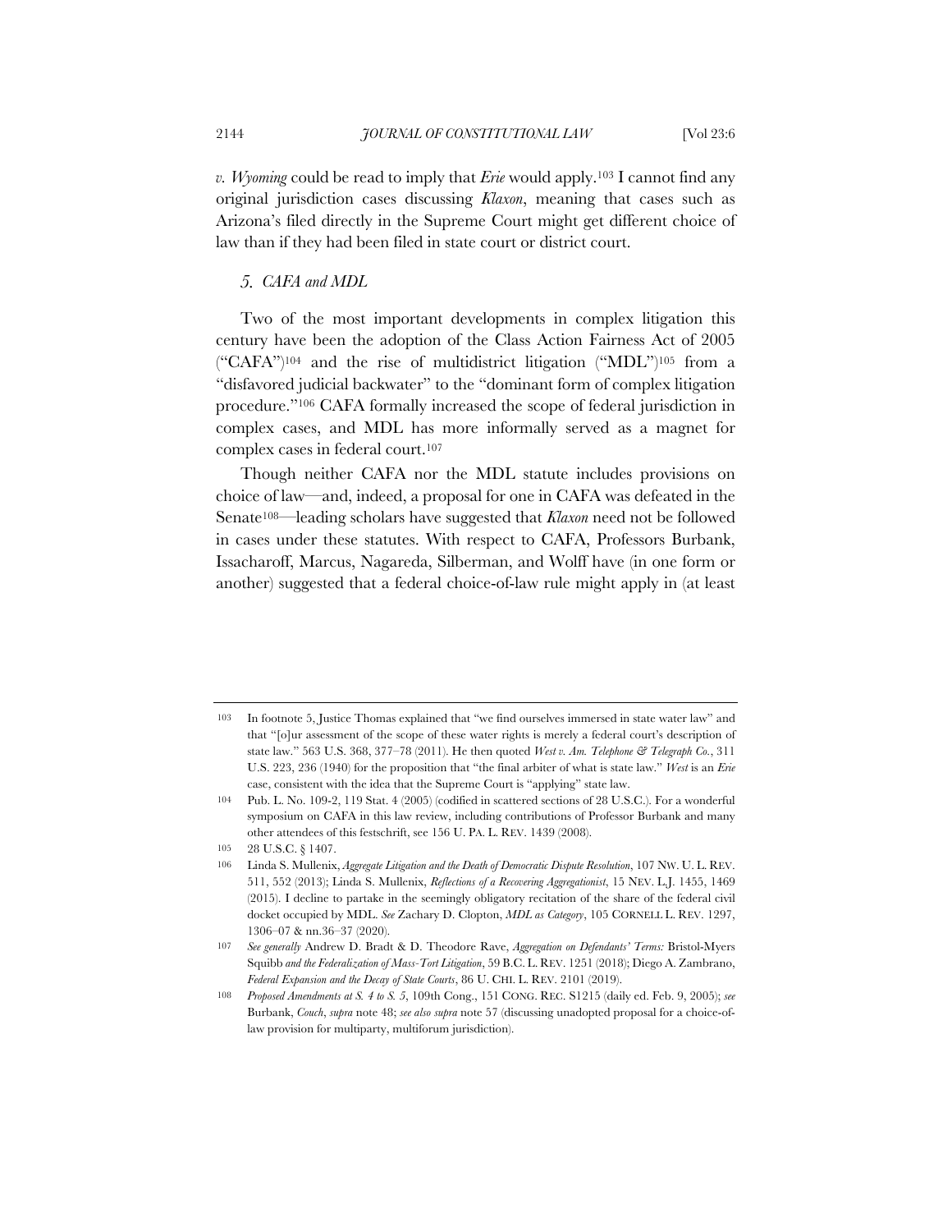*v. Wyoming* could be read to imply that *Erie* would apply.[103] I cannot find any original jurisdiction cases discussing *Klaxon*, meaning that cases such as Arizona's filed directly in the Supreme Court might get different choice of law than if they had been filed in state court or district court.

### *5. CAFA and MDL*

Two of the most important developments in complex litigation this century have been the adoption of the Class Action Fairness Act of 2005 ("CAFA")[104] and the rise of multidistrict litigation ("MDL")[105] from a "disfavored judicial backwater" to the "dominant form of complex litigation procedure."[106] CAFA formally increased the scope of federal jurisdiction in complex cases, and MDL has more informally served as a magnet for complex cases in federal court.[107]

Though neither CAFA nor the MDL statute includes provisions on choice of law—and, indeed, a proposal for one in CAFA was defeated in the Senate[108]—leading scholars have suggested that *Klaxon* need not be followed in cases under these statutes. With respect to CAFA, Professors Burbank, Issacharoff, Marcus, Nagareda, Silberman, and Wolff have (in one form or another) suggested that a federal choice-of-law rule might apply in (at least

---

103 In footnote 5, Justice Thomas explained that "we find ourselves immersed in state water law" and that "[o]ur assessment of the scope of these water rights is merely a federal court's description of state law." 563 U.S. 368, 377–78 (2011). He then quoted *West v. Am. Telephone & Telegraph Co.*, 311 U.S. 223, 236 (1940) for the proposition that "the final arbiter of what is state law." *West* is an *Erie* case, consistent with the idea that the Supreme Court is "applying" state law.

104 Pub. L. No. 109-2, 119 Stat. 4 (2005) (codified in scattered sections of 28 U.S.C.). For a wonderful symposium on CAFA in this law review, including contributions of Professor Burbank and many other attendees of this festschrift, see 156 U. PA. L. REV. 1439 (2008).

105 28 U.S.C. § 1407.

106 Linda S. Mullenix, *Aggregate Litigation and the Death of Democratic Dispute Resolution*, 107 NW. U. L. REV. 511, 552 (2013); Linda S. Mullenix, *Reflections of a Recovering Aggregationist*, 15 NEV. L.J. 1455, 1469 (2015). I decline to partake in the seemingly obligatory recitation of the share of the federal civil docket occupied by MDL. *See* Zachary D. Clopton, *MDL as Category*, 105 CORNELL L. REV. 1297, 1306–07 & nn.36–37 (2020).

107 *See generally* Andrew D. Bradt & D. Theodore Rave, *Aggregation on Defendants' Terms:* Bristol-Myers Squibb *and the Federalization of Mass-Tort Litigation*, 59 B.C. L. REV. 1251 (2018); Diego A. Zambrano, *Federal Expansion and the Decay of State Courts*, 86 U. CHI. L. REV. 2101 (2019).

108 *Proposed Amendments at S. 4 to S. 5*, 109th Cong., 151 CONG. REC. S1215 (daily ed. Feb. 9, 2005); *see* Burbank, *Couch*, *supra* note 48; *see also supra* note 57 (discussing unadopted proposal for a choice-of-law provision for multiparty, multiforum jurisdiction).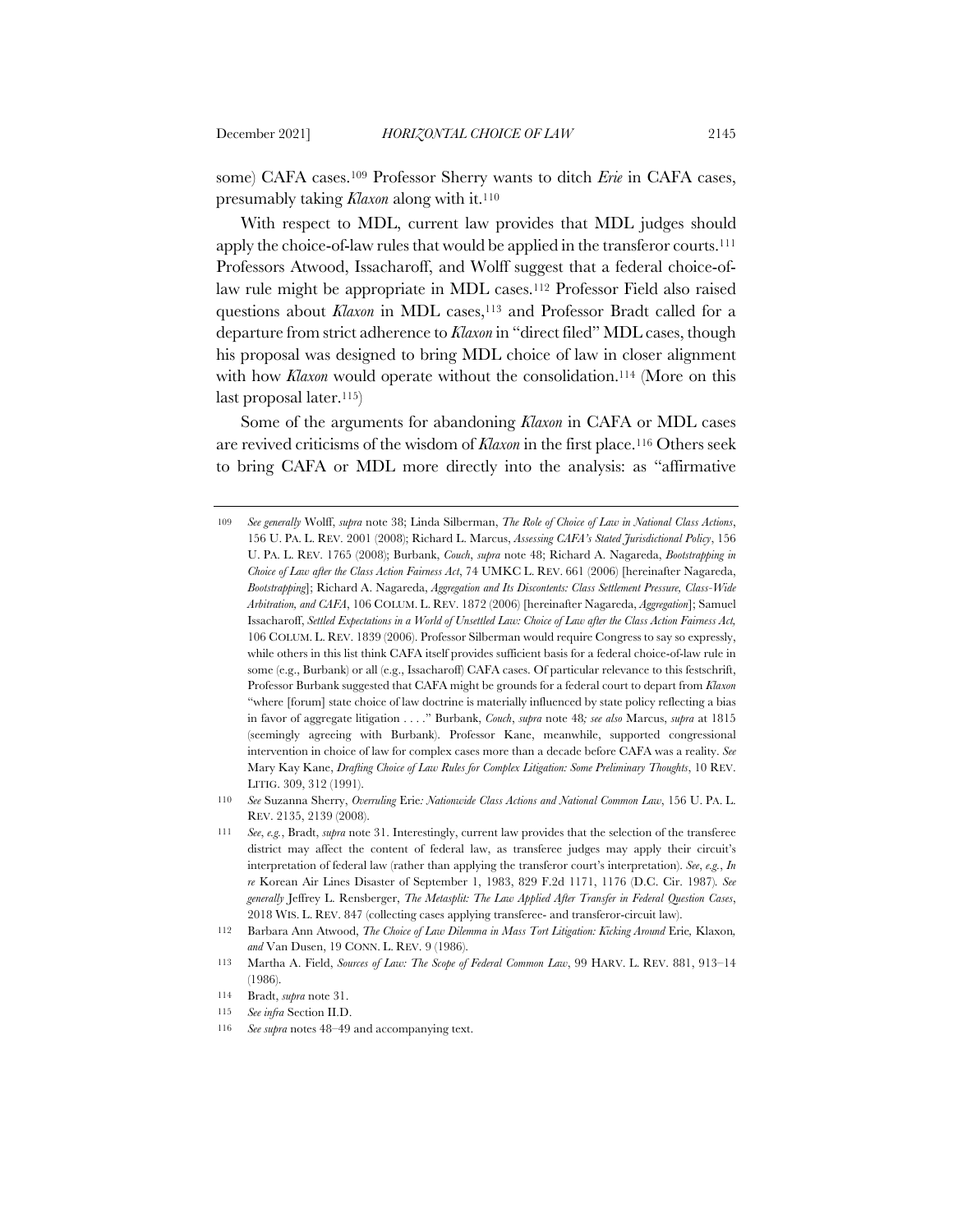some) CAFA cases.[109] Professor Sherry wants to ditch *Erie* in CAFA cases, presumably taking *Klaxon* along with it.[110]

With respect to MDL, current law provides that MDL judges should apply the choice-of-law rules that would be applied in the transferor courts.[111] Professors Atwood, Issacharoff, and Wolff suggest that a federal choice-of-law rule might be appropriate in MDL cases.[112] Professor Field also raised questions about *Klaxon* in MDL cases,[113] and Professor Bradt called for a departure from strict adherence to *Klaxon* in "direct filed" MDL cases, though his proposal was designed to bring MDL choice of law in closer alignment with how *Klaxon* would operate without the consolidation.[114] (More on this last proposal later.[115])

Some of the arguments for abandoning *Klaxon* in CAFA or MDL cases are revived criticisms of the wisdom of *Klaxon* in the first place.[116] Others seek to bring CAFA or MDL more directly into the analysis: as "affirmative

---

109 *See generally* Wolff, *supra* note 38; Linda Silberman, *The Role of Choice of Law in National Class Actions*, 156 U. PA. L. REV. 2001 (2008); Richard L. Marcus, *Assessing CAFA's Stated Jurisdictional Policy*, 156 U. PA. L. REV. 1765 (2008); Burbank, *Couch*, *supra* note 48; Richard A. Nagareda, *Bootstrapping in Choice of Law after the Class Action Fairness Act*, 74 UMKC L. REV. 661 (2006) [hereinafter Nagareda, *Bootstrapping*]; Richard A. Nagareda, *Aggregation and Its Discontents: Class Settlement Pressure, Class-Wide Arbitration, and CAFA*, 106 COLUM. L. REV. 1872 (2006) [hereinafter Nagareda, *Aggregation*]; Samuel Issacharoff, *Settled Expectations in a World of Unsettled Law: Choice of Law after the Class Action Fairness Act,* 106 COLUM. L. REV. 1839 (2006). Professor Silberman would require Congress to say so expressly, while others in this list think CAFA itself provides sufficient basis for a federal choice-of-law rule in some (e.g., Burbank) or all (e.g., Issacharoff) CAFA cases. Of particular relevance to this festschrift, Professor Burbank suggested that CAFA might be grounds for a federal court to depart from *Klaxon* "where [forum] state choice of law doctrine is materially influenced by state policy reflecting a bias in favor of aggregate litigation . . . ." Burbank, *Couch*, *supra* note 48*; see also* Marcus, *supra* at 1815 (seemingly agreeing with Burbank). Professor Kane, meanwhile, supported congressional intervention in choice of law for complex cases more than a decade before CAFA was a reality. *See* Mary Kay Kane, *Drafting Choice of Law Rules for Complex Litigation: Some Preliminary Thoughts*, 10 REV. LITIG. 309, 312 (1991).

110 *See* Suzanna Sherry, *Overruling* Erie*: Nationwide Class Actions and National Common Law*, 156 U. PA. L. REV. 2135, 2139 (2008).

111 *See*, *e.g.*, Bradt, *supra* note 31. Interestingly, current law provides that the selection of the transferee district may affect the content of federal law, as transferee judges may apply their circuit's interpretation of federal law (rather than applying the transferor court's interpretation). *See*, *e.g.*, *In re* Korean Air Lines Disaster of September 1, 1983, 829 F.2d 1171, 1176 (D.C. Cir. 1987). *See generally* Jeffrey L. Rensberger, *The Metasplit: The Law Applied After Transfer in Federal Question Cases*, 2018 WIS. L. REV. 847 (collecting cases applying transferee- and transferor-circuit law).

112 Barbara Ann Atwood, *The Choice of Law Dilemma in Mass Tort Litigation: Kicking Around* Erie*,* Klaxon*, and* Van Dusen, 19 CONN. L. REV. 9 (1986).

113 Martha A. Field, *Sources of Law: The Scope of Federal Common Law*, 99 HARV. L. REV. 881, 913–14 (1986).

114 Bradt, *supra* note 31.

115 *See infra* Section II.D.

116 *See supra* notes 48–49 and accompanying text.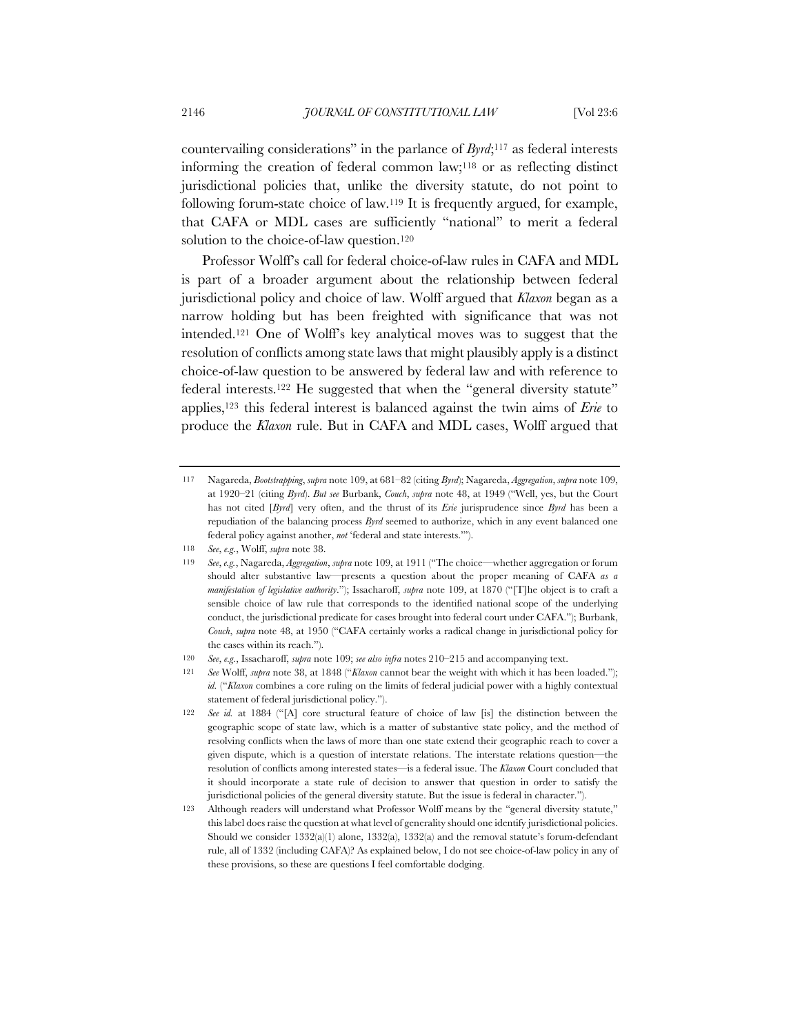countervailing considerations" in the parlance of *Byrd*;[117] as federal interests informing the creation of federal common law;[118] or as reflecting distinct jurisdictional policies that, unlike the diversity statute, do not point to following forum-state choice of law.[119] It is frequently argued, for example, that CAFA or MDL cases are sufficiently "national" to merit a federal solution to the choice-of-law question.[120]

Professor Wolff's call for federal choice-of-law rules in CAFA and MDL is part of a broader argument about the relationship between federal jurisdictional policy and choice of law. Wolff argued that *Klaxon* began as a narrow holding but has been freighted with significance that was not intended.[121] One of Wolff's key analytical moves was to suggest that the resolution of conflicts among state laws that might plausibly apply is a distinct choice-of-law question to be answered by federal law and with reference to federal interests.[122] He suggested that when the "general diversity statute" applies,[123] this federal interest is balanced against the twin aims of *Erie* to produce the *Klaxon* rule. But in CAFA and MDL cases, Wolff argued that

---

117 Nagareda, *Bootstrapping*, *supra* note 109, at 681–82 (citing *Byrd*); Nagareda, *Aggregation*, *supra* note 109, at 1920–21 (citing *Byrd*). *But see* Burbank, *Couch*, *supra* note 48, at 1949 ("Well, yes, but the Court has not cited [*Byrd*] very often, and the thrust of its *Erie* jurisprudence since *Byrd* has been a repudiation of the balancing process *Byrd* seemed to authorize, which in any event balanced one federal policy against another, *not* 'federal and state interests.'").

118 *See, e.g.*, Wolff, *supra* note 38.

119 *See, e.g.*, Nagareda, *Aggregation*, *supra* note 109, at 1911 ("The choice—whether aggregation or forum should alter substantive law—presents a question about the proper meaning of CAFA *as a manifestation of legislative authority*."); Issacharoff, *supra* note 109, at 1870 ("[T]he object is to craft a sensible choice of law rule that corresponds to the identified national scope of the underlying conduct, the jurisdictional predicate for cases brought into federal court under CAFA."); Burbank, *Couch*, *supra* note 48, at 1950 ("CAFA certainly works a radical change in jurisdictional policy for the cases within its reach.").

120 *See, e.g.*, Issacharoff, *supra* note 109; *see also infra* notes 210–215 and accompanying text.

121 *See* Wolff, *supra* note 38, at 1848 ("*Klaxon* cannot bear the weight with which it has been loaded."); *id.* ("*Klaxon* combines a core ruling on the limits of federal judicial power with a highly contextual statement of federal jurisdictional policy.").

122 *See id.* at 1884 ("[A] core structural feature of choice of law [is] the distinction between the geographic scope of state law, which is a matter of substantive state policy, and the method of resolving conflicts when the laws of more than one state extend their geographic reach to cover a given dispute, which is a question of interstate relations. The interstate relations question—the resolution of conflicts among interested states—is a federal issue. The *Klaxon* Court concluded that it should incorporate a state rule of decision to answer that question in order to satisfy the jurisdictional policies of the general diversity statute. But the issue is federal in character.").

123 Although readers will understand what Professor Wolff means by the "general diversity statute," this label does raise the question at what level of generality should one identify jurisdictional policies. Should we consider 1332(a)(1) alone, 1332(a), 1332(a) and the removal statute's forum-defendant rule, all of 1332 (including CAFA)? As explained below, I do not see choice-of-law policy in any of these provisions, so these are questions I feel comfortable dodging.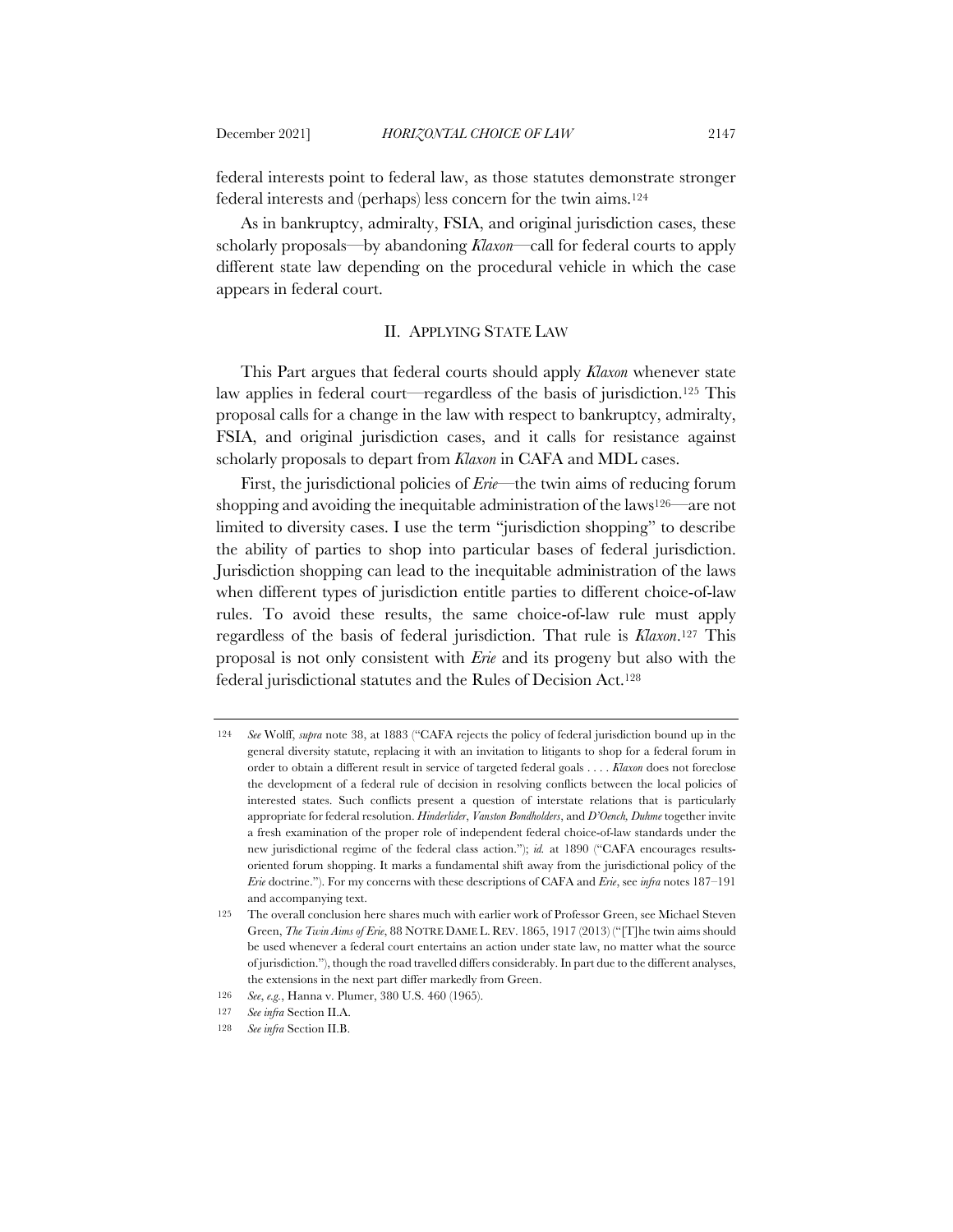federal interests point to federal law, as those statutes demonstrate stronger federal interests and (perhaps) less concern for the twin aims.[124]

As in bankruptcy, admiralty, FSIA, and original jurisdiction cases, these scholarly proposals—by abandoning *Klaxon*—call for federal courts to apply different state law depending on the procedural vehicle in which the case appears in federal court.

## II. Applying State Law

This Part argues that federal courts should apply *Klaxon* whenever state law applies in federal court—regardless of the basis of jurisdiction.[125] This proposal calls for a change in the law with respect to bankruptcy, admiralty, FSIA, and original jurisdiction cases, and it calls for resistance against scholarly proposals to depart from *Klaxon* in CAFA and MDL cases.

First, the jurisdictional policies of *Erie*—the twin aims of reducing forum shopping and avoiding the inequitable administration of the laws[126]—are not limited to diversity cases. I use the term "jurisdiction shopping" to describe the ability of parties to shop into particular bases of federal jurisdiction. Jurisdiction shopping can lead to the inequitable administration of the laws when different types of jurisdiction entitle parties to different choice-of-law rules. To avoid these results, the same choice-of-law rule must apply regardless of the basis of federal jurisdiction. That rule is *Klaxon*.[127] This proposal is not only consistent with *Erie* and its progeny but also with the federal jurisdictional statutes and the Rules of Decision Act.[128]

---

124 *See* Wolff, *supra* note 38, at 1883 ("CAFA rejects the policy of federal jurisdiction bound up in the general diversity statute, replacing it with an invitation to litigants to shop for a federal forum in order to obtain a different result in service of targeted federal goals . . . . *Klaxon* does not foreclose the development of a federal rule of decision in resolving conflicts between the local policies of interested states. Such conflicts present a question of interstate relations that is particularly appropriate for federal resolution. *Hinderlider*, *Vanston Bondholders*, and *D'Oench, Duhme* together invite a fresh examination of the proper role of independent federal choice-of-law standards under the new jurisdictional regime of the federal class action."); *id.* at 1890 ("CAFA encourages results-oriented forum shopping. It marks a fundamental shift away from the jurisdictional policy of the *Erie* doctrine."). For my concerns with these descriptions of CAFA and *Erie*, see *infra* notes 187–191 and accompanying text.

125 The overall conclusion here shares much with earlier work of Professor Green, see Michael Steven Green, *The Twin Aims of Erie*, 88 NOTRE DAME L. REV. 1865, 1917 (2013) ("[T]he twin aims should be used whenever a federal court entertains an action under state law, no matter what the source of jurisdiction."), though the road travelled differs considerably. In part due to the different analyses, the extensions in the next part differ markedly from Green.

126 *See, e.g.*, Hanna v. Plumer, 380 U.S. 460 (1965).

127 *See infra* Section II.A.

128 *See infra* Section II.B.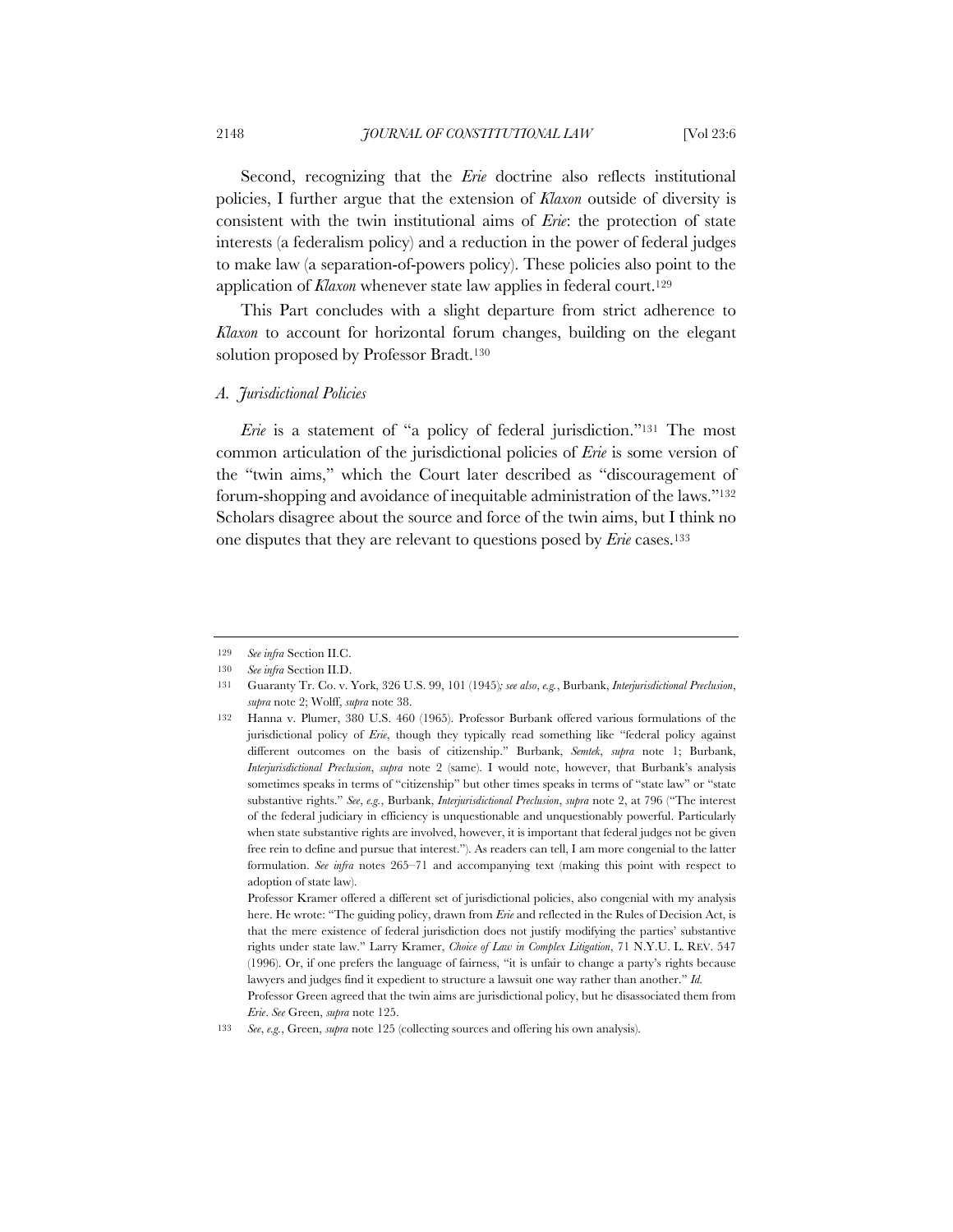Second, recognizing that the *Erie* doctrine also reflects institutional policies, I further argue that the extension of *Klaxon* outside of diversity is consistent with the twin institutional aims of *Erie*: the protection of state interests (a federalism policy) and a reduction in the power of federal judges to make law (a separation-of-powers policy). These policies also point to the application of *Klaxon* whenever state law applies in federal court.[129]

This Part concludes with a slight departure from strict adherence to *Klaxon* to account for horizontal forum changes, building on the elegant solution proposed by Professor Bradt.[130]

### *A. Jurisdictional Policies*

*Erie* is a statement of "a policy of federal jurisdiction."[131] The most common articulation of the jurisdictional policies of *Erie* is some version of the "twin aims," which the Court later described as "discouragement of forum-shopping and avoidance of inequitable administration of the laws."[132] Scholars disagree about the source and force of the twin aims, but I think no one disputes that they are relevant to questions posed by *Erie* cases.[133]

---

129 *See infra* Section II.C.

130 *See infra* Section II.D.

131 Guaranty Tr. Co. v. York, 326 U.S. 99, 101 (1945)*; see also*, *e.g.*, Burbank, *Interjurisdictional Preclusion*, *supra* note 2; Wolff, *supra* note 38.

132 Hanna v. Plumer, 380 U.S. 460 (1965). Professor Burbank offered various formulations of the jurisdictional policy of *Erie*, though they typically read something like "federal policy against different outcomes on the basis of citizenship." Burbank, *Semtek*, *supra* note 1; Burbank, *Interjurisdictional Preclusion*, *supra* note 2 (same). I would note, however, that Burbank's analysis sometimes speaks in terms of "citizenship" but other times speaks in terms of "state law" or "state substantive rights." *See*, *e.g.*, Burbank, *Interjurisdictional Preclusion*, *supra* note 2, at 796 ("The interest of the federal judiciary in efficiency is unquestionable and unquestionably powerful. Particularly when state substantive rights are involved, however, it is important that federal judges not be given free rein to define and pursue that interest."). As readers can tell, I am more congenial to the latter formulation. *See infra* notes 265–71 and accompanying text (making this point with respect to adoption of state law).

Professor Kramer offered a different set of jurisdictional policies, also congenial with my analysis here. He wrote: "The guiding policy, drawn from *Erie* and reflected in the Rules of Decision Act, is that the mere existence of federal jurisdiction does not justify modifying the parties' substantive rights under state law." Larry Kramer, *Choice of Law in Complex Litigation*, 71 N.Y.U. L. REV. 547 (1996). Or, if one prefers the language of fairness, "it is unfair to change a party's rights because lawyers and judges find it expedient to structure a lawsuit one way rather than another." *Id.*

Professor Green agreed that the twin aims are jurisdictional policy, but he disassociated them from *Erie*. *See* Green, *supra* note 125.

133 *See*, *e.g.*, Green, *supra* note 125 (collecting sources and offering his own analysis).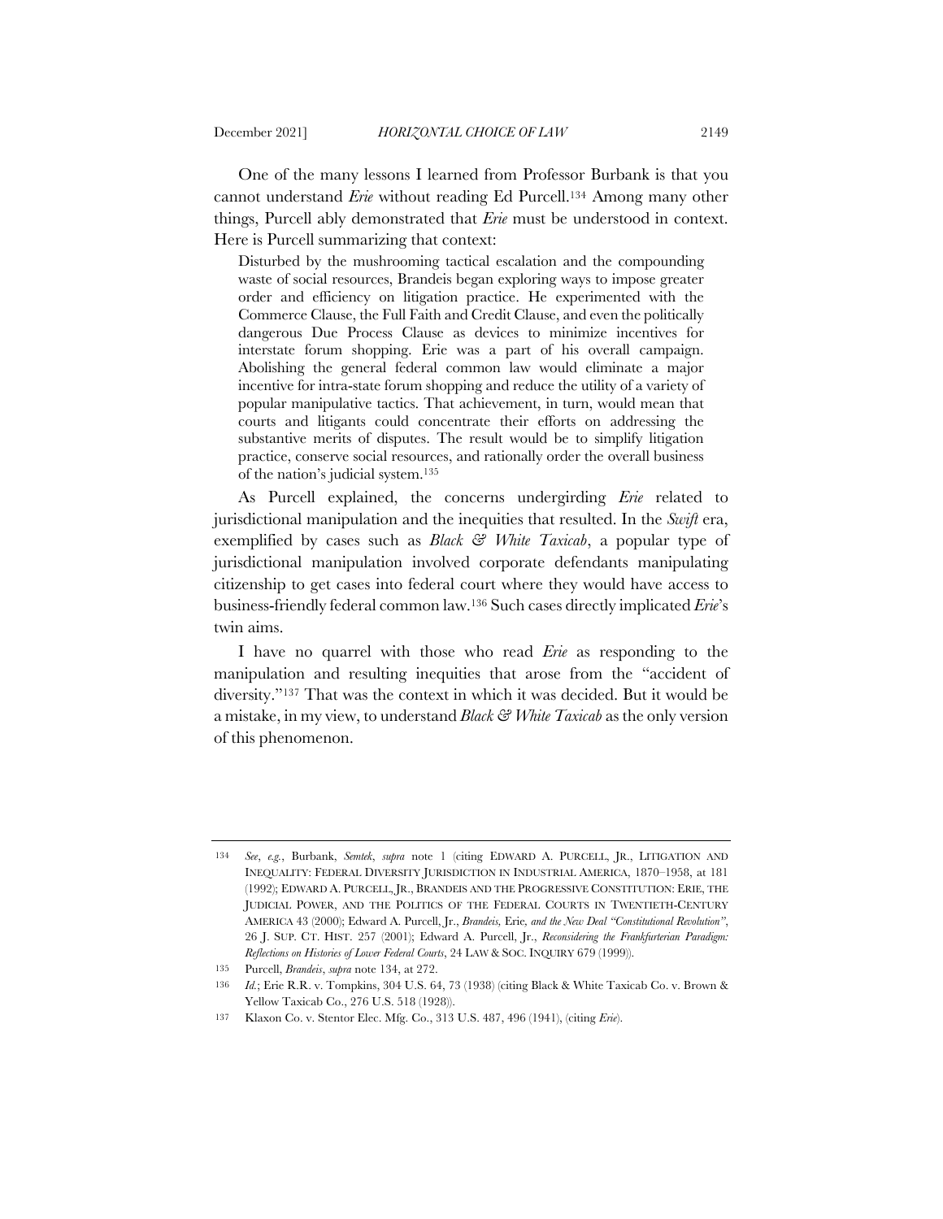One of the many lessons I learned from Professor Burbank is that you cannot understand *Erie* without reading Ed Purcell.[134] Among many other things, Purcell ably demonstrated that *Erie* must be understood in context. Here is Purcell summarizing that context:

> Disturbed by the mushrooming tactical escalation and the compounding waste of social resources, Brandeis began exploring ways to impose greater order and efficiency on litigation practice. He experimented with the Commerce Clause, the Full Faith and Credit Clause, and even the politically dangerous Due Process Clause as devices to minimize incentives for interstate forum shopping. Erie was a part of his overall campaign. Abolishing the general federal common law would eliminate a major incentive for intra-state forum shopping and reduce the utility of a variety of popular manipulative tactics. That achievement, in turn, would mean that courts and litigants could concentrate their efforts on addressing the substantive merits of disputes. The result would be to simplify litigation practice, conserve social resources, and rationally order the overall business of the nation's judicial system.[135]

As Purcell explained, the concerns undergirding *Erie* related to jurisdictional manipulation and the inequities that resulted. In the *Swift* era, exemplified by cases such as *Black & White Taxicab*, a popular type of jurisdictional manipulation involved corporate defendants manipulating citizenship to get cases into federal court where they would have access to business-friendly federal common law.[136] Such cases directly implicated *Erie*'s twin aims.

I have no quarrel with those who read *Erie* as responding to the manipulation and resulting inequities that arose from the "accident of diversity."[137] That was the context in which it was decided. But it would be a mistake, in my view, to understand *Black & White Taxicab* as the only version of this phenomenon.

---

134 *See, e.g.*, Burbank, *Semtek*, *supra* note 1 (citing EDWARD A. PURCELL, JR., LITIGATION AND INEQUALITY: FEDERAL DIVERSITY JURISDICTION IN INDUSTRIAL AMERICA, 1870–1958, at 181 (1992); EDWARD A. PURCELL, JR., BRANDEIS AND THE PROGRESSIVE CONSTITUTION: ERIE, THE JUDICIAL POWER, AND THE POLITICS OF THE FEDERAL COURTS IN TWENTIETH-CENTURY AMERICA 43 (2000); Edward A. Purcell, Jr., *Brandeis,* Erie*, and the New Deal "Constitutional Revolution"*, 26 J. SUP. CT. HIST. 257 (2001); Edward A. Purcell, Jr., *Reconsidering the Frankfurterian Paradigm: Reflections on Histories of Lower Federal Courts*, 24 LAW & SOC. INQUIRY 679 (1999)).

135 Purcell, *Brandeis*, *supra* note 134, at 272.

136 *Id.*; Erie R.R. v. Tompkins, 304 U.S. 64, 73 (1938) (citing Black & White Taxicab Co. v. Brown & Yellow Taxicab Co., 276 U.S. 518 (1928)).

137 Klaxon Co. v. Stentor Elec. Mfg. Co., 313 U.S. 487, 496 (1941), (citing *Erie*).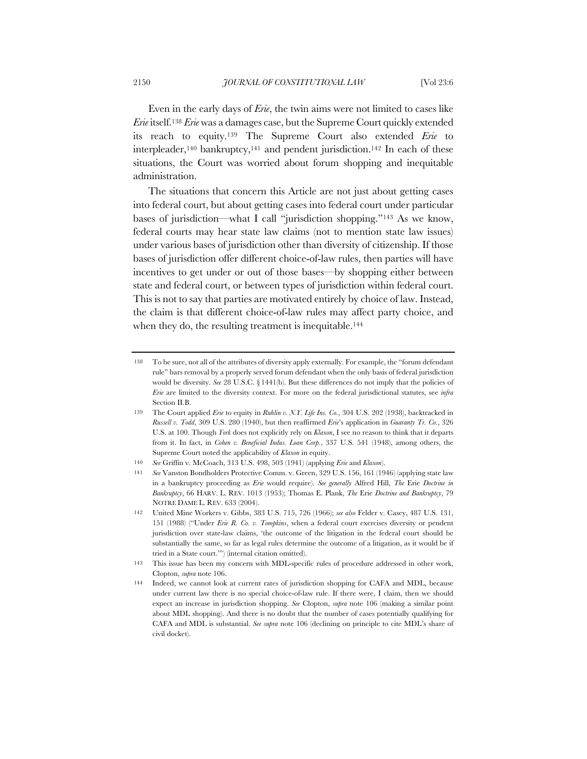Even in the early days of *Erie*, the twin aims were not limited to cases like *Erie* itself.[138] *Erie* was a damages case, but the Supreme Court quickly extended its reach to equity.[139] The Supreme Court also extended *Erie* to interpleader,[140] bankruptcy,[141] and pendent jurisdiction.[142] In each of these situations, the Court was worried about forum shopping and inequitable administration.

The situations that concern this Article are not just about getting cases into federal court, but about getting cases into federal court under particular bases of jurisdiction—what I call "jurisdiction shopping."[143] As we know, federal courts may hear state law claims (not to mention state law issues) under various bases of jurisdiction other than diversity of citizenship. If those bases of jurisdiction offer different choice-of-law rules, then parties will have incentives to get under or out of those bases—by shopping either between state and federal court, or between types of jurisdiction within federal court. This is not to say that parties are motivated entirely by choice of law. Instead, the claim is that different choice-of-law rules may affect party choice, and when they do, the resulting treatment is inequitable.[144]

---

138 To be sure, not all of the attributes of diversity apply externally. For example, the "forum defendant rule" bars removal by a properly served forum defendant when the only basis of federal jurisdiction would be diversity. *See* 28 U.S.C. § 1441(b). But these differences do not imply that the policies of *Erie* are limited to the diversity context. For more on the federal jurisdictional statutes, see *infra* Section II.B.

139 The Court applied *Erie* to equity in *Ruhlin v. N.Y. Life Ins. Co.*, 304 U.S. 202 (1938), backtracked in *Russell v. Todd*, 309 U.S. 280 (1940), but then reaffirmed *Erie*'s application in *Guaranty Tr. Co.*, 326 U.S. at 100. Though *York* does not explicitly rely on *Klaxon*, I see no reason to think that it departs from it. In fact, in *Cohen v. Beneficial Indus. Loan Corp.*, 337 U.S. 541 (1948), among others, the Supreme Court noted the applicability of *Klaxon* in equity.

140 *See* Griffin v. McCoach, 313 U.S. 498, 503 (1941) (applying *Erie* and *Klaxon*).

141 *See* Vanston Bondholders Protective Comm. v. Green, 329 U.S. 156, 161 (1946) (applying state law in a bankruptcy proceeding as *Erie* would require). *See generally* Alfred Hill, *The* Erie *Doctrine in Bankruptcy*, 66 HARV. L. REV. 1013 (1953); Thomas E. Plank, *The* Erie *Doctrine and Bankruptcy*, 79 NOTRE DAME L. REV. 633 (2004).

142 United Mine Workers v. Gibbs, 383 U.S. 715, 726 (1966); *see also* Felder v. Casey, 487 U.S. 131, 151 (1988) ("Under *Erie R. Co. v. Tompkins*, when a federal court exercises diversity or pendent jurisdiction over state-law claims, 'the outcome of the litigation in the federal court should be substantially the same, so far as legal rules determine the outcome of a litigation, as it would be if tried in a State court.'") (internal citation omitted).

143 This issue has been my concern with MDL-specific rules of procedure addressed in other work, Clopton, *supra* note 106.

144 Indeed, we cannot look at current rates of jurisdiction shopping for CAFA and MDL, because under current law there is no special choice-of-law rule. If there were, I claim, then we should expect an increase in jurisdiction shopping. *See* Clopton, *supra* note 106 (making a similar point about MDL shopping). And there is no doubt that the number of cases potentially qualifying for CAFA and MDL is substantial. *See supra* note 106 (declining on principle to cite MDL's share of civil docket).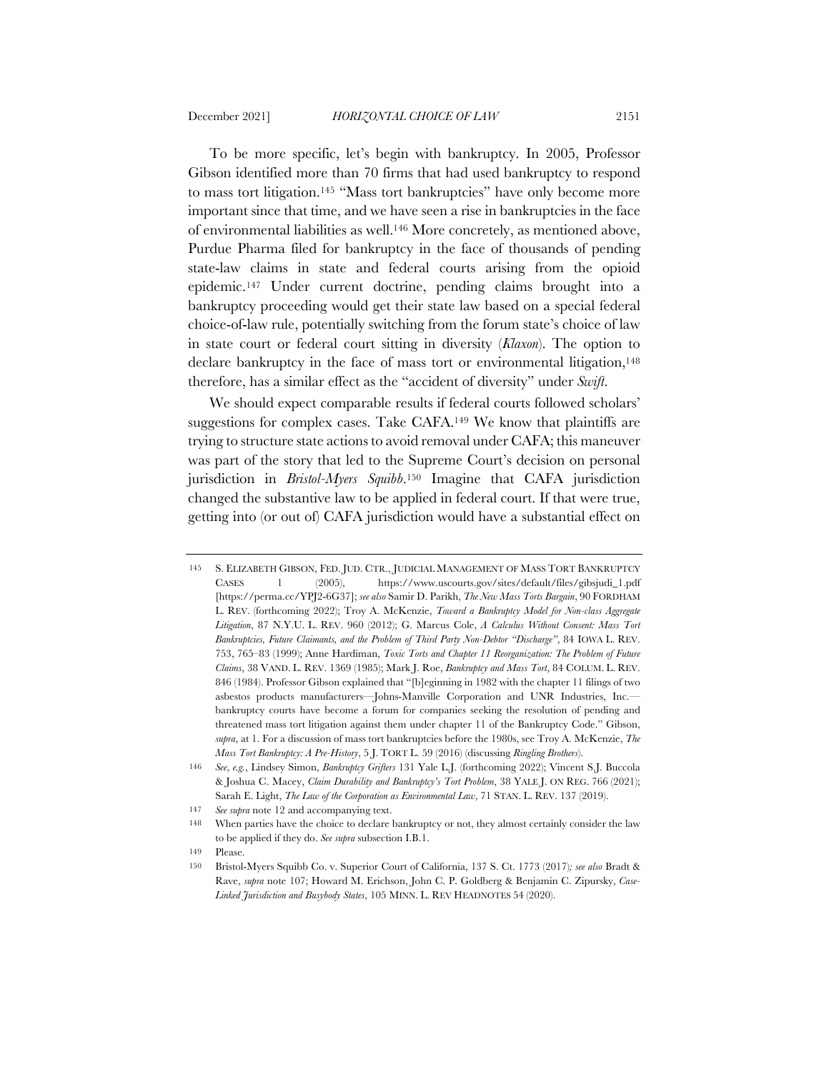To be more specific, let's begin with bankruptcy. In 2005, Professor Gibson identified more than 70 firms that had used bankruptcy to respond to mass tort litigation.[145] "Mass tort bankruptcies" have only become more important since that time, and we have seen a rise in bankruptcies in the face of environmental liabilities as well.[146] More concretely, as mentioned above, Purdue Pharma filed for bankruptcy in the face of thousands of pending state-law claims in state and federal courts arising from the opioid epidemic.[147] Under current doctrine, pending claims brought into a bankruptcy proceeding would get their state law based on a special federal choice-of-law rule, potentially switching from the forum state's choice of law in state court or federal court sitting in diversity (*Klaxon*). The option to declare bankruptcy in the face of mass tort or environmental litigation,[148] therefore, has a similar effect as the "accident of diversity" under *Swift*.

We should expect comparable results if federal courts followed scholars' suggestions for complex cases. Take CAFA.[149] We know that plaintiffs are trying to structure state actions to avoid removal under CAFA; this maneuver was part of the story that led to the Supreme Court's decision on personal jurisdiction in *Bristol-Myers Squibb*.[150] Imagine that CAFA jurisdiction changed the substantive law to be applied in federal court. If that were true, getting into (or out of) CAFA jurisdiction would have a substantial effect on

---

145 S. ELIZABETH GIBSON, FED. JUD. CTR., JUDICIAL MANAGEMENT OF MASS TORT BANKRUPTCY CASES 1 (2005), https://www.uscourts.gov/sites/default/files/gibsjudi_1.pdf [https://perma.cc/YPJ2-6G37]; *see also* Samir D. Parikh, *The New Mass Torts Bargain*, 90 FORDHAM L. REV. (forthcoming 2022); Troy A. McKenzie, *Toward a Bankruptcy Model for Non-class Aggregate Litigation*, 87 N.Y.U. L. REV. 960 (2012); G. Marcus Cole, *A Calculus Without Consent: Mass Tort Bankruptcies, Future Claimants, and the Problem of Third Party Non-Debtor "Discharge"*, 84 IOWA L. REV. 753, 765–83 (1999); Anne Hardiman, *Toxic Torts and Chapter 11 Reorganization: The Problem of Future Claims*, 38 VAND. L. REV. 1369 (1985); Mark J. Roe, *Bankruptcy and Mass Tort*, 84 COLUM. L. REV. 846 (1984). Professor Gibson explained that "[b]eginning in 1982 with the chapter 11 filings of two asbestos products manufacturers—Johns-Manville Corporation and UNR Industries, Inc.—bankruptcy courts have become a forum for companies seeking the resolution of pending and threatened mass tort litigation against them under chapter 11 of the Bankruptcy Code." Gibson, *supra*, at 1. For a discussion of mass tort bankruptcies before the 1980s, see Troy A. McKenzie, *The Mass Tort Bankruptcy: A Pre-History*, 5 J. TORT L. 59 (2016) (discussing *Ringling Brothers*).

146 *See, e.g.*, Lindsey Simon, *Bankruptcy Grifters* 131 Yale L.J. (forthcoming 2022); Vincent S.J. Buccola & Joshua C. Macey, *Claim Durability and Bankruptcy's Tort Problem*, 38 YALE J. ON REG. 766 (2021); Sarah E. Light, *The Law of the Corporation as Environmental Law*, 71 STAN. L. REV. 137 (2019).

147 *See supra* note 12 and accompanying text.

148 When parties have the choice to declare bankruptcy or not, they almost certainly consider the law to be applied if they do. *See supra* subsection I.B.1.

149 Please.

150 Bristol-Myers Squibb Co. v. Superior Court of California, 137 S. Ct. 1773 (2017)*; see also* Bradt & Rave, *supra* note 107; Howard M. Erichson, John C. P. Goldberg & Benjamin C. Zipursky, *Case-Linked Jurisdiction and Busybody States*, 105 MINN. L. REV HEADNOTES 54 (2020).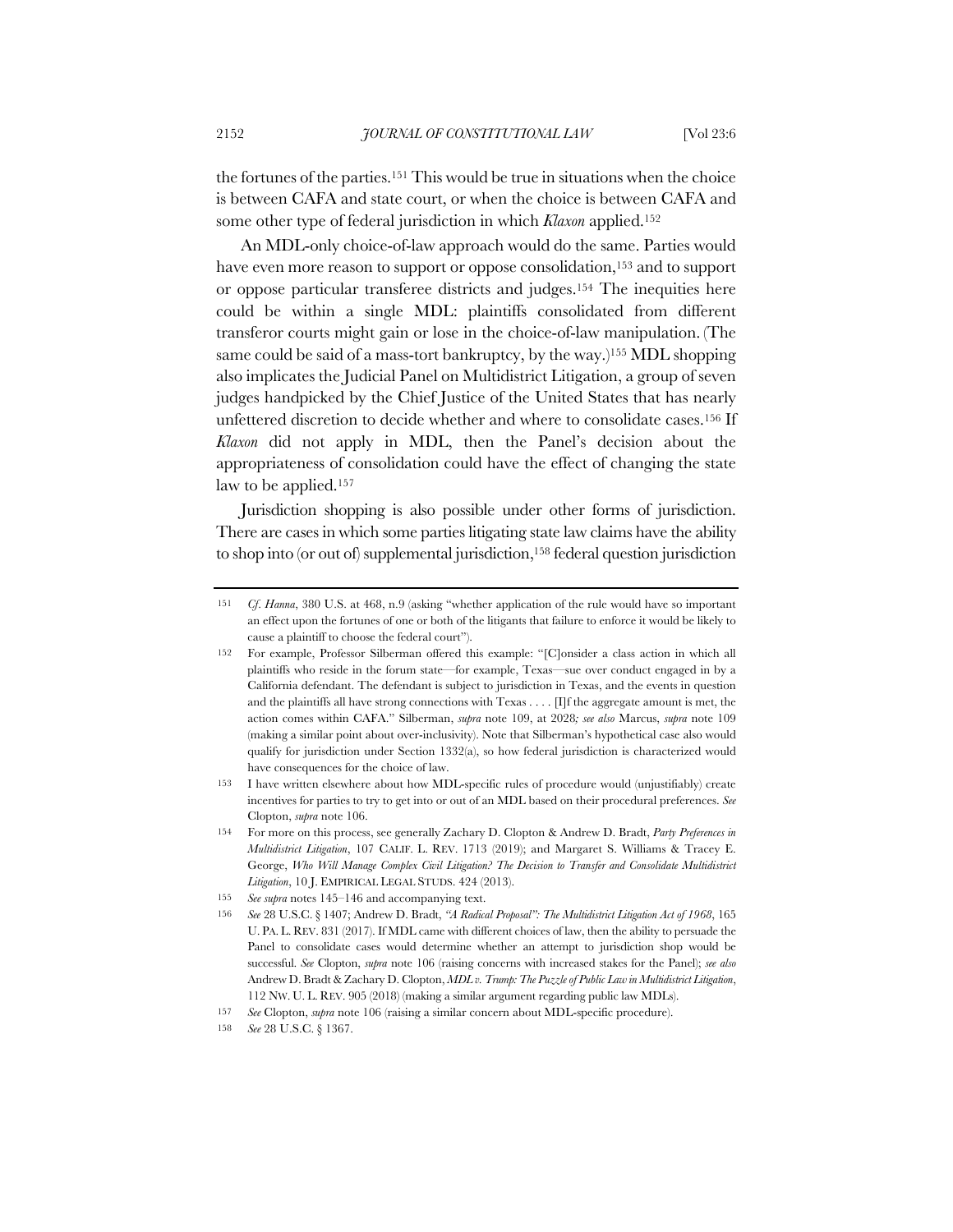the fortunes of the parties.[151] This would be true in situations when the choice is between CAFA and state court, or when the choice is between CAFA and some other type of federal jurisdiction in which *Klaxon* applied.[152]

An MDL-only choice-of-law approach would do the same. Parties would have even more reason to support or oppose consolidation,[153] and to support or oppose particular transferee districts and judges.[154] The inequities here could be within a single MDL: plaintiffs consolidated from different transferor courts might gain or lose in the choice-of-law manipulation. (The same could be said of a mass-tort bankruptcy, by the way.)[155] MDL shopping also implicates the Judicial Panel on Multidistrict Litigation, a group of seven judges handpicked by the Chief Justice of the United States that has nearly unfettered discretion to decide whether and where to consolidate cases.[156] If *Klaxon* did not apply in MDL, then the Panel's decision about the appropriateness of consolidation could have the effect of changing the state law to be applied.[157]

Jurisdiction shopping is also possible under other forms of jurisdiction. There are cases in which some parties litigating state law claims have the ability to shop into (or out of) supplemental jurisdiction,[158] federal question jurisdiction

---

151 *Cf. Hanna*, 380 U.S. at 468, n.9 (asking "whether application of the rule would have so important an effect upon the fortunes of one or both of the litigants that failure to enforce it would be likely to cause a plaintiff to choose the federal court").

152 For example, Professor Silberman offered this example: "[C]onsider a class action in which all plaintiffs who reside in the forum state—for example, Texas—sue over conduct engaged in by a California defendant. The defendant is subject to jurisdiction in Texas, and the events in question and the plaintiffs all have strong connections with Texas . . . . [I]f the aggregate amount is met, the action comes within CAFA." Silberman, *supra* note 109, at 2028*; see also* Marcus, *supra* note 109 (making a similar point about over-inclusivity). Note that Silberman's hypothetical case also would qualify for jurisdiction under Section 1332(a), so how federal jurisdiction is characterized would have consequences for the choice of law.

153 I have written elsewhere about how MDL-specific rules of procedure would (unjustifiably) create incentives for parties to try to get into or out of an MDL based on their procedural preferences. *See* Clopton, *supra* note 106.

154 For more on this process, see generally Zachary D. Clopton & Andrew D. Bradt, *Party Preferences in Multidistrict Litigation*, 107 CALIF. L. REV. 1713 (2019); and Margaret S. Williams & Tracey E. George, *Who Will Manage Complex Civil Litigation? The Decision to Transfer and Consolidate Multidistrict Litigation*, 10 J. EMPIRICAL LEGAL STUDS. 424 (2013).

155 *See supra* notes 145–146 and accompanying text.

156 *See* 28 U.S.C. § 1407; Andrew D. Bradt, *"A Radical Proposal": The Multidistrict Litigation Act of 1968*, 165 U. PA. L. REV. 831 (2017). If MDL came with different choices of law, then the ability to persuade the Panel to consolidate cases would determine whether an attempt to jurisdiction shop would be successful. *See* Clopton, *supra* note 106 (raising concerns with increased stakes for the Panel); *see also* Andrew D. Bradt & Zachary D. Clopton, *MDL v. Trump: The Puzzle of Public Law in Multidistrict Litigation*, 112 NW. U. L. REV. 905 (2018) (making a similar argument regarding public law MDLs).

157 *See* Clopton, *supra* note 106 (raising a similar concern about MDL-specific procedure).

158 *See* 28 U.S.C. § 1367.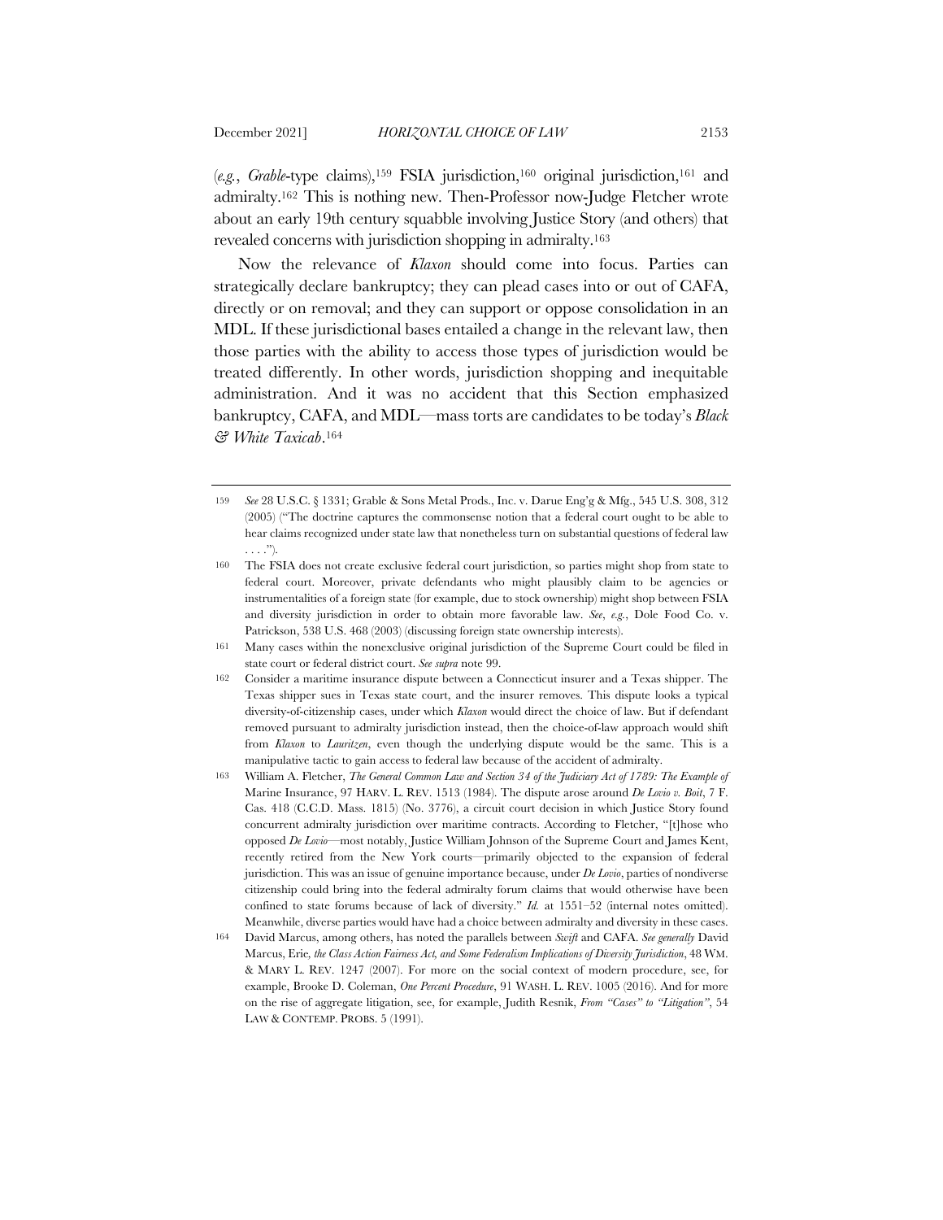(*e.g.*, *Grable*-type claims),[159] FSIA jurisdiction,[160] original jurisdiction,[161] and admiralty.[162] This is nothing new. Then-Professor now-Judge Fletcher wrote about an early 19th century squabble involving Justice Story (and others) that revealed concerns with jurisdiction shopping in admiralty.[163]

Now the relevance of *Klaxon* should come into focus. Parties can strategically declare bankruptcy; they can plead cases into or out of CAFA, directly or on removal; and they can support or oppose consolidation in an MDL. If these jurisdictional bases entailed a change in the relevant law, then those parties with the ability to access those types of jurisdiction would be treated differently. In other words, jurisdiction shopping and inequitable administration. And it was no accident that this Section emphasized bankruptcy, CAFA, and MDL—mass torts are candidates to be today's *Black & White Taxicab*.[164]

---

159 *See* 28 U.S.C. § 1331; Grable & Sons Metal Prods., Inc. v. Darue Eng'g & Mfg., 545 U.S. 308, 312 (2005) ("The doctrine captures the commonsense notion that a federal court ought to be able to hear claims recognized under state law that nonetheless turn on substantial questions of federal law . . . .").

160 The FSIA does not create exclusive federal court jurisdiction, so parties might shop from state to federal court. Moreover, private defendants who might plausibly claim to be agencies or instrumentalities of a foreign state (for example, due to stock ownership) might shop between FSIA and diversity jurisdiction in order to obtain more favorable law. *See, e.g.*, Dole Food Co. v. Patrickson, 538 U.S. 468 (2003) (discussing foreign state ownership interests).

161 Many cases within the nonexclusive original jurisdiction of the Supreme Court could be filed in state court or federal district court. *See supra* note 99.

162 Consider a maritime insurance dispute between a Connecticut insurer and a Texas shipper. The Texas shipper sues in Texas state court, and the insurer removes. This dispute looks a typical diversity-of-citizenship cases, under which *Klaxon* would direct the choice of law. But if defendant removed pursuant to admiralty jurisdiction instead, then the choice-of-law approach would shift from *Klaxon* to *Lauritzen*, even though the underlying dispute would be the same. This is a manipulative tactic to gain access to federal law because of the accident of admiralty.

163 William A. Fletcher, *The General Common Law and Section 34 of the Judiciary Act of 1789: The Example of* Marine Insurance, 97 HARV. L. REV. 1513 (1984). The dispute arose around *De Lovio v. Boit*, 7 F. Cas. 418 (C.C.D. Mass. 1815) (No. 3776), a circuit court decision in which Justice Story found concurrent admiralty jurisdiction over maritime contracts. According to Fletcher, "[t]hose who opposed *De Lovio*—most notably, Justice William Johnson of the Supreme Court and James Kent, recently retired from the New York courts—primarily objected to the expansion of federal jurisdiction. This was an issue of genuine importance because, under *De Lovio*, parties of nondiverse citizenship could bring into the federal admiralty forum claims that would otherwise have been confined to state forums because of lack of diversity." *Id.* at 1551–52 (internal notes omitted). Meanwhile, diverse parties would have had a choice between admiralty and diversity in these cases.

164 David Marcus, among others, has noted the parallels between *Swift* and CAFA. *See generally* David Marcus, Erie*, the Class Action Fairness Act, and Some Federalism Implications of Diversity Jurisdiction*, 48 WM. & MARY L. REV. 1247 (2007). For more on the social context of modern procedure, see, for example, Brooke D. Coleman, *One Percent Procedure*, 91 WASH. L. REV. 1005 (2016). And for more on the rise of aggregate litigation, see, for example, Judith Resnik, *From "Cases" to "Litigation"*, 54 LAW & CONTEMP. PROBS. 5 (1991).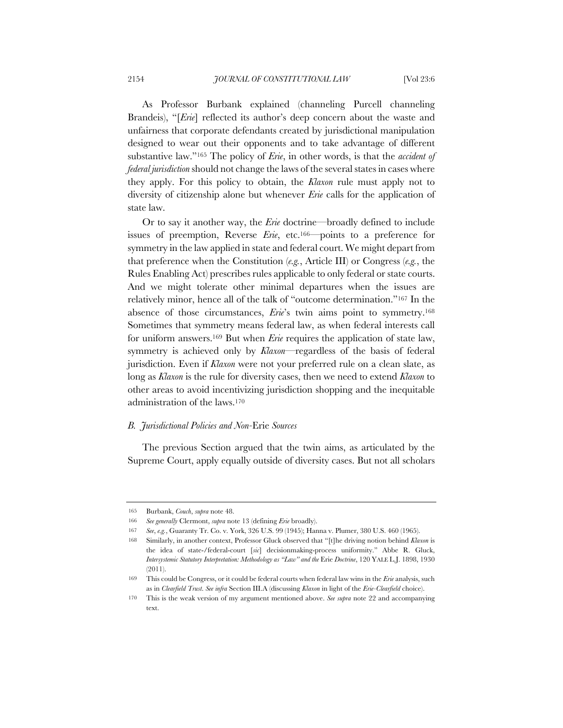As Professor Burbank explained (channeling Purcell channeling Brandeis), "[*Erie*] reflected its author's deep concern about the waste and unfairness that corporate defendants created by jurisdictional manipulation designed to wear out their opponents and to take advantage of different substantive law."[165] The policy of *Erie*, in other words, is that the *accident of federal jurisdiction* should not change the laws of the several states in cases where they apply. For this policy to obtain, the *Klaxon* rule must apply not to diversity of citizenship alone but whenever *Erie* calls for the application of state law.

Or to say it another way, the *Erie* doctrine—broadly defined to include issues of preemption, Reverse *Erie*, etc.[166]—points to a preference for symmetry in the law applied in state and federal court. We might depart from that preference when the Constitution (*e.g.*, Article III) or Congress (*e.g.*, the Rules Enabling Act) prescribes rules applicable to only federal or state courts. And we might tolerate other minimal departures when the issues are relatively minor, hence all of the talk of "outcome determination."[167] In the absence of those circumstances, *Erie*'s twin aims point to symmetry.[168] Sometimes that symmetry means federal law, as when federal interests call for uniform answers.[169] But when *Erie* requires the application of state law, symmetry is achieved only by *Klaxon*—regardless of the basis of federal jurisdiction. Even if *Klaxon* were not your preferred rule on a clean slate, as long as *Klaxon* is the rule for diversity cases, then we need to extend *Klaxon* to other areas to avoid incentivizing jurisdiction shopping and the inequitable administration of the laws.[170]

### *B. Jurisdictional Policies and Non-*Erie *Sources*

The previous Section argued that the twin aims, as articulated by the Supreme Court, apply equally outside of diversity cases. But not all scholars

---

165 Burbank, *Couch*, *supra* note 48.

166 *See generally* Clermont, *supra* note 13 (defining *Erie* broadly).

167 *See, e.g.*, Guaranty Tr. Co. v. York, 326 U.S. 99 (1945); Hanna v. Plumer, 380 U.S. 460 (1965).

168 Similarly, in another context, Professor Gluck observed that "[t]he driving notion behind *Klaxon* is the idea of state-/federal-court [*sic*] decisionmaking-process uniformity." Abbe R. Gluck, *Intersystemic Statutory Interpretation: Methodology as "Law" and the* Erie *Doctrine*, 120 YALE L.J. 1898, 1930 (2011).

169 This could be Congress, or it could be federal courts when federal law wins in the *Erie* analysis, such as in *Clearfield Trust*. *See infra* Section III.A (discussing *Klaxon* in light of the *Erie-Clearfield* choice).

170 This is the weak version of my argument mentioned above. *See supra* note 22 and accompanying text.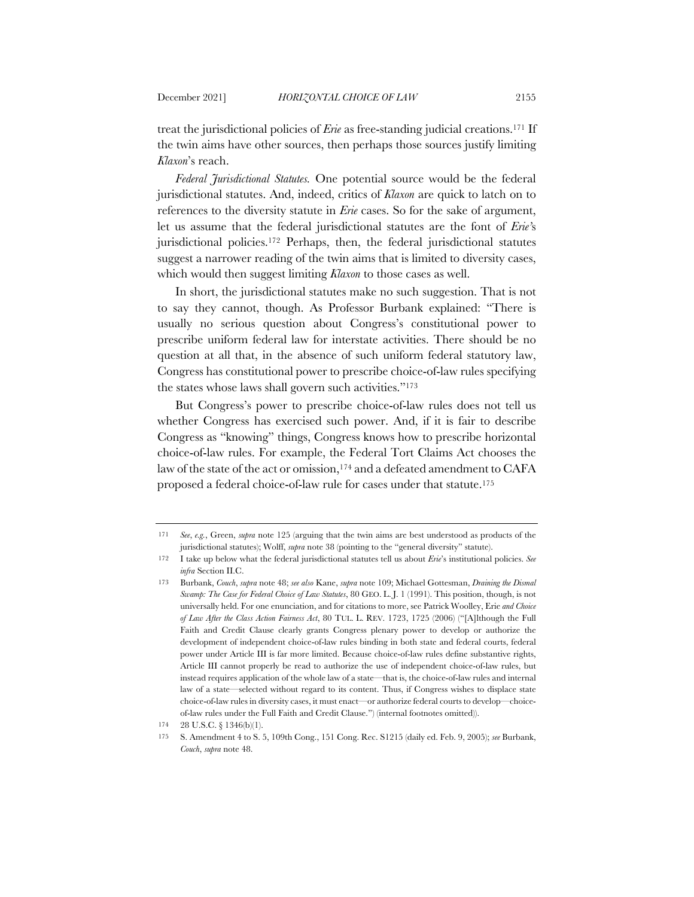treat the jurisdictional policies of *Erie* as free-standing judicial creations.[171] If the twin aims have other sources, then perhaps those sources justify limiting *Klaxon*'s reach.

*Federal Jurisdictional Statutes.* One potential source would be the federal jurisdictional statutes. And, indeed, critics of *Klaxon* are quick to latch on to references to the diversity statute in *Erie* cases. So for the sake of argument, let us assume that the federal jurisdictional statutes are the font of *Erie*'s jurisdictional policies.[172] Perhaps, then, the federal jurisdictional statutes suggest a narrower reading of the twin aims that is limited to diversity cases, which would then suggest limiting *Klaxon* to those cases as well.

In short, the jurisdictional statutes make no such suggestion. That is not to say they cannot, though. As Professor Burbank explained: "There is usually no serious question about Congress's constitutional power to prescribe uniform federal law for interstate activities. There should be no question at all that, in the absence of such uniform federal statutory law, Congress has constitutional power to prescribe choice-of-law rules specifying the states whose laws shall govern such activities."[173]

But Congress's power to prescribe choice-of-law rules does not tell us whether Congress has exercised such power. And, if it is fair to describe Congress as "knowing" things, Congress knows how to prescribe horizontal choice-of-law rules. For example, the Federal Tort Claims Act chooses the law of the state of the act or omission,[174] and a defeated amendment to CAFA proposed a federal choice-of-law rule for cases under that statute.[175]

---

171 *See, e.g.*, Green, *supra* note 125 (arguing that the twin aims are best understood as products of the jurisdictional statutes); Wolff, *supra* note 38 (pointing to the "general diversity" statute).

172 I take up below what the federal jurisdictional statutes tell us about *Erie*'s institutional policies. *See infra* Section II.C.

173 Burbank, *Couch*, *supra* note 48; *see also* Kane, *supra* note 109; Michael Gottesman, *Draining the Dismal Swamp: The Case for Federal Choice of Law Statutes*, 80 GEO. L.J. 1 (1991). This position, though, is not universally held. For one enunciation, and for citations to more, see Patrick Woolley, Erie *and Choice of Law After the Class Action Fairness Act*, 80 TUL. L. REV. 1723, 1725 (2006) ("[A]lthough the Full Faith and Credit Clause clearly grants Congress plenary power to develop or authorize the development of independent choice-of-law rules binding in both state and federal courts, federal power under Article III is far more limited. Because choice-of-law rules define substantive rights, Article III cannot properly be read to authorize the use of independent choice-of-law rules, but instead requires application of the whole law of a state—that is, the choice-of-law rules and internal law of a state—selected without regard to its content. Thus, if Congress wishes to displace state choice-of-law rules in diversity cases, it must enact—or authorize federal courts to develop—choice-of-law rules under the Full Faith and Credit Clause.") (internal footnotes omitted)).

174 28 U.S.C. § 1346(b)(1).

175 S. Amendment 4 to S. 5, 109th Cong., 151 Cong. Rec. S1215 (daily ed. Feb. 9, 2005); *see* Burbank, *Couch*, *supra* note 48.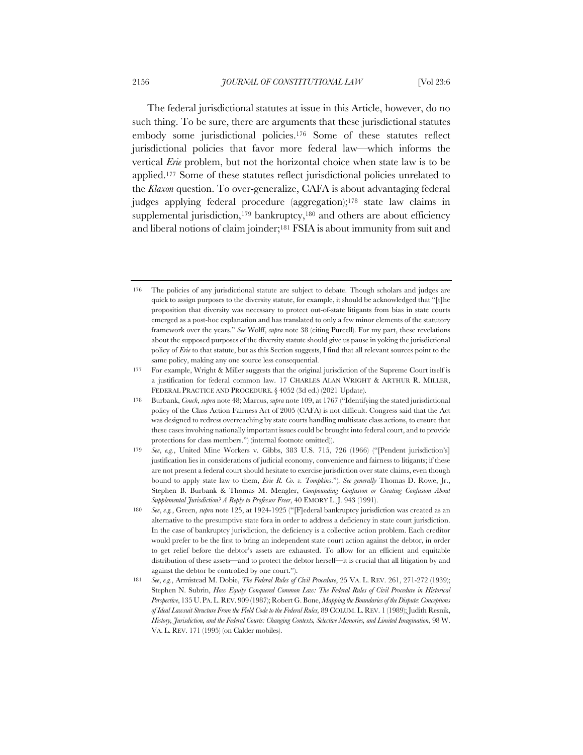The federal jurisdictional statutes at issue in this Article, however, do no such thing. To be sure, there are arguments that these jurisdictional statutes embody some jurisdictional policies.[176] Some of these statutes reflect jurisdictional policies that favor more federal law—which informs the vertical *Erie* problem, but not the horizontal choice when state law is to be applied.[177] Some of these statutes reflect jurisdictional policies unrelated to the *Klaxon* question. To over-generalize, CAFA is about advantaging federal judges applying federal procedure (aggregation);[178] state law claims in supplemental jurisdiction,[179] bankruptcy,[180] and others are about efficiency and liberal notions of claim joinder;[181] FSIA is about immunity from suit and

---

176 The policies of any jurisdictional statute are subject to debate. Though scholars and judges are quick to assign purposes to the diversity statute, for example, it should be acknowledged that "[t]he proposition that diversity was necessary to protect out-of-state litigants from bias in state courts emerged as a post-hoc explanation and has translated to only a few minor elements of the statutory framework over the years." *See* Wolff, *supra* note 38 (citing Purcell). For my part, these revelations about the supposed purposes of the diversity statute should give us pause in yoking the jurisdictional policy of *Erie* to that statute, but as this Section suggests, I find that all relevant sources point to the same policy, making any one source less consequential.

177 For example, Wright & Miller suggests that the original jurisdiction of the Supreme Court itself is a justification for federal common law. 17 CHARLES ALAN WRIGHT & ARTHUR R. MILLER, FEDERAL PRACTICE AND PROCEDURE. § 4052 (3d ed.) (2021 Update).

178 Burbank, *Couch*, *supra* note 48; Marcus, *supra* note 109, at 1767 ("Identifying the stated jurisdictional policy of the Class Action Fairness Act of 2005 (CAFA) is not difficult. Congress said that the Act was designed to redress overreaching by state courts handling multistate class actions, to ensure that these cases involving nationally important issues could be brought into federal court, and to provide protections for class members.") (internal footnote omitted)).

179 *See*, *e.g.*, United Mine Workers v. Gibbs, 383 U.S. 715, 726 (1966) ("[Pendent jurisdiction's] justification lies in considerations of judicial economy, convenience and fairness to litigants; if these are not present a federal court should hesitate to exercise jurisdiction over state claims, even though bound to apply state law to them, *Erie R. Co. v. Tompkins*."). *See generally* Thomas D. Rowe, Jr., Stephen B. Burbank & Thomas M. Mengler, *Compounding Confusion or Creating Confusion About Supplemental Jurisdiction? A Reply to Professor Freer*, 40 EMORY L. J. 943 (1991).

180 *See*, *e.g.*, Green, *supra* note 125, at 1924-1925 ("[F]ederal bankruptcy jurisdiction was created as an alternative to the presumptive state fora in order to address a deficiency in state court jurisdiction. In the case of bankruptcy jurisdiction, the deficiency is a collective action problem. Each creditor would prefer to be the first to bring an independent state court action against the debtor, in order to get relief before the debtor's assets are exhausted. To allow for an efficient and equitable distribution of these assets—and to protect the debtor herself—it is crucial that all litigation by and against the debtor be controlled by one court.").

181 *See*, *e.g.*, Armistead M. Dobie, *The Federal Rules of Civil Procedure*, 25 VA. L. REV. 261, 271-272 (1939); Stephen N. Subrin, *How Equity Conquered Common Law: The Federal Rules of Civil Procedure in Historical Perspective*, 135 U. PA. L. REV. 909 (1987); Robert G. Bone, *Mapping the Boundaries of the Dispute: Conceptions of Ideal Lawsuit Structure From the Field Code to the Federal Rules,* 89 COLUM. L. REV. 1 (1989); Judith Resnik, *History, Jurisdiction, and the Federal Courts: Changing Contexts, Selective Memories, and Limited Imagination*, 98 W. VA. L. REV. 171 (1995) (on Calder mobiles).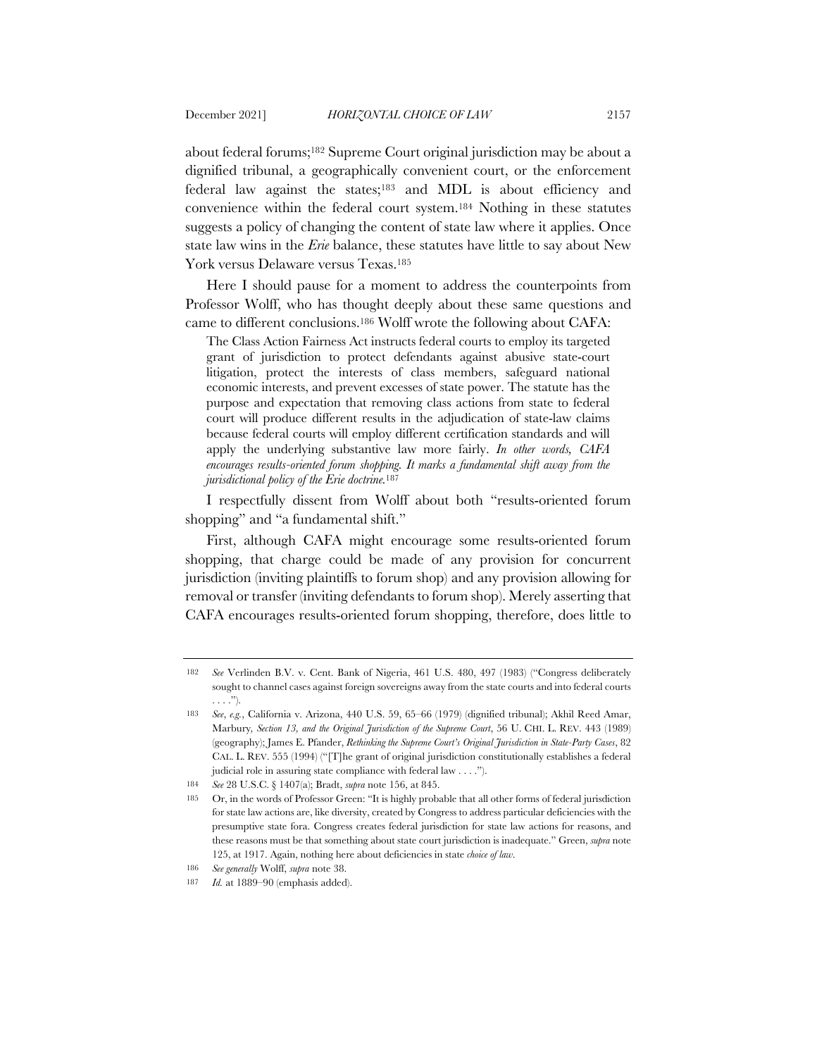about federal forums;[182] Supreme Court original jurisdiction may be about a dignified tribunal, a geographically convenient court, or the enforcement federal law against the states;[183] and MDL is about efficiency and convenience within the federal court system.[184] Nothing in these statutes suggests a policy of changing the content of state law where it applies. Once state law wins in the *Erie* balance, these statutes have little to say about New York versus Delaware versus Texas.[185]

Here I should pause for a moment to address the counterpoints from Professor Wolff, who has thought deeply about these same questions and came to different conclusions.[186] Wolff wrote the following about CAFA:

> The Class Action Fairness Act instructs federal courts to employ its targeted grant of jurisdiction to protect defendants against abusive state-court litigation, protect the interests of class members, safeguard national economic interests, and prevent excesses of state power. The statute has the purpose and expectation that removing class actions from state to federal court will produce different results in the adjudication of state-law claims because federal courts will employ different certification standards and will apply the underlying substantive law more fairly. *In other words, CAFA encourages results-oriented forum shopping. It marks a fundamental shift away from the jurisdictional policy of the Erie doctrine.*[187]

I respectfully dissent from Wolff about both "results-oriented forum shopping" and "a fundamental shift."

First, although CAFA might encourage some results-oriented forum shopping, that charge could be made of any provision for concurrent jurisdiction (inviting plaintiffs to forum shop) and any provision allowing for removal or transfer (inviting defendants to forum shop). Merely asserting that CAFA encourages results-oriented forum shopping, therefore, does little to

---

182 *See* Verlinden B.V. v. Cent. Bank of Nigeria, 461 U.S. 480, 497 (1983) ("Congress deliberately sought to channel cases against foreign sovereigns away from the state courts and into federal courts . . . .").

183 *See, e.g.*, California v. Arizona, 440 U.S. 59, 65–66 (1979) (dignified tribunal); Akhil Reed Amar, *Marbury, Section 13, and the Original Jurisdiction of the Supreme Court*, 56 U. CHI. L. REV. 443 (1989) (geography); James E. Pfander, *Rethinking the Supreme Court's Original Jurisdiction in State-Party Cases*, 82 CAL. L. REV. 555 (1994) ("[T]he grant of original jurisdiction constitutionally establishes a federal judicial role in assuring state compliance with federal law . . . .").

184 *See* 28 U.S.C. § 1407(a); Bradt, *supra* note 156, at 845.

185 Or, in the words of Professor Green: "It is highly probable that all other forms of federal jurisdiction for state law actions are, like diversity, created by Congress to address particular deficiencies with the presumptive state fora. Congress creates federal jurisdiction for state law actions for reasons, and these reasons must be that something about state court jurisdiction is inadequate." Green, *supra* note 125, at 1917. Again, nothing here about deficiencies in state *choice of law*.

186 *See generally* Wolff, *supra* note 38.

187 *Id.* at 1889–90 (emphasis added).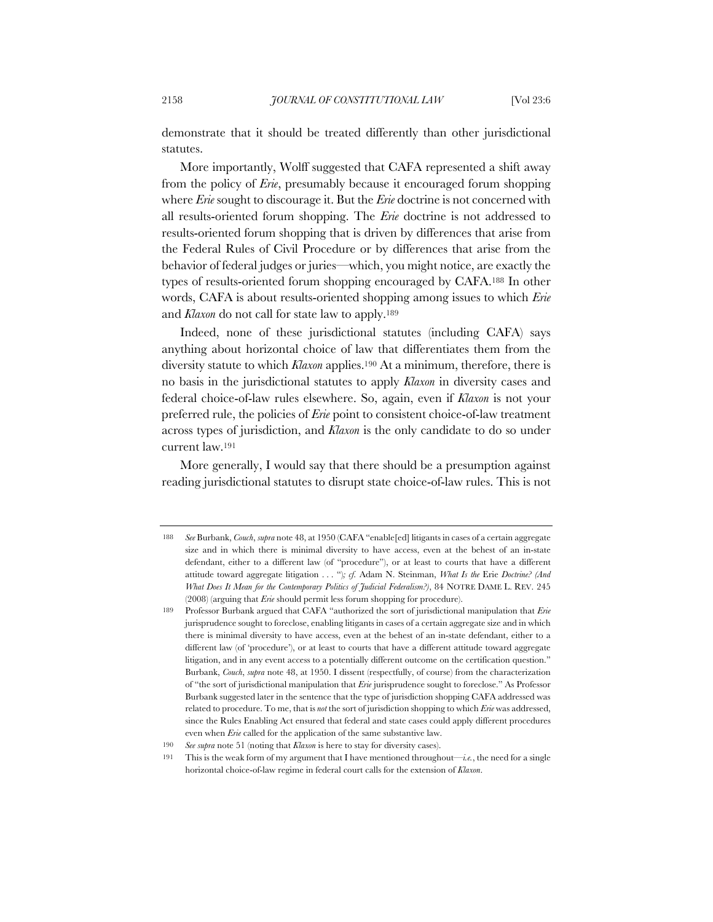demonstrate that it should be treated differently than other jurisdictional statutes.

More importantly, Wolff suggested that CAFA represented a shift away from the policy of *Erie*, presumably because it encouraged forum shopping where *Erie* sought to discourage it. But the *Erie* doctrine is not concerned with all results-oriented forum shopping. The *Erie* doctrine is not addressed to results-oriented forum shopping that is driven by differences that arise from the Federal Rules of Civil Procedure or by differences that arise from the behavior of federal judges or juries—which, you might notice, are exactly the types of results-oriented forum shopping encouraged by CAFA.[188] In other words, CAFA is about results-oriented shopping among issues to which *Erie* and *Klaxon* do not call for state law to apply.[189]

Indeed, none of these jurisdictional statutes (including CAFA) says anything about horizontal choice of law that differentiates them from the diversity statute to which *Klaxon* applies.[190] At a minimum, therefore, there is no basis in the jurisdictional statutes to apply *Klaxon* in diversity cases and federal choice-of-law rules elsewhere. So, again, even if *Klaxon* is not your preferred rule, the policies of *Erie* point to consistent choice-of-law treatment across types of jurisdiction, and *Klaxon* is the only candidate to do so under current law.[191]

More generally, I would say that there should be a presumption against reading jurisdictional statutes to disrupt state choice-of-law rules. This is not

---

188 *See* Burbank, *Couch*, *supra* note 48, at 1950 (CAFA "enable[ed] litigants in cases of a certain aggregate size and in which there is minimal diversity to have access, even at the behest of an in-state defendant, either to a different law (of "procedure"), or at least to courts that have a different attitude toward aggregate litigation . . . "); *cf.* Adam N. Steinman, *What Is the* Erie *Doctrine? (And What Does It Mean for the Contemporary Politics of Judicial Federalism?)*, 84 NOTRE DAME L. REV. 245 (2008) (arguing that *Erie* should permit less forum shopping for procedure).

189 Professor Burbank argued that CAFA "authorized the sort of jurisdictional manipulation that *Erie* jurisprudence sought to foreclose, enabling litigants in cases of a certain aggregate size and in which there is minimal diversity to have access, even at the behest of an in-state defendant, either to a different law (of 'procedure'), or at least to courts that have a different attitude toward aggregate litigation, and in any event access to a potentially different outcome on the certification question." Burbank, *Couch*, *supra* note 48, at 1950. I dissent (respectfully, of course) from the characterization of "the sort of jurisdictional manipulation that *Erie* jurisprudence sought to foreclose." As Professor Burbank suggested later in the sentence that the type of jurisdiction shopping CAFA addressed was related to procedure. To me, that is *not* the sort of jurisdiction shopping to which *Erie* was addressed, since the Rules Enabling Act ensured that federal and state cases could apply different procedures even when *Erie* called for the application of the same substantive law.

190 *See supra* note 51 (noting that *Klaxon* is here to stay for diversity cases).

191 This is the weak form of my argument that I have mentioned throughout—*i.e.*, the need for a single horizontal choice-of-law regime in federal court calls for the extension of *Klaxon*.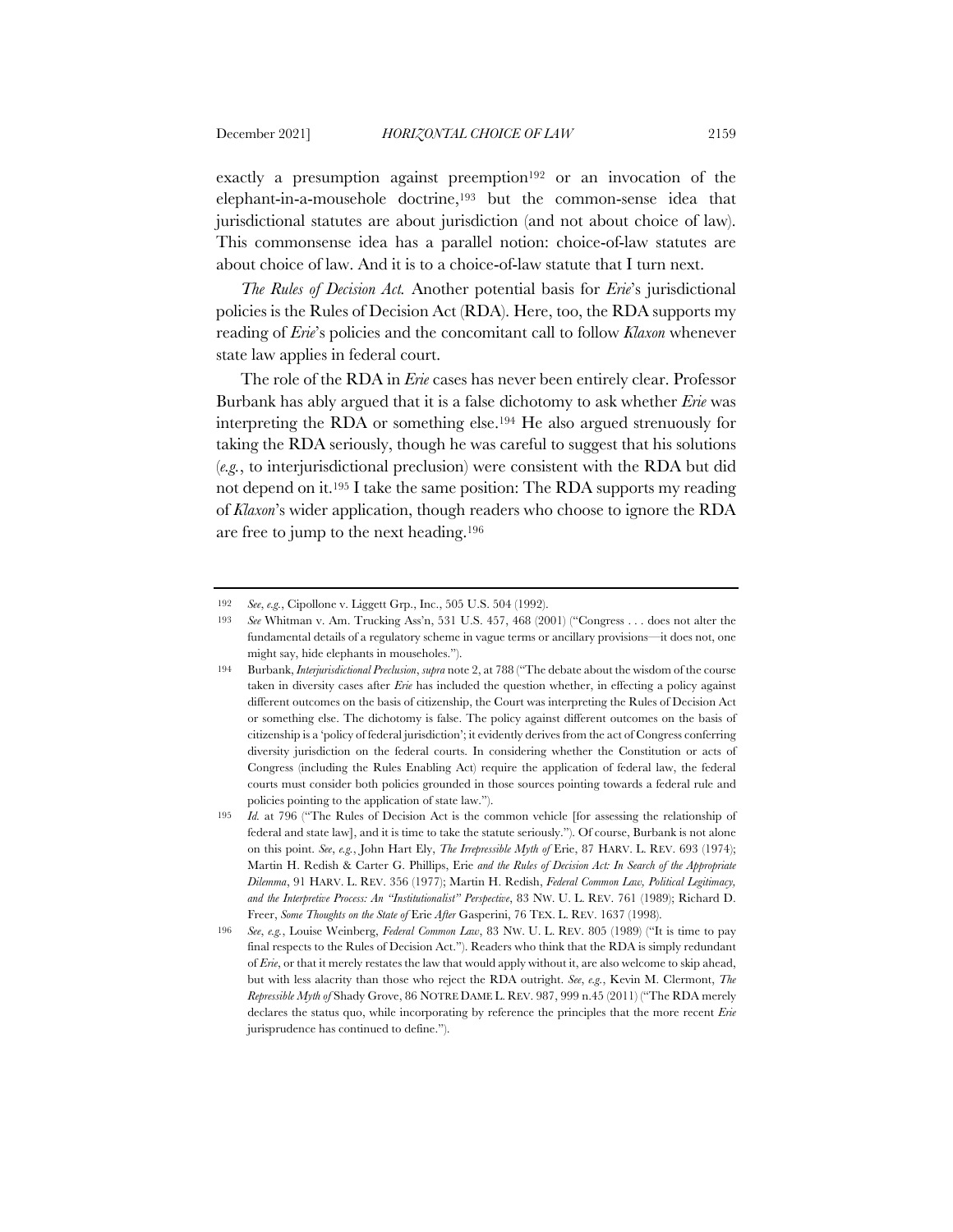exactly a presumption against preemption[192] or an invocation of the elephant-in-a-mousehole doctrine,[193] but the common-sense idea that jurisdictional statutes are about jurisdiction (and not about choice of law). This commonsense idea has a parallel notion: choice-of-law statutes are about choice of law. And it is to a choice-of-law statute that I turn next.

*The Rules of Decision Act.* Another potential basis for *Erie*'s jurisdictional policies is the Rules of Decision Act (RDA). Here, too, the RDA supports my reading of *Erie*'s policies and the concomitant call to follow *Klaxon* whenever state law applies in federal court.

The role of the RDA in *Erie* cases has never been entirely clear. Professor Burbank has ably argued that it is a false dichotomy to ask whether *Erie* was interpreting the RDA or something else.[194] He also argued strenuously for taking the RDA seriously, though he was careful to suggest that his solutions (*e.g.*, to interjurisdictional preclusion) were consistent with the RDA but did not depend on it.[195] I take the same position: The RDA supports my reading of *Klaxon*'s wider application, though readers who choose to ignore the RDA are free to jump to the next heading.[196]

---

192 *See*, *e.g.*, Cipollone v. Liggett Grp., Inc., 505 U.S. 504 (1992).

193 *See* Whitman v. Am. Trucking Ass'n, 531 U.S. 457, 468 (2001) ("Congress . . . does not alter the fundamental details of a regulatory scheme in vague terms or ancillary provisions—it does not, one might say, hide elephants in mouseholes.").

194 Burbank, *Interjurisdictional Preclusion*, *supra* note 2, at 788 ("The debate about the wisdom of the course taken in diversity cases after *Erie* has included the question whether, in effecting a policy against different outcomes on the basis of citizenship, the Court was interpreting the Rules of Decision Act or something else. The dichotomy is false. The policy against different outcomes on the basis of citizenship is a 'policy of federal jurisdiction'; it evidently derives from the act of Congress conferring diversity jurisdiction on the federal courts. In considering whether the Constitution or acts of Congress (including the Rules Enabling Act) require the application of federal law, the federal courts must consider both policies grounded in those sources pointing towards a federal rule and policies pointing to the application of state law.").

195 *Id.* at 796 ("The Rules of Decision Act is the common vehicle [for assessing the relationship of federal and state law], and it is time to take the statute seriously."). Of course, Burbank is not alone on this point. *See*, *e.g.*, John Hart Ely, *The Irrepressible Myth of* Erie, 87 HARV. L. REV. 693 (1974); Martin H. Redish & Carter G. Phillips, Erie *and the Rules of Decision Act: In Search of the Appropriate Dilemma*, 91 HARV. L. REV. 356 (1977); Martin H. Redish, *Federal Common Law, Political Legitimacy, and the Interpretive Process: An "Institutionalist" Perspective*, 83 NW. U. L. REV. 761 (1989); Richard D. Freer, *Some Thoughts on the State of* Erie *After* Gasperini, 76 TEX. L. REV. 1637 (1998).

196 *See*, *e.g.*, Louise Weinberg, *Federal Common Law*, 83 NW. U. L. REV. 805 (1989) ("It is time to pay final respects to the Rules of Decision Act."). Readers who think that the RDA is simply redundant of *Erie*, or that it merely restates the law that would apply without it, are also welcome to skip ahead, but with less alacrity than those who reject the RDA outright. *See*, *e.g.*, Kevin M. Clermont, *The Repressible Myth of* Shady Grove, 86 NOTRE DAME L. REV. 987, 999 n.45 (2011) ("The RDA merely declares the status quo, while incorporating by reference the principles that the more recent *Erie* jurisprudence has continued to define.").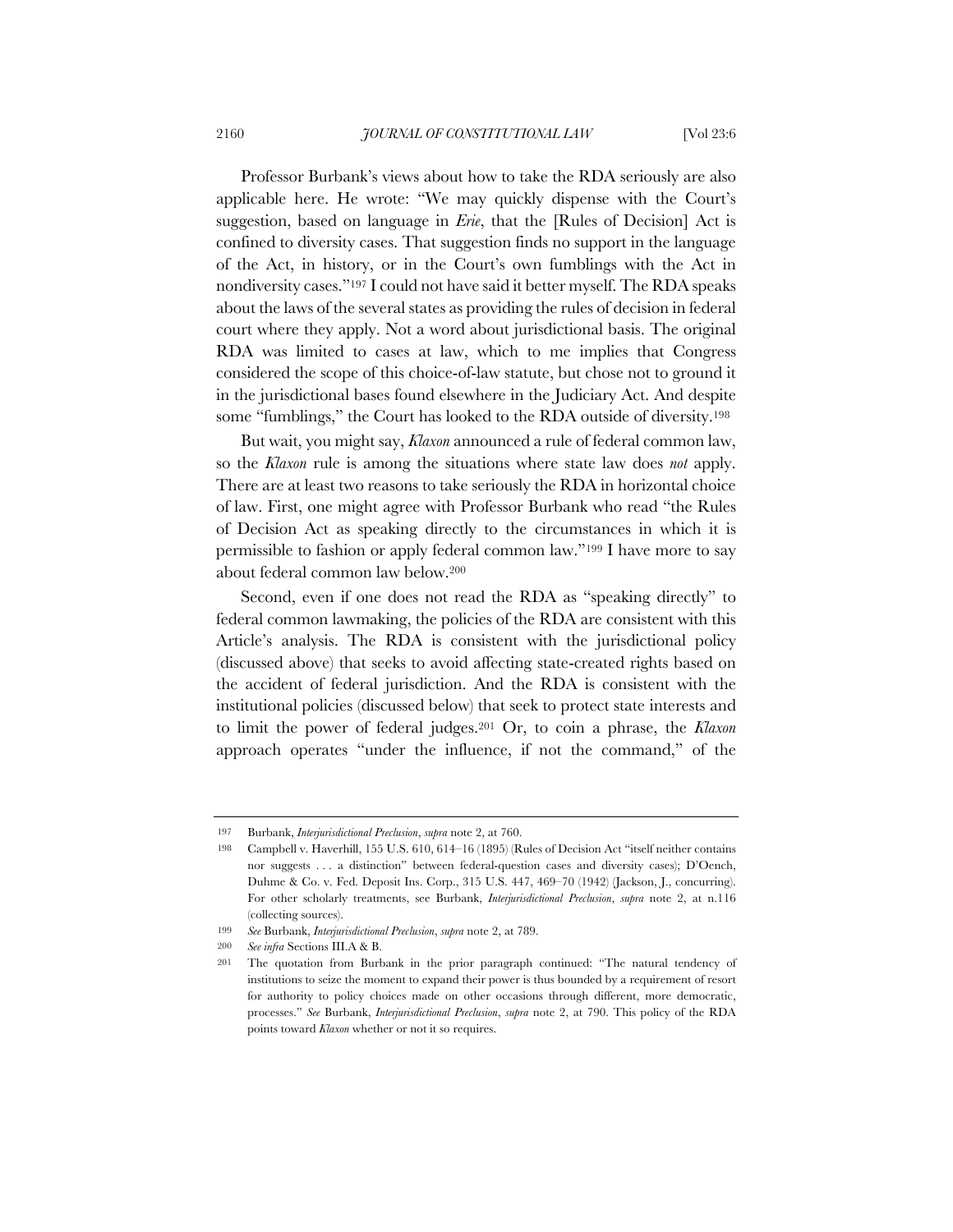Professor Burbank's views about how to take the RDA seriously are also applicable here. He wrote: "We may quickly dispense with the Court's suggestion, based on language in *Erie*, that the [Rules of Decision] Act is confined to diversity cases. That suggestion finds no support in the language of the Act, in history, or in the Court's own fumblings with the Act in nondiversity cases."[197] I could not have said it better myself. The RDA speaks about the laws of the several states as providing the rules of decision in federal court where they apply. Not a word about jurisdictional basis. The original RDA was limited to cases at law, which to me implies that Congress considered the scope of this choice-of-law statute, but chose not to ground it in the jurisdictional bases found elsewhere in the Judiciary Act. And despite some "fumblings," the Court has looked to the RDA outside of diversity.[198]

But wait, you might say, *Klaxon* announced a rule of federal common law, so the *Klaxon* rule is among the situations where state law does *not* apply. There are at least two reasons to take seriously the RDA in horizontal choice of law. First, one might agree with Professor Burbank who read "the Rules of Decision Act as speaking directly to the circumstances in which it is permissible to fashion or apply federal common law."[199] I have more to say about federal common law below.[200]

Second, even if one does not read the RDA as "speaking directly" to federal common lawmaking, the policies of the RDA are consistent with this Article's analysis. The RDA is consistent with the jurisdictional policy (discussed above) that seeks to avoid affecting state-created rights based on the accident of federal jurisdiction. And the RDA is consistent with the institutional policies (discussed below) that seek to protect state interests and to limit the power of federal judges.[201] Or, to coin a phrase, the *Klaxon* approach operates "under the influence, if not the command," of the

---

197 Burbank, *Interjurisdictional Preclusion*, *supra* note 2, at 760.

198 Campbell v. Haverhill, 155 U.S. 610, 614–16 (1895) (Rules of Decision Act "itself neither contains nor suggests . . . a distinction" between federal-question cases and diversity cases); D'Oench, Duhme & Co. v. Fed. Deposit Ins. Corp., 315 U.S. 447, 469–70 (1942) (Jackson, J., concurring). For other scholarly treatments, see Burbank, *Interjurisdictional Preclusion*, *supra* note 2, at n.116 (collecting sources).

199 *See* Burbank, *Interjurisdictional Preclusion*, *supra* note 2, at 789.

200 *See infra* Sections III.A & B.

201 The quotation from Burbank in the prior paragraph continued: "The natural tendency of institutions to seize the moment to expand their power is thus bounded by a requirement of resort for authority to policy choices made on other occasions through different, more democratic, processes." *See* Burbank, *Interjurisdictional Preclusion*, *supra* note 2, at 790. This policy of the RDA points toward *Klaxon* whether or not it so requires.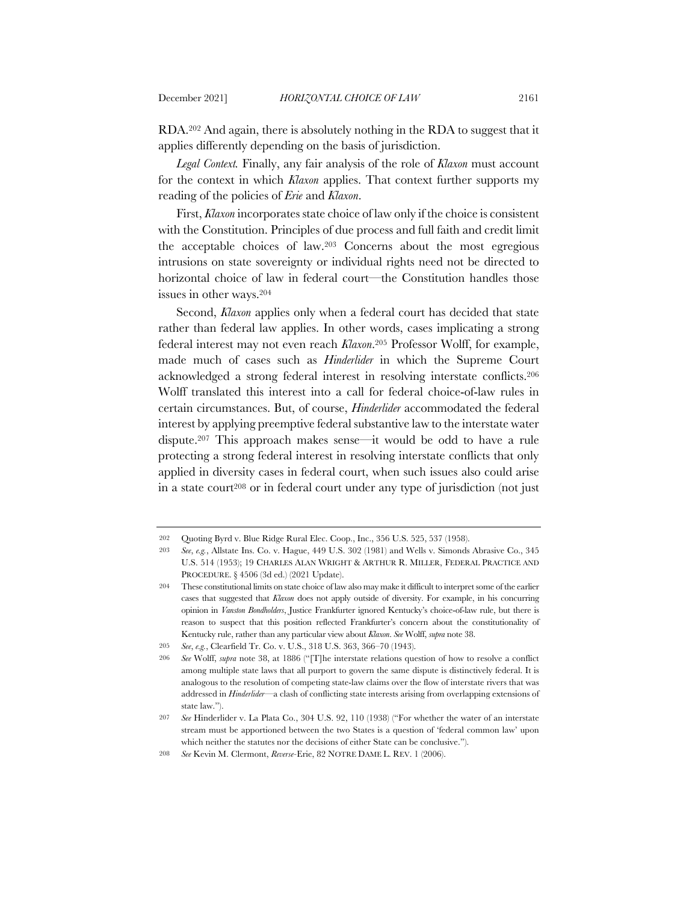RDA.[202] And again, there is absolutely nothing in the RDA to suggest that it applies differently depending on the basis of jurisdiction.

*Legal Context.* Finally, any fair analysis of the role of *Klaxon* must account for the context in which *Klaxon* applies. That context further supports my reading of the policies of *Erie* and *Klaxon*.

First, *Klaxon* incorporates state choice of law only if the choice is consistent with the Constitution. Principles of due process and full faith and credit limit the acceptable choices of law.[203] Concerns about the most egregious intrusions on state sovereignty or individual rights need not be directed to horizontal choice of law in federal court—the Constitution handles those issues in other ways.[204]

Second, *Klaxon* applies only when a federal court has decided that state rather than federal law applies. In other words, cases implicating a strong federal interest may not even reach *Klaxon*.[205] Professor Wolff, for example, made much of cases such as *Hinderlider* in which the Supreme Court acknowledged a strong federal interest in resolving interstate conflicts.[206] Wolff translated this interest into a call for federal choice-of-law rules in certain circumstances. But, of course, *Hinderlider* accommodated the federal interest by applying preemptive federal substantive law to the interstate water dispute.[207] This approach makes sense—it would be odd to have a rule protecting a strong federal interest in resolving interstate conflicts that only applied in diversity cases in federal court, when such issues also could arise in a state court[208] or in federal court under any type of jurisdiction (not just

---

202 Quoting Byrd v. Blue Ridge Rural Elec. Coop., Inc., 356 U.S. 525, 537 (1958).

203 *See*, *e.g.*, Allstate Ins. Co. v. Hague, 449 U.S. 302 (1981) and Wells v. Simonds Abrasive Co., 345 U.S. 514 (1953); 19 CHARLES ALAN WRIGHT & ARTHUR R. MILLER, FEDERAL PRACTICE AND PROCEDURE. § 4506 (3d ed.) (2021 Update).

204 These constitutional limits on state choice of law also may make it difficult to interpret some of the earlier cases that suggested that *Klaxon* does not apply outside of diversity. For example, in his concurring opinion in *Vanston Bondholders*, Justice Frankfurter ignored Kentucky's choice-of-law rule, but there is reason to suspect that this position reflected Frankfurter's concern about the constitutionality of Kentucky rule, rather than any particular view about *Klaxon*. *See* Wolff, *supra* note 38.

205 *See*, *e.g.*, Clearfield Tr. Co. v. U.S., 318 U.S. 363, 366–70 (1943).

206 *See* Wolff, *supra* note 38, at 1886 ("[T]he interstate relations question of how to resolve a conflict among multiple state laws that all purport to govern the same dispute is distinctively federal. It is analogous to the resolution of competing state-law claims over the flow of interstate rivers that was addressed in *Hinderlider*—a clash of conflicting state interests arising from overlapping extensions of state law.").

207 *See* Hinderlider v. La Plata Co., 304 U.S. 92, 110 (1938) ("For whether the water of an interstate stream must be apportioned between the two States is a question of 'federal common law' upon which neither the statutes nor the decisions of either State can be conclusive.").

208 *See* Kevin M. Clermont, *Reverse-*Erie, 82 NOTRE DAME L. REV. 1 (2006).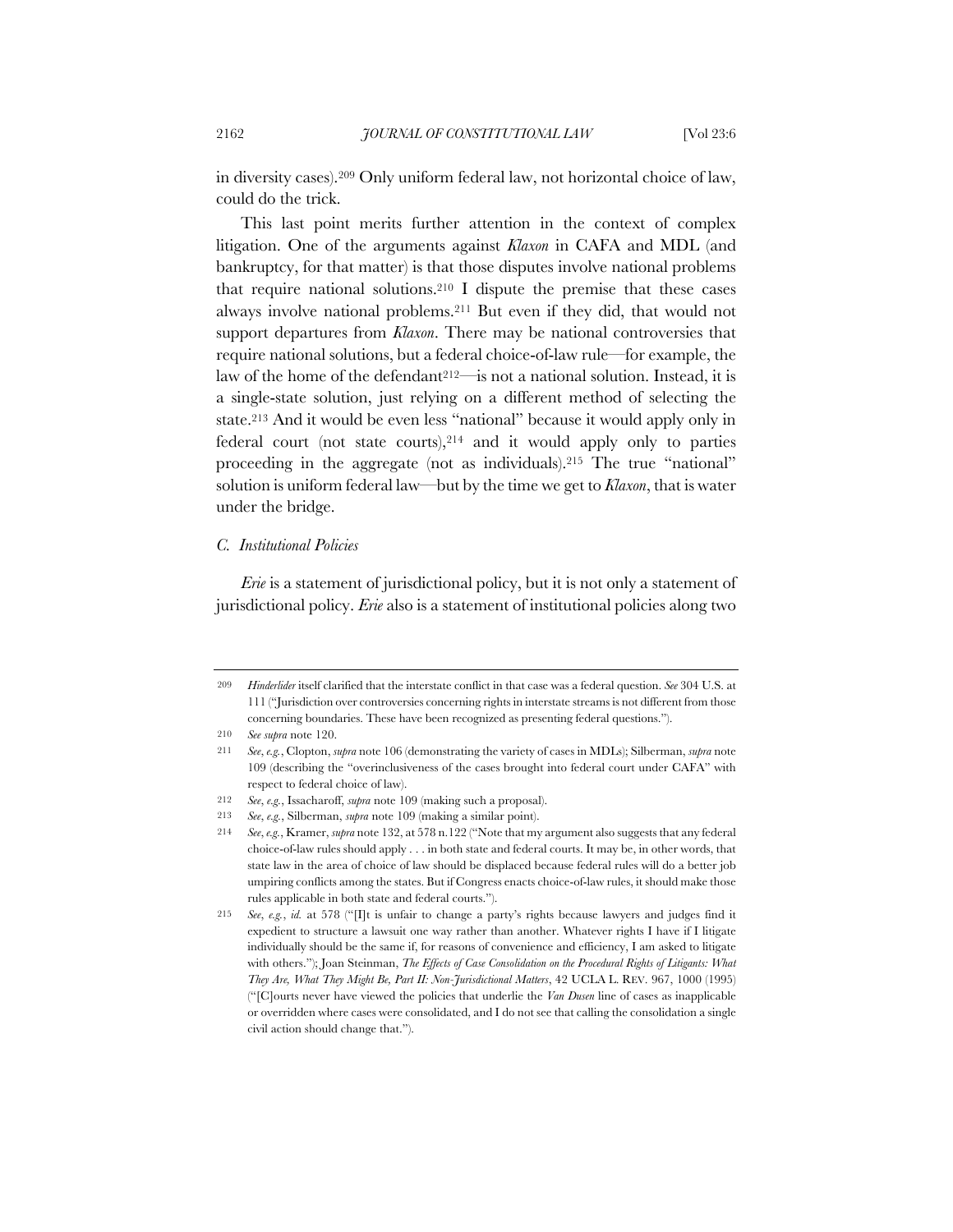in diversity cases).[209] Only uniform federal law, not horizontal choice of law, could do the trick.

This last point merits further attention in the context of complex litigation. One of the arguments against *Klaxon* in CAFA and MDL (and bankruptcy, for that matter) is that those disputes involve national problems that require national solutions.[210] I dispute the premise that these cases always involve national problems.[211] But even if they did, that would not support departures from *Klaxon*. There may be national controversies that require national solutions, but a federal choice-of-law rule—for example, the law of the home of the defendant[212]—is not a national solution. Instead, it is a single-state solution, just relying on a different method of selecting the state.[213] And it would be even less "national" because it would apply only in federal court (not state courts),[214] and it would apply only to parties proceeding in the aggregate (not as individuals).[215] The true "national" solution is uniform federal law—but by the time we get to *Klaxon*, that is water under the bridge.

### *C. Institutional Policies*

*Erie* is a statement of jurisdictional policy, but it is not only a statement of jurisdictional policy. *Erie* also is a statement of institutional policies along two

---

209 *Hinderlider* itself clarified that the interstate conflict in that case was a federal question. *See* 304 U.S. at 111 ("Jurisdiction over controversies concerning rights in interstate streams is not different from those concerning boundaries. These have been recognized as presenting federal questions.").

210 *See supra* note 120.

211 *See, e.g.*, Clopton, *supra* note 106 (demonstrating the variety of cases in MDLs); Silberman, *supra* note 109 (describing the "overinclusiveness of the cases brought into federal court under CAFA" with respect to federal choice of law).

212 *See, e.g.*, Issacharoff, *supra* note 109 (making such a proposal).

213 *See, e.g.*, Silberman, *supra* note 109 (making a similar point).

214 *See, e.g.*, Kramer, *supra* note 132, at 578 n.122 ("Note that my argument also suggests that any federal choice-of-law rules should apply . . . in both state and federal courts. It may be, in other words, that state law in the area of choice of law should be displaced because federal rules will do a better job umpiring conflicts among the states. But if Congress enacts choice-of-law rules, it should make those rules applicable in both state and federal courts.").

215 *See, e.g.*, *id.* at 578 ("[I]t is unfair to change a party's rights because lawyers and judges find it expedient to structure a lawsuit one way rather than another. Whatever rights I have if I litigate individually should be the same if, for reasons of convenience and efficiency, I am asked to litigate with others."); Joan Steinman, *The Effects of Case Consolidation on the Procedural Rights of Litigants: What They Are, What They Might Be, Part II: Non-Jurisdictional Matters*, 42 UCLA L. REV. 967, 1000 (1995) ("[C]ourts never have viewed the policies that underlie the *Van Dusen* line of cases as inapplicable or overridden where cases were consolidated, and I do not see that calling the consolidation a single civil action should change that.").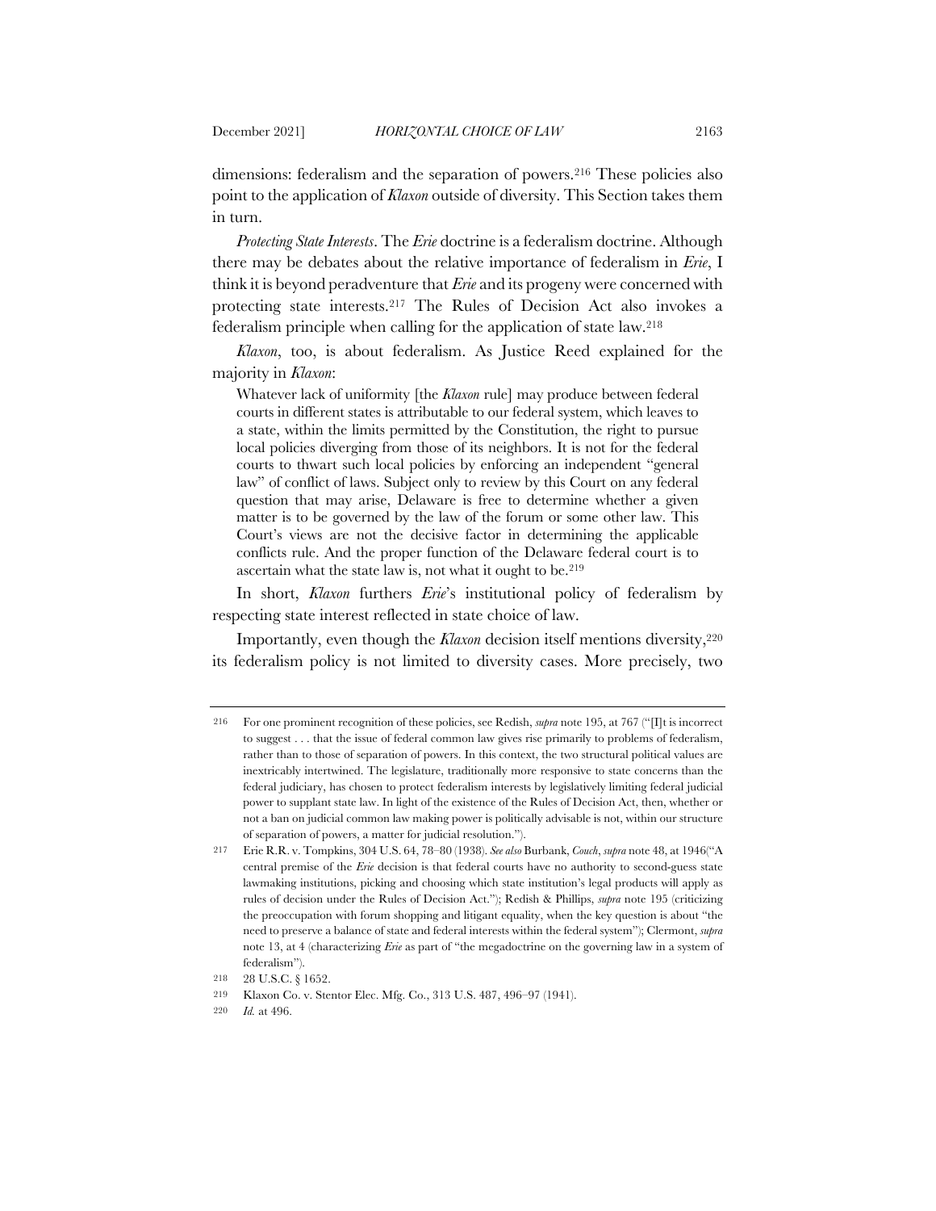dimensions: federalism and the separation of powers.[216] These policies also point to the application of *Klaxon* outside of diversity. This Section takes them in turn.

*Protecting State Interests*. The *Erie* doctrine is a federalism doctrine. Although there may be debates about the relative importance of federalism in *Erie*, I think it is beyond peradventure that *Erie* and its progeny were concerned with protecting state interests.[217] The Rules of Decision Act also invokes a federalism principle when calling for the application of state law.[218]

*Klaxon*, too, is about federalism. As Justice Reed explained for the majority in *Klaxon*:

> Whatever lack of uniformity [the *Klaxon* rule] may produce between federal courts in different states is attributable to our federal system, which leaves to a state, within the limits permitted by the Constitution, the right to pursue local policies diverging from those of its neighbors. It is not for the federal courts to thwart such local policies by enforcing an independent "general law" of conflict of laws. Subject only to review by this Court on any federal question that may arise, Delaware is free to determine whether a given matter is to be governed by the law of the forum or some other law. This Court's views are not the decisive factor in determining the applicable conflicts rule. And the proper function of the Delaware federal court is to ascertain what the state law is, not what it ought to be.[219]

In short, *Klaxon* furthers *Erie*'s institutional policy of federalism by respecting state interest reflected in state choice of law.

Importantly, even though the *Klaxon* decision itself mentions diversity,[220] its federalism policy is not limited to diversity cases. More precisely, two

---

216 For one prominent recognition of these policies, see Redish, *supra* note 195, at 767 ("[I]t is incorrect to suggest . . . that the issue of federal common law gives rise primarily to problems of federalism, rather than to those of separation of powers. In this context, the two structural political values are inextricably intertwined. The legislature, traditionally more responsive to state concerns than the federal judiciary, has chosen to protect federalism interests by legislatively limiting federal judicial power to supplant state law. In light of the existence of the Rules of Decision Act, then, whether or not a ban on judicial common law making power is politically advisable is not, within our structure of separation of powers, a matter for judicial resolution.").

217 Erie R.R. v. Tompkins, 304 U.S. 64, 78–80 (1938). *See also* Burbank, *Couch*, *supra* note 48, at 1946("A central premise of the *Erie* decision is that federal courts have no authority to second-guess state lawmaking institutions, picking and choosing which state institution's legal products will apply as rules of decision under the Rules of Decision Act."); Redish & Phillips, *supra* note 195 (criticizing the preoccupation with forum shopping and litigant equality, when the key question is about "the need to preserve a balance of state and federal interests within the federal system"); Clermont, *supra* note 13, at 4 (characterizing *Erie* as part of "the megadoctrine on the governing law in a system of federalism").

218 28 U.S.C. § 1652.

219 Klaxon Co. v. Stentor Elec. Mfg. Co., 313 U.S. 487, 496–97 (1941).

220 *Id.* at 496.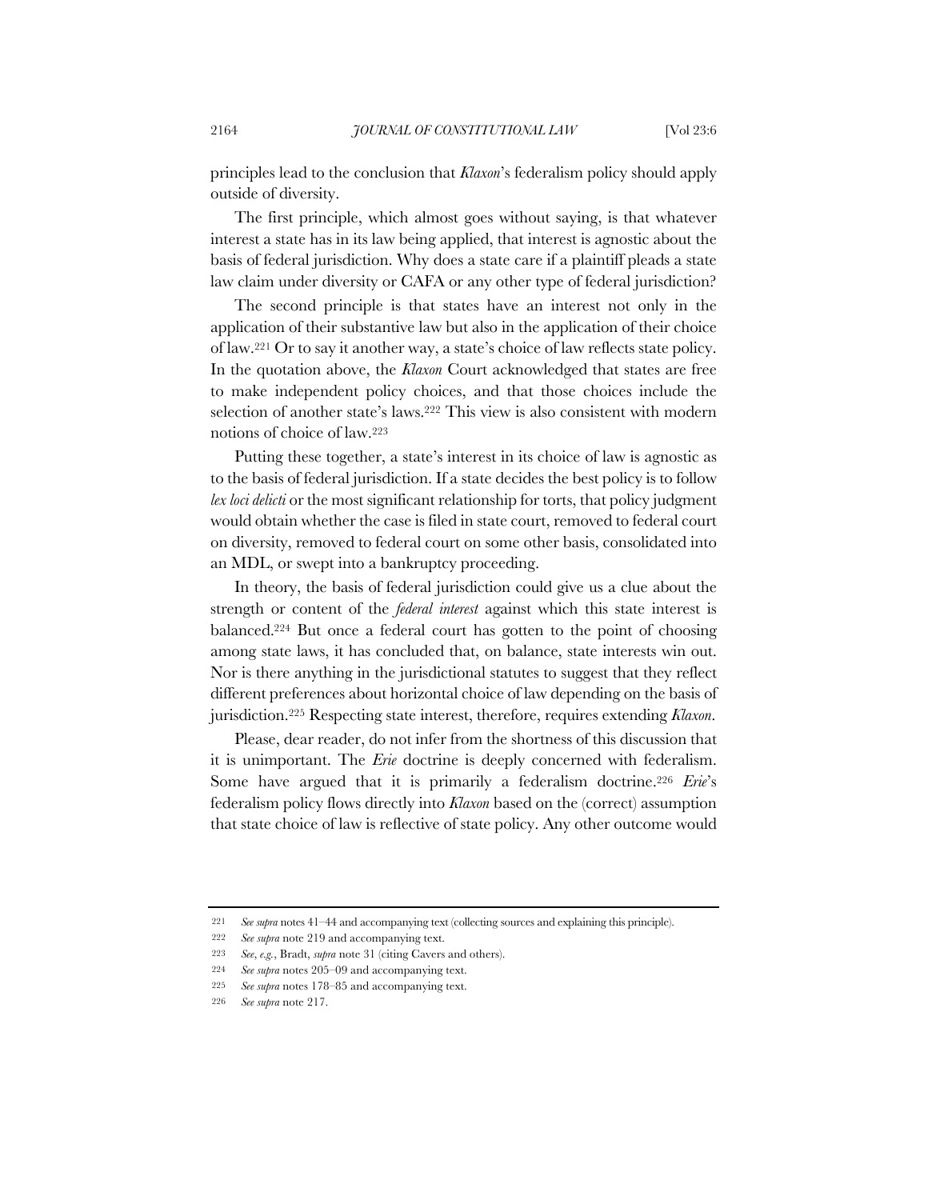principles lead to the conclusion that *Klaxon*'s federalism policy should apply outside of diversity.

The first principle, which almost goes without saying, is that whatever interest a state has in its law being applied, that interest is agnostic about the basis of federal jurisdiction. Why does a state care if a plaintiff pleads a state law claim under diversity or CAFA or any other type of federal jurisdiction?

The second principle is that states have an interest not only in the application of their substantive law but also in the application of their choice of law.[221] Or to say it another way, a state's choice of law reflects state policy. In the quotation above, the *Klaxon* Court acknowledged that states are free to make independent policy choices, and that those choices include the selection of another state's laws.[222] This view is also consistent with modern notions of choice of law.[223]

Putting these together, a state's interest in its choice of law is agnostic as to the basis of federal jurisdiction. If a state decides the best policy is to follow *lex loci delicti* or the most significant relationship for torts, that policy judgment would obtain whether the case is filed in state court, removed to federal court on diversity, removed to federal court on some other basis, consolidated into an MDL, or swept into a bankruptcy proceeding.

In theory, the basis of federal jurisdiction could give us a clue about the strength or content of the *federal interest* against which this state interest is balanced.[224] But once a federal court has gotten to the point of choosing among state laws, it has concluded that, on balance, state interests win out. Nor is there anything in the jurisdictional statutes to suggest that they reflect different preferences about horizontal choice of law depending on the basis of jurisdiction.[225] Respecting state interest, therefore, requires extending *Klaxon*.

Please, dear reader, do not infer from the shortness of this discussion that it is unimportant. The *Erie* doctrine is deeply concerned with federalism. Some have argued that it is primarily a federalism doctrine.[226] *Erie*'s federalism policy flows directly into *Klaxon* based on the (correct) assumption that state choice of law is reflective of state policy. Any other outcome would

---

221 *See supra* notes 41–44 and accompanying text (collecting sources and explaining this principle).

222 *See supra* note 219 and accompanying text.

223 *See, e.g.*, Bradt, *supra* note 31 (citing Cavers and others).

224 *See supra* notes 205–09 and accompanying text.

225 *See supra* notes 178–85 and accompanying text.

226 *See supra* note 217.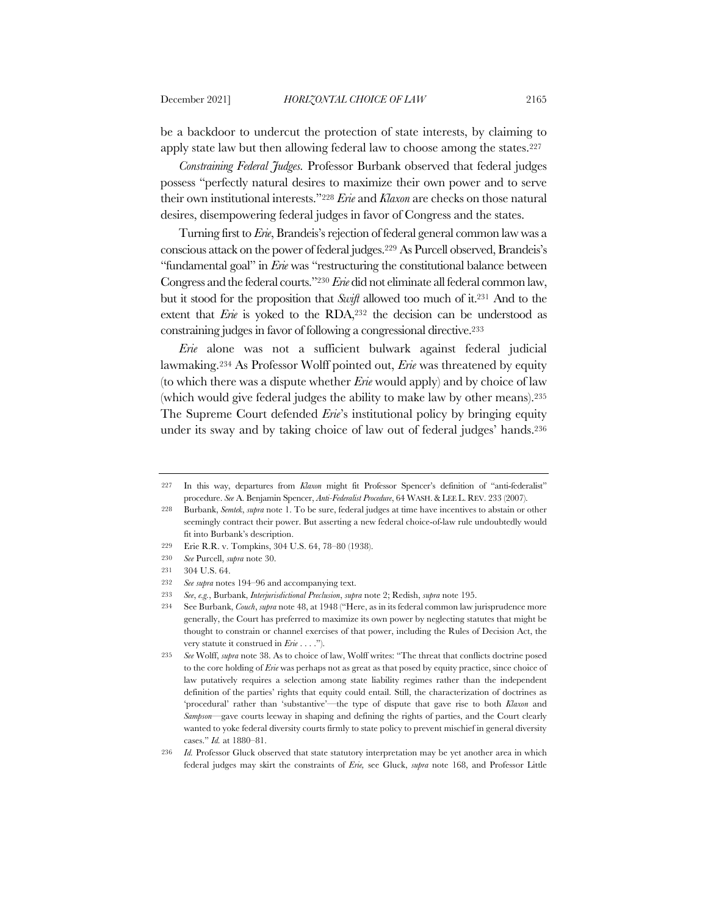be a backdoor to undercut the protection of state interests, by claiming to apply state law but then allowing federal law to choose among the states.[227]

*Constraining Federal Judges.* Professor Burbank observed that federal judges possess "perfectly natural desires to maximize their own power and to serve their own institutional interests."[228] *Erie* and *Klaxon* are checks on those natural desires, disempowering federal judges in favor of Congress and the states.

Turning first to *Erie*, Brandeis's rejection of federal general common law was a conscious attack on the power of federal judges.[229] As Purcell observed, Brandeis's "fundamental goal" in *Erie* was "restructuring the constitutional balance between Congress and the federal courts."[230] *Erie* did not eliminate all federal common law, but it stood for the proposition that *Swift* allowed too much of it.[231] And to the extent that *Erie* is yoked to the RDA,[232] the decision can be understood as constraining judges in favor of following a congressional directive.[233]

*Erie* alone was not a sufficient bulwark against federal judicial lawmaking.[234] As Professor Wolff pointed out, *Erie* was threatened by equity (to which there was a dispute whether *Erie* would apply) and by choice of law (which would give federal judges the ability to make law by other means).[235] The Supreme Court defended *Erie*'s institutional policy by bringing equity under its sway and by taking choice of law out of federal judges' hands.[236]

---

227 In this way, departures from *Klaxon* might fit Professor Spencer's definition of "anti-federalist" procedure. *See* A. Benjamin Spencer, *Anti-Federalist Procedure*, 64 WASH. & LEE L. REV. 233 (2007).

228 Burbank, *Semtek*, *supra* note 1. To be sure, federal judges at time have incentives to abstain or other seemingly contract their power. But asserting a new federal choice-of-law rule undoubtedly would fit into Burbank's description.

229 Erie R.R. v. Tompkins, 304 U.S. 64, 78–80 (1938).

230 *See* Purcell, *supra* note 30.

231 304 U.S. 64.

232 *See supra* notes 194–96 and accompanying text.

233 *See*, *e.g.*, Burbank, *Interjurisdictional Preclusion*, *supra* note 2; Redish, *supra* note 195.

234 See Burbank, *Couch*, *supra* note 48, at 1948 ("Here, as in its federal common law jurisprudence more generally, the Court has preferred to maximize its own power by neglecting statutes that might be thought to constrain or channel exercises of that power, including the Rules of Decision Act, the very statute it construed in *Erie* . . . .").

235 *See* Wolff, *supra* note 38. As to choice of law, Wolff writes: "The threat that conflicts doctrine posed to the core holding of *Erie* was perhaps not as great as that posed by equity practice, since choice of law putatively requires a selection among state liability regimes rather than the independent definition of the parties' rights that equity could entail. Still, the characterization of doctrines as 'procedural' rather than 'substantive'—the type of dispute that gave rise to both *Klaxon* and *Sampson*—gave courts leeway in shaping and defining the rights of parties, and the Court clearly wanted to yoke federal diversity courts firmly to state policy to prevent mischief in general diversity cases." *Id.* at 1880–81.

236 *Id.* Professor Gluck observed that state statutory interpretation may be yet another area in which federal judges may skirt the constraints of *Erie,* see Gluck, *supra* note 168, and Professor Little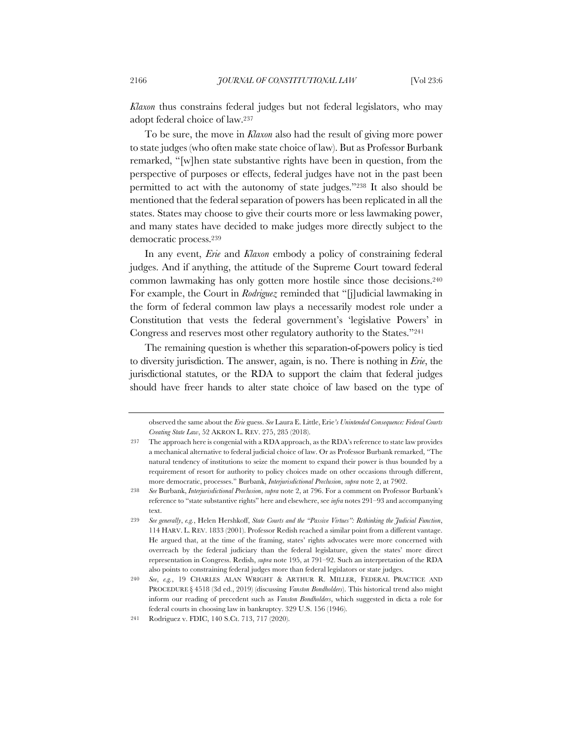*Klaxon* thus constrains federal judges but not federal legislators, who may adopt federal choice of law.[237]

To be sure, the move in *Klaxon* also had the result of giving more power to state judges (who often make state choice of law). But as Professor Burbank remarked, "[w]hen state substantive rights have been in question, from the perspective of purposes or effects, federal judges have not in the past been permitted to act with the autonomy of state judges."[238] It also should be mentioned that the federal separation of powers has been replicated in all the states. States may choose to give their courts more or less lawmaking power, and many states have decided to make judges more directly subject to the democratic process.[239]

In any event, *Erie* and *Klaxon* embody a policy of constraining federal judges. And if anything, the attitude of the Supreme Court toward federal common lawmaking has only gotten more hostile since those decisions.[240] For example, the Court in *Rodriguez* reminded that "[j]udicial lawmaking in the form of federal common law plays a necessarily modest role under a Constitution that vests the federal government's 'legislative Powers' in Congress and reserves most other regulatory authority to the States."[241]

The remaining question is whether this separation-of-powers policy is tied to diversity jurisdiction. The answer, again, is no. There is nothing in *Erie*, the jurisdictional statutes, or the RDA to support the claim that federal judges should have freer hands to alter state choice of law based on the type of

---

observed the same about the *Erie* guess. *See* Laura E. Little, Erie*'s Unintended Consequence: Federal Courts Creating State Law*, 52 AKRON L. REV. 275, 285 (2018).

237 The approach here is congenial with a RDA approach, as the RDA's reference to state law provides a mechanical alternative to federal judicial choice of law. Or as Professor Burbank remarked, "The natural tendency of institutions to seize the moment to expand their power is thus bounded by a requirement of resort for authority to policy choices made on other occasions through different, more democratic, processes." Burbank, *Interjurisdictional Preclusion*, *supra* note 2, at 7902.

238 *See* Burbank, *Interjurisdictional Preclusion*, *supra* note 2, at 796. For a comment on Professor Burbank's reference to "state substantive rights" here and elsewhere, see *infra* notes 291–93 and accompanying text.

239 *See generally*, *e.g.*, Helen Hershkoff, *State Courts and the "Passive Virtues": Rethinking the Judicial Function*, 114 HARV. L. REV. 1833 (2001). Professor Redish reached a similar point from a different vantage. He argued that, at the time of the framing, states' rights advocates were more concerned with overreach by the federal judiciary than the federal legislature, given the states' more direct representation in Congress. Redish, *supra* note 195, at 791–92. Such an interpretation of the RDA also points to constraining federal judges more than federal legislators or state judges.

240 *See*, *e.g.*, 19 CHARLES ALAN WRIGHT & ARTHUR R. MILLER, FEDERAL PRACTICE AND PROCEDURE § 4518 (3d ed., 2019) (discussing *Vanston Bondholders*). This historical trend also might inform our reading of precedent such as *Vanston Bondholders*, which suggested in dicta a role for federal courts in choosing law in bankruptcy. 329 U.S. 156 (1946).

241 Rodriguez v. FDIC, 140 S.Ct. 713, 717 (2020).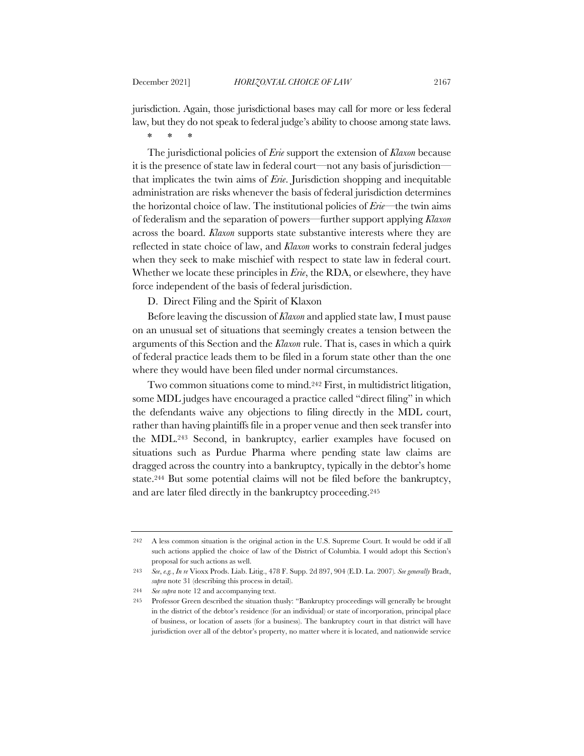jurisdiction. Again, those jurisdictional bases may call for more or less federal law, but they do not speak to federal judge's ability to choose among state laws.

\*   \*   \*

The jurisdictional policies of *Erie* support the extension of *Klaxon* because it is the presence of state law in federal court—not any basis of jurisdiction—that implicates the twin aims of *Erie*. Jurisdiction shopping and inequitable administration are risks whenever the basis of federal jurisdiction determines the horizontal choice of law. The institutional policies of *Erie*—the twin aims of federalism and the separation of powers—further support applying *Klaxon* across the board. *Klaxon* supports state substantive interests where they are reflected in state choice of law, and *Klaxon* works to constrain federal judges when they seek to make mischief with respect to state law in federal court. Whether we locate these principles in *Erie*, the RDA, or elsewhere, they have force independent of the basis of federal jurisdiction.

### D. Direct Filing and the Spirit of Klaxon

Before leaving the discussion of *Klaxon* and applied state law, I must pause on an unusual set of situations that seemingly creates a tension between the arguments of this Section and the *Klaxon* rule. That is, cases in which a quirk of federal practice leads them to be filed in a forum state other than the one where they would have been filed under normal circumstances.

Two common situations come to mind.[242] First, in multidistrict litigation, some MDL judges have encouraged a practice called "direct filing" in which the defendants waive any objections to filing directly in the MDL court, rather than having plaintiffs file in a proper venue and then seek transfer into the MDL.[243] Second, in bankruptcy, earlier examples have focused on situations such as Purdue Pharma where pending state law claims are dragged across the country into a bankruptcy, typically in the debtor's home state.[244] But some potential claims will not be filed before the bankruptcy, and are later filed directly in the bankruptcy proceeding.[245]

---

242 A less common situation is the original action in the U.S. Supreme Court. It would be odd if all such actions applied the choice of law of the District of Columbia. I would adopt this Section's proposal for such actions as well.

243 *See*, *e.g.*, *In re* Vioxx Prods. Liab. Litig., 478 F. Supp. 2d 897, 904 (E.D. La. 2007). *See generally* Bradt, *supra* note 31 (describing this process in detail).

244 *See supra* note 12 and accompanying text.

245 Professor Green described the situation thusly: "Bankruptcy proceedings will generally be brought in the district of the debtor's residence (for an individual) or state of incorporation, principal place of business, or location of assets (for a business). The bankruptcy court in that district will have jurisdiction over all of the debtor's property, no matter where it is located, and nationwide service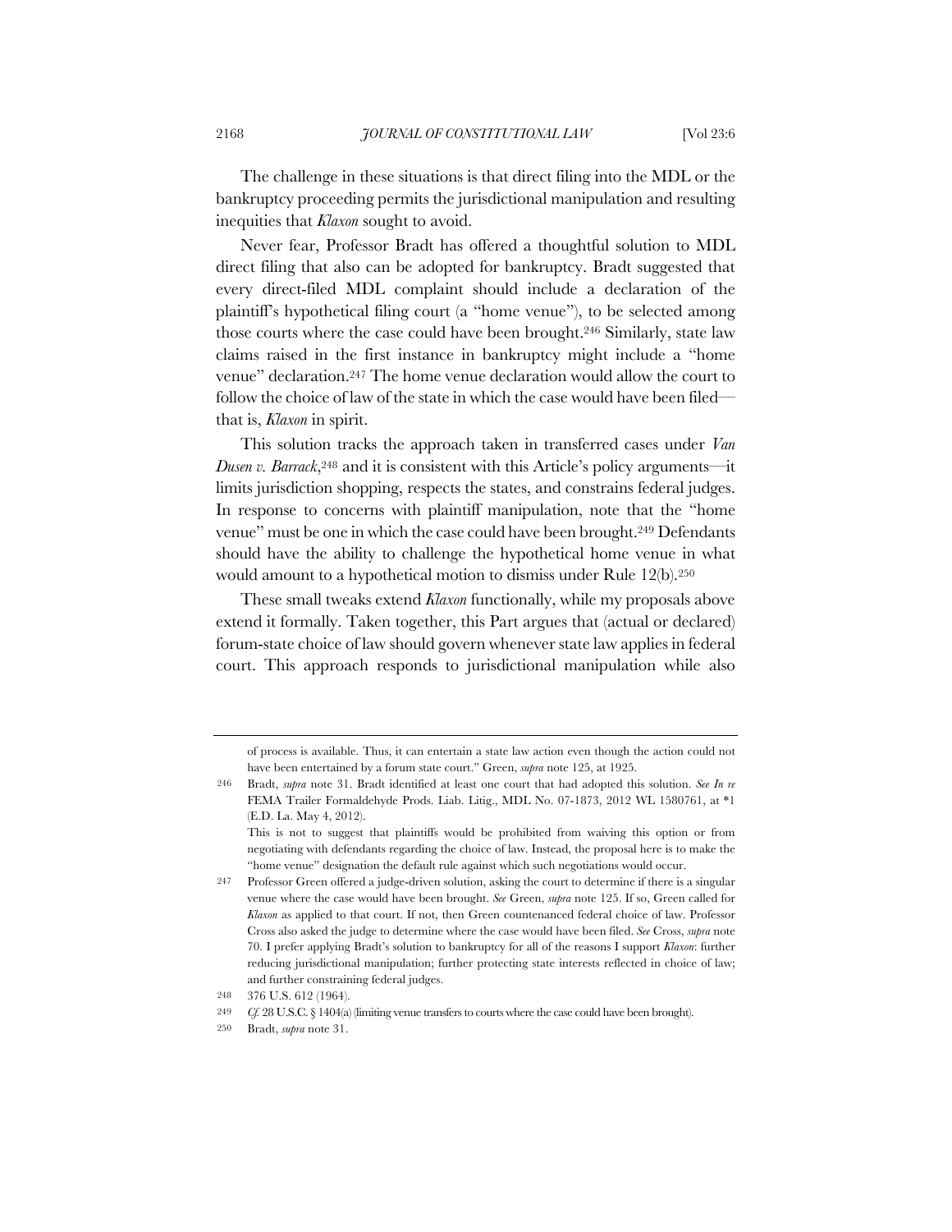The challenge in these situations is that direct filing into the MDL or the bankruptcy proceeding permits the jurisdictional manipulation and resulting inequities that *Klaxon* sought to avoid.

Never fear, Professor Bradt has offered a thoughtful solution to MDL direct filing that also can be adopted for bankruptcy. Bradt suggested that every direct-filed MDL complaint should include a declaration of the plaintiff's hypothetical filing court (a "home venue"), to be selected among those courts where the case could have been brought.[246] Similarly, state law claims raised in the first instance in bankruptcy might include a "home venue" declaration.[247] The home venue declaration would allow the court to follow the choice of law of the state in which the case would have been filed—that is, *Klaxon* in spirit.

This solution tracks the approach taken in transferred cases under *Van Dusen v. Barrack*,[248] and it is consistent with this Article's policy arguments—it limits jurisdiction shopping, respects the states, and constrains federal judges. In response to concerns with plaintiff manipulation, note that the "home venue" must be one in which the case could have been brought.[249] Defendants should have the ability to challenge the hypothetical home venue in what would amount to a hypothetical motion to dismiss under Rule 12(b).[250]

These small tweaks extend *Klaxon* functionally, while my proposals above extend it formally. Taken together, this Part argues that (actual or declared) forum-state choice of law should govern whenever state law applies in federal court. This approach responds to jurisdictional manipulation while also

---

of process is available. Thus, it can entertain a state law action even though the action could not have been entertained by a forum state court." Green, *supra* note 125, at 1925.

246 Bradt, *supra* note 31. Bradt identified at least one court that had adopted this solution. *See In re* FEMA Trailer Formaldehyde Prods. Liab. Litig., MDL No. 07-1873, 2012 WL 1580761, at *1 (E.D. La. May 4, 2012).
This is not to suggest that plaintiffs would be prohibited from waiving this option or from negotiating with defendants regarding the choice of law. Instead, the proposal here is to make the "home venue" designation the default rule against which such negotiations would occur.

247 Professor Green offered a judge-driven solution, asking the court to determine if there is a singular venue where the case would have been brought. *See* Green, *supra* note 125. If so, Green called for *Klaxon* as applied to that court. If not, then Green countenanced federal choice of law. Professor Cross also asked the judge to determine where the case would have been filed. *See* Cross, *supra* note 70. I prefer applying Bradt's solution to bankruptcy for all of the reasons I support *Klaxon*: further reducing jurisdictional manipulation; further protecting state interests reflected in choice of law; and further constraining federal judges.

248 376 U.S. 612 (1964).

249 *Cf.* 28 U.S.C. § 1404(a) (limiting venue transfers to courts where the case could have been brought).

250 Bradt, *supra* note 31.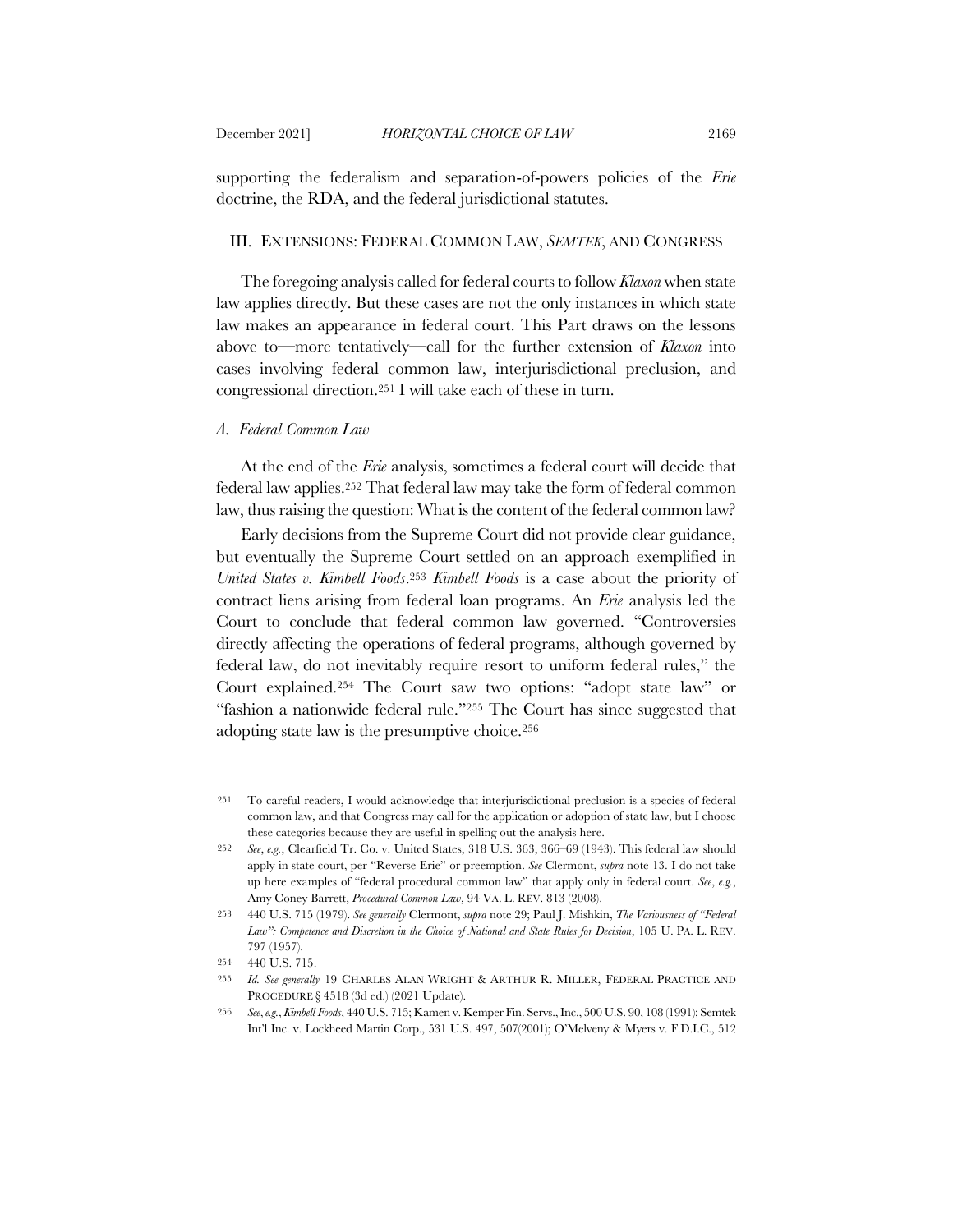supporting the federalism and separation-of-powers policies of the *Erie* doctrine, the RDA, and the federal jurisdictional statutes.

## III. EXTENSIONS: FEDERAL COMMON LAW, *SEMTEK*, AND CONGRESS

The foregoing analysis called for federal courts to follow *Klaxon* when state law applies directly. But these cases are not the only instances in which state law makes an appearance in federal court. This Part draws on the lessons above to—more tentatively—call for the further extension of *Klaxon* into cases involving federal common law, interjurisdictional preclusion, and congressional direction.[251] I will take each of these in turn.

### *A. Federal Common Law*

At the end of the *Erie* analysis, sometimes a federal court will decide that federal law applies.[252] That federal law may take the form of federal common law, thus raising the question: What is the content of the federal common law?

Early decisions from the Supreme Court did not provide clear guidance, but eventually the Supreme Court settled on an approach exemplified in *United States v. Kimbell Foods*.[253] *Kimbell Foods* is a case about the priority of contract liens arising from federal loan programs. An *Erie* analysis led the Court to conclude that federal common law governed. "Controversies directly affecting the operations of federal programs, although governed by federal law, do not inevitably require resort to uniform federal rules," the Court explained.[254] The Court saw two options: "adopt state law" or "fashion a nationwide federal rule."[255] The Court has since suggested that adopting state law is the presumptive choice.[256]

---

251 To careful readers, I would acknowledge that interjurisdictional preclusion is a species of federal common law, and that Congress may call for the application or adoption of state law, but I choose these categories because they are useful in spelling out the analysis here.

252 *See, e.g.*, Clearfield Tr. Co. v. United States, 318 U.S. 363, 366–69 (1943). This federal law should apply in state court, per "Reverse Erie" or preemption. *See* Clermont, *supra* note 13. I do not take up here examples of "federal procedural common law" that apply only in federal court. *See, e.g.*, Amy Coney Barrett, *Procedural Common Law*, 94 VA. L. REV. 813 (2008).

253 440 U.S. 715 (1979). *See generally* Clermont, *supra* note 29; Paul J. Mishkin, *The Variousness of "Federal Law": Competence and Discretion in the Choice of National and State Rules for Decision*, 105 U. PA. L. REV. 797 (1957).

254 440 U.S. 715.

255 *Id. See generally* 19 CHARLES ALAN WRIGHT & ARTHUR R. MILLER, FEDERAL PRACTICE AND PROCEDURE § 4518 (3d ed.) (2021 Update).

256 *See, e.g.*, *Kimbell Foods*, 440 U.S. 715; Kamen v. Kemper Fin. Servs., Inc., 500 U.S. 90, 108 (1991); Semtek Int'l Inc. v. Lockheed Martin Corp., 531 U.S. 497, 507(2001); O'Melveny & Myers v. F.D.I.C., 512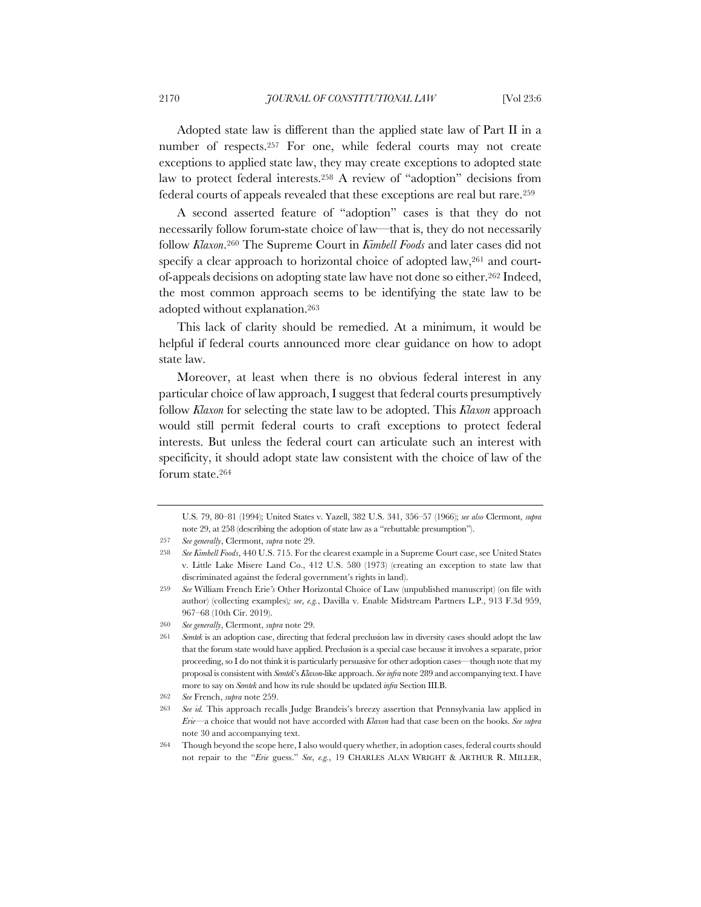Adopted state law is different than the applied state law of Part II in a number of respects.[257] For one, while federal courts may not create exceptions to applied state law, they may create exceptions to adopted state law to protect federal interests.[258] A review of "adoption" decisions from federal courts of appeals revealed that these exceptions are real but rare.[259]

A second asserted feature of "adoption" cases is that they do not necessarily follow forum-state choice of law—that is, they do not necessarily follow *Klaxon*.[260] The Supreme Court in *Kimbell Foods* and later cases did not specify a clear approach to horizontal choice of adopted law,[261] and court-of-appeals decisions on adopting state law have not done so either.[262] Indeed, the most common approach seems to be identifying the state law to be adopted without explanation.[263]

This lack of clarity should be remedied. At a minimum, it would be helpful if federal courts announced more clear guidance on how to adopt state law.

Moreover, at least when there is no obvious federal interest in any particular choice of law approach, I suggest that federal courts presumptively follow *Klaxon* for selecting the state law to be adopted. This *Klaxon* approach would still permit federal courts to craft exceptions to protect federal interests. But unless the federal court can articulate such an interest with specificity, it should adopt state law consistent with the choice of law of the forum state.[264]

---

U.S. 79, 80–81 (1994); United States v. Yazell, 382 U.S. 341, 356–57 (1966); *see also* Clermont, *supra* note 29, at 258 (describing the adoption of state law as a "rebuttable presumption").

257 *See generally*, Clermont, *supra* note 29.

258 *See Kimbell Foods*, 440 U.S. 715. For the clearest example in a Supreme Court case, see United States v. Little Lake Misere Land Co., 412 U.S. 580 (1973) (creating an exception to state law that discriminated against the federal government's rights in land).

259 *See* William French Erie*'s* Other Horizontal Choice of Law (unpublished manuscript) (on file with author) (collecting examples)*; see, e.g.*, Davilla v. Enable Midstream Partners L.P., 913 F.3d 959, 967–68 (10th Cir. 2019).

260 *See generally*, Clermont, *supra* note 29.

261 *Semtek* is an adoption case, directing that federal preclusion law in diversity cases should adopt the law that the forum state would have applied. Preclusion is a special case because it involves a separate, prior proceeding, so I do not think it is particularly persuasive for other adoption cases—though note that my proposal is consistent with *Semtek*'s *Klaxon*-like approach. *See infra* note 289 and accompanying text. I have more to say on *Semtek* and how its rule should be updated *infra* Section III.B.

262 *See* French, *supra* note 259.

263 *See id.* This approach recalls Judge Brandeis's breezy assertion that Pennsylvania law applied in *Erie*—a choice that would not have accorded with *Klaxon* had that case been on the books. *See supra* note 30 and accompanying text.

264 Though beyond the scope here, I also would query whether, in adoption cases, federal courts should not repair to the "*Erie* guess." *See, e.g.*, 19 CHARLES ALAN WRIGHT & ARTHUR R. MILLER,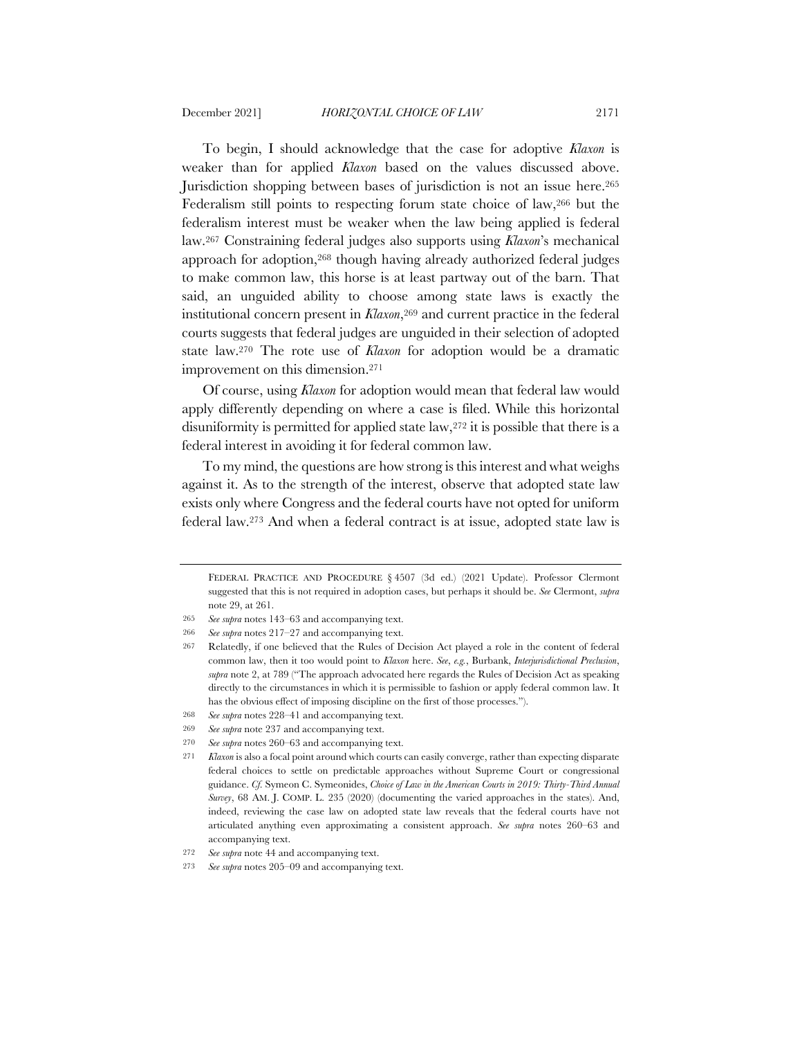To begin, I should acknowledge that the case for adoptive *Klaxon* is weaker than for applied *Klaxon* based on the values discussed above. Jurisdiction shopping between bases of jurisdiction is not an issue here.[265] Federalism still points to respecting forum state choice of law,[266] but the federalism interest must be weaker when the law being applied is federal law.[267] Constraining federal judges also supports using *Klaxon*'s mechanical approach for adoption,[268] though having already authorized federal judges to make common law, this horse is at least partway out of the barn. That said, an unguided ability to choose among state laws is exactly the institutional concern present in *Klaxon*,[269] and current practice in the federal courts suggests that federal judges are unguided in their selection of adopted state law.[270] The rote use of *Klaxon* for adoption would be a dramatic improvement on this dimension.[271]

Of course, using *Klaxon* for adoption would mean that federal law would apply differently depending on where a case is filed. While this horizontal disuniformity is permitted for applied state law,[272] it is possible that there is a federal interest in avoiding it for federal common law.

To my mind, the questions are how strong is this interest and what weighs against it. As to the strength of the interest, observe that adopted state law exists only where Congress and the federal courts have not opted for uniform federal law.[273] And when a federal contract is at issue, adopted state law is

---

FEDERAL PRACTICE AND PROCEDURE § 4507 (3d ed.) (2021 Update). Professor Clermont suggested that this is not required in adoption cases, but perhaps it should be. *See* Clermont, *supra* note 29, at 261.

265 *See supra* notes 143–63 and accompanying text.

266 *See supra* notes 217–27 and accompanying text.

267 Relatedly, if one believed that the Rules of Decision Act played a role in the content of federal common law, then it too would point to *Klaxon* here. *See*, *e.g.*, Burbank, *Interjurisdictional Preclusion*, *supra* note 2, at 789 ("The approach advocated here regards the Rules of Decision Act as speaking directly to the circumstances in which it is permissible to fashion or apply federal common law. It has the obvious effect of imposing discipline on the first of those processes.").

268 *See supra* notes 228–41 and accompanying text.

269 *See supra* note 237 and accompanying text.

270 *See supra* notes 260–63 and accompanying text.

271 *Klaxon* is also a focal point around which courts can easily converge, rather than expecting disparate federal choices to settle on predictable approaches without Supreme Court or congressional guidance. *Cf.* Symeon C. Symeonides, *Choice of Law in the American Courts in 2019: Thirty-Third Annual Survey*, 68 AM. J. COMP. L. 235 (2020) (documenting the varied approaches in the states). And, indeed, reviewing the case law on adopted state law reveals that the federal courts have not articulated anything even approximating a consistent approach. *See supra* notes 260–63 and accompanying text.

272 *See supra* note 44 and accompanying text.

273 *See supra* notes 205–09 and accompanying text.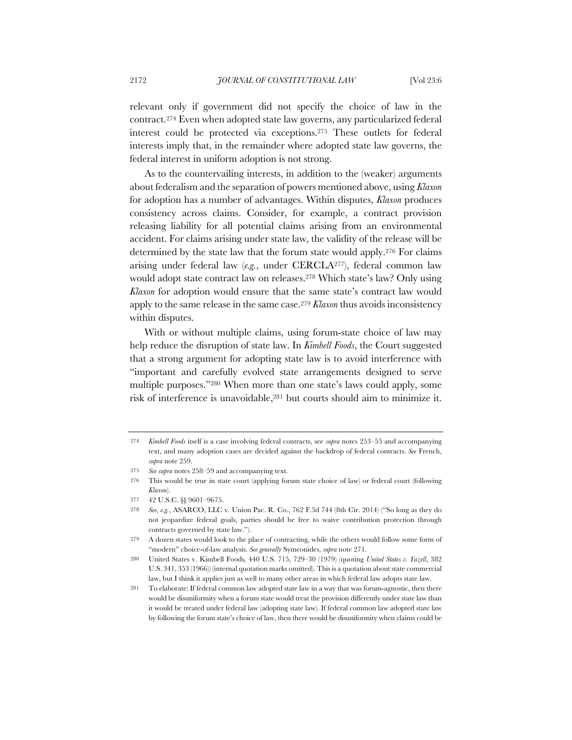relevant only if government did not specify the choice of law in the contract.[274] Even when adopted state law governs, any particularized federal interest could be protected via exceptions.[275] These outlets for federal interests imply that, in the remainder where adopted state law governs, the federal interest in uniform adoption is not strong.

As to the countervailing interests, in addition to the (weaker) arguments about federalism and the separation of powers mentioned above, using *Klaxon* for adoption has a number of advantages. Within disputes, *Klaxon* produces consistency across claims. Consider, for example, a contract provision releasing liability for all potential claims arising from an environmental accident. For claims arising under state law, the validity of the release will be determined by the state law that the forum state would apply.[276] For claims arising under federal law (*e.g.*, under CERCLA[277]), federal common law would adopt state contract law on releases.[278] Which state's law? Only using *Klaxon* for adoption would ensure that the same state's contract law would apply to the same release in the same case.[279] *Klaxon* thus avoids inconsistency within disputes.

With or without multiple claims, using forum-state choice of law may help reduce the disruption of state law. In *Kimbell Foods*, the Court suggested that a strong argument for adopting state law is to avoid interference with "important and carefully evolved state arrangements designed to serve multiple purposes."[280] When more than one state's laws could apply, some risk of interference is unavoidable,[281] but courts should aim to minimize it.

---

274 *Kimbell Foods* itself is a case involving federal contracts, see *supra* notes 253–55 and accompanying text, and many adoption cases are decided against the backdrop of federal contracts. *See* French, *supra* note 259.

275 *See supra* notes 258–59 and accompanying text.

276 This would be true in state court (applying forum state choice of law) or federal court (following *Klaxon*).

277 42 U.S.C. §§ 9601–9675.

278 *See, e.g.*, ASARCO, LLC v. Union Pac. R. Co., 762 F.3d 744 (8th Cir. 2014) ("So long as they do not jeopardize federal goals, parties should be free to waive contribution protection through contracts governed by state law.").

279 A dozen states would look to the place of contracting, while the others would follow some form of "modern" choice-of-law analysis. *See generally* Symeonides, *supra* note 271.

280 United States v. Kimbell Foods*,* 440 U.S. 715, 729–30 (1979) (quoting *United States v. Yazell*, 382 U.S. 341, 353 (1966)) (internal quotation marks omitted). This is a quotation about state commercial law, but I think it applies just as well to many other areas in which federal law adopts state law.

281 To elaborate: If federal common law adopted state law in a way that was forum-agnostic, then there would be disuniformity when a forum state would treat the provision differently under state law than it would be treated under federal law (adopting state law). If federal common law adopted state law by following the forum state's choice of law, then there would be disuniformity when claims could be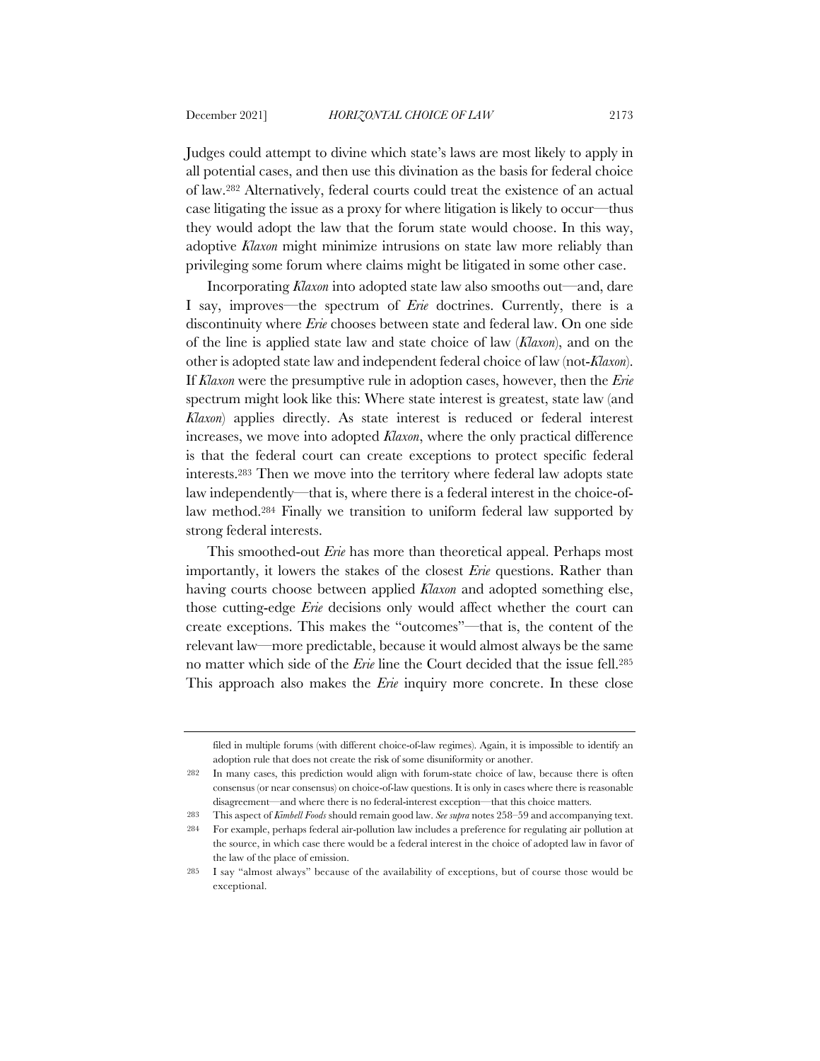Judges could attempt to divine which state's laws are most likely to apply in all potential cases, and then use this divination as the basis for federal choice of law.[282] Alternatively, federal courts could treat the existence of an actual case litigating the issue as a proxy for where litigation is likely to occur—thus they would adopt the law that the forum state would choose. In this way, adoptive *Klaxon* might minimize intrusions on state law more reliably than privileging some forum where claims might be litigated in some other case.

Incorporating *Klaxon* into adopted state law also smooths out—and, dare I say, improves—the spectrum of *Erie* doctrines. Currently, there is a discontinuity where *Erie* chooses between state and federal law. On one side of the line is applied state law and state choice of law (*Klaxon*), and on the other is adopted state law and independent federal choice of law (not-*Klaxon*). If *Klaxon* were the presumptive rule in adoption cases, however, then the *Erie* spectrum might look like this: Where state interest is greatest, state law (and *Klaxon*) applies directly. As state interest is reduced or federal interest increases, we move into adopted *Klaxon*, where the only practical difference is that the federal court can create exceptions to protect specific federal interests.[283] Then we move into the territory where federal law adopts state law independently—that is, where there is a federal interest in the choice-of-law method.[284] Finally we transition to uniform federal law supported by strong federal interests.

This smoothed-out *Erie* has more than theoretical appeal. Perhaps most importantly, it lowers the stakes of the closest *Erie* questions. Rather than having courts choose between applied *Klaxon* and adopted something else, those cutting-edge *Erie* decisions only would affect whether the court can create exceptions. This makes the "outcomes"—that is, the content of the relevant law—more predictable, because it would almost always be the same no matter which side of the *Erie* line the Court decided that the issue fell.[285] This approach also makes the *Erie* inquiry more concrete. In these close

---

filed in multiple forums (with different choice-of-law regimes). Again, it is impossible to identify an adoption rule that does not create the risk of some disuniformity or another.

[282] In many cases, this prediction would align with forum-state choice of law, because there is often consensus (or near consensus) on choice-of-law questions. It is only in cases where there is reasonable disagreement—and where there is no federal-interest exception—that this choice matters.

[283] This aspect of *Kimbell Foods* should remain good law. *See supra* notes 258–59 and accompanying text.

[284] For example, perhaps federal air-pollution law includes a preference for regulating air pollution at the source, in which case there would be a federal interest in the choice of adopted law in favor of the law of the place of emission.

[285] I say "almost always" because of the availability of exceptions, but of course those would be exceptional.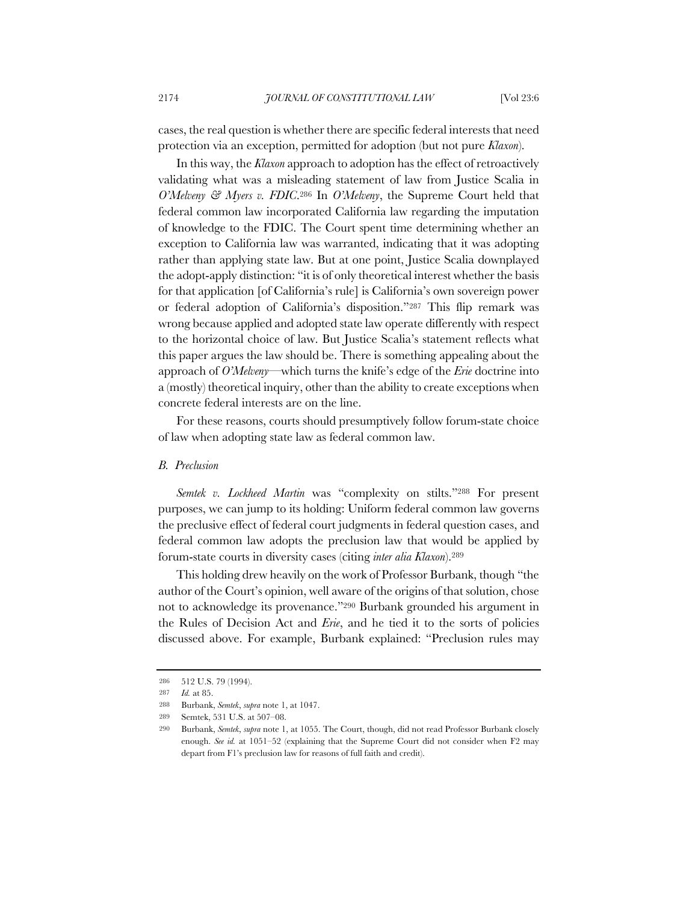cases, the real question is whether there are specific federal interests that need protection via an exception, permitted for adoption (but not pure *Klaxon*).

In this way, the *Klaxon* approach to adoption has the effect of retroactively validating what was a misleading statement of law from Justice Scalia in *O'Melveny & Myers v. FDIC*.[286] In *O'Melveny*, the Supreme Court held that federal common law incorporated California law regarding the imputation of knowledge to the FDIC. The Court spent time determining whether an exception to California law was warranted, indicating that it was adopting rather than applying state law. But at one point, Justice Scalia downplayed the adopt-apply distinction: "it is of only theoretical interest whether the basis for that application [of California's rule] is California's own sovereign power or federal adoption of California's disposition."[287] This flip remark was wrong because applied and adopted state law operate differently with respect to the horizontal choice of law. But Justice Scalia's statement reflects what this paper argues the law should be. There is something appealing about the approach of *O'Melveny*—which turns the knife's edge of the *Erie* doctrine into a (mostly) theoretical inquiry, other than the ability to create exceptions when concrete federal interests are on the line.

For these reasons, courts should presumptively follow forum-state choice of law when adopting state law as federal common law.

### *B. Preclusion*

*Semtek v. Lockheed Martin* was "complexity on stilts."[288] For present purposes, we can jump to its holding: Uniform federal common law governs the preclusive effect of federal court judgments in federal question cases, and federal common law adopts the preclusion law that would be applied by forum-state courts in diversity cases (citing *inter alia Klaxon*).[289]

This holding drew heavily on the work of Professor Burbank, though "the author of the Court's opinion, well aware of the origins of that solution, chose not to acknowledge its provenance."[290] Burbank grounded his argument in the Rules of Decision Act and *Erie*, and he tied it to the sorts of policies discussed above. For example, Burbank explained: "Preclusion rules may

---

286 512 U.S. 79 (1994).

287 *Id.* at 85.

288 Burbank, *Semtek*, *supra* note 1, at 1047.

289 Semtek, 531 U.S. at 507–08.

290 Burbank, *Semtek*, *supra* note 1, at 1055. The Court, though, did not read Professor Burbank closely enough. *See id.* at 1051–52 (explaining that the Supreme Court did not consider when F2 may depart from F1's preclusion law for reasons of full faith and credit).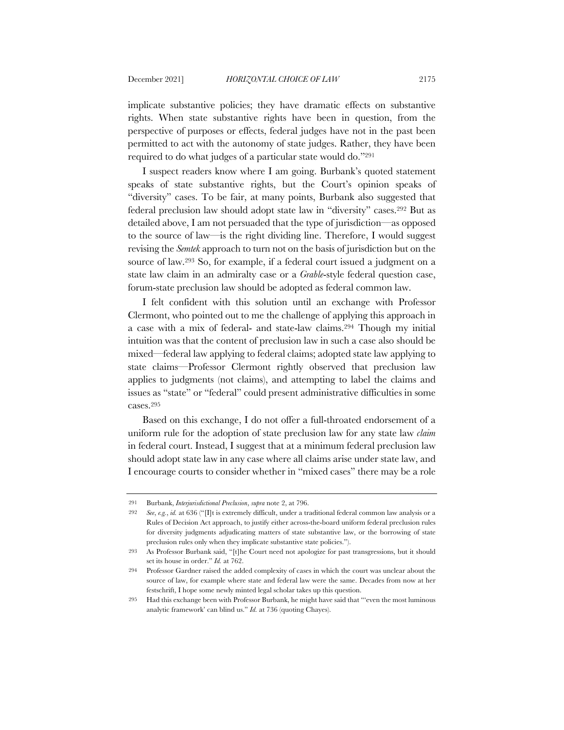implicate substantive policies; they have dramatic effects on substantive rights. When state substantive rights have been in question, from the perspective of purposes or effects, federal judges have not in the past been permitted to act with the autonomy of state judges. Rather, they have been required to do what judges of a particular state would do."[291]

I suspect readers know where I am going. Burbank's quoted statement speaks of state substantive rights, but the Court's opinion speaks of "diversity" cases. To be fair, at many points, Burbank also suggested that federal preclusion law should adopt state law in "diversity" cases.[292] But as detailed above, I am not persuaded that the type of jurisdiction—as opposed to the source of law—is the right dividing line. Therefore, I would suggest revising the *Semtek* approach to turn not on the basis of jurisdiction but on the source of law.[293] So, for example, if a federal court issued a judgment on a state law claim in an admiralty case or a *Grable*-style federal question case, forum-state preclusion law should be adopted as federal common law.

I felt confident with this solution until an exchange with Professor Clermont, who pointed out to me the challenge of applying this approach in a case with a mix of federal- and state-law claims.[294] Though my initial intuition was that the content of preclusion law in such a case also should be mixed—federal law applying to federal claims; adopted state law applying to state claims—Professor Clermont rightly observed that preclusion law applies to judgments (not claims), and attempting to label the claims and issues as "state" or "federal" could present administrative difficulties in some cases.[295]

Based on this exchange, I do not offer a full-throated endorsement of a uniform rule for the adoption of state preclusion law for any state law *claim* in federal court. Instead, I suggest that at a minimum federal preclusion law should adopt state law in any case where all claims arise under state law, and I encourage courts to consider whether in "mixed cases" there may be a role

---

291 Burbank, *Interjurisdictional Preclusion*, *supra* note 2, at 796.

292 *See*, *e.g.*, *id.* at 636 ("[I]t is extremely difficult, under a traditional federal common law analysis or a Rules of Decision Act approach, to justify either across-the-board uniform federal preclusion rules for diversity judgments adjudicating matters of state substantive law, or the borrowing of state preclusion rules only when they implicate substantive state policies.").

293 As Professor Burbank said, "[t]he Court need not apologize for past transgressions, but it should set its house in order." *Id.* at 762.

294 Professor Gardner raised the added complexity of cases in which the court was unclear about the source of law, for example where state and federal law were the same. Decades from now at her festschrift, I hope some newly minted legal scholar takes up this question.

295 Had this exchange been with Professor Burbank, he might have said that "'even the most luminous analytic framework' can blind us." *Id.* at 736 (quoting Chayes).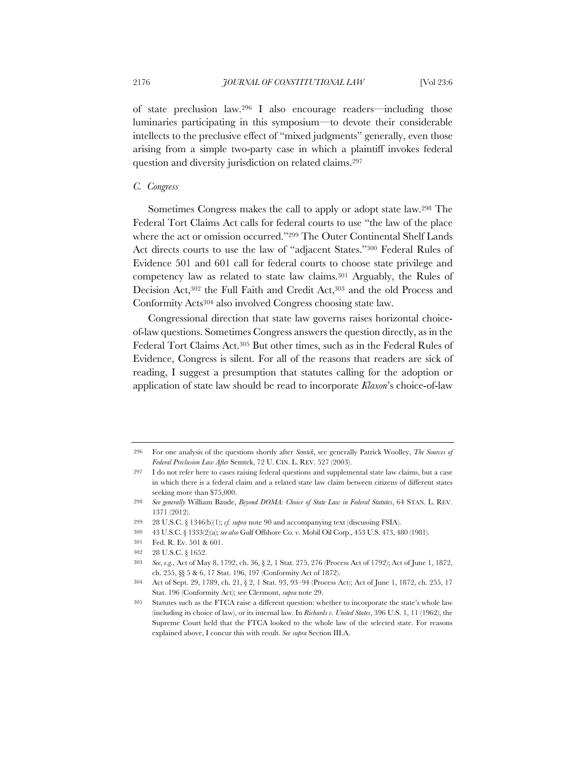of state preclusion law.[296] I also encourage readers—including those luminaries participating in this symposium—to devote their considerable intellects to the preclusive effect of "mixed judgments" generally, even those arising from a simple two-party case in which a plaintiff invokes federal question and diversity jurisdiction on related claims.[297]

### C. *Congress*

Sometimes Congress makes the call to apply or adopt state law.[298] The Federal Tort Claims Act calls for federal courts to use "the law of the place where the act or omission occurred."[299] The Outer Continental Shelf Lands Act directs courts to use the law of "adjacent States."[300] Federal Rules of Evidence 501 and 601 call for federal courts to choose state privilege and competency law as related to state law claims.[301] Arguably, the Rules of Decision Act,[302] the Full Faith and Credit Act,[303] and the old Process and Conformity Acts[304] also involved Congress choosing state law.

Congressional direction that state law governs raises horizontal choice-of-law questions. Sometimes Congress answers the question directly, as in the Federal Tort Claims Act.[305] But other times, such as in the Federal Rules of Evidence, Congress is silent. For all of the reasons that readers are sick of reading, I suggest a presumption that statutes calling for the adoption or application of state law should be read to incorporate *Klaxon*'s choice-of-law

---

296 For one analysis of the questions shortly after *Semtek*, see generally Patrick Woolley, *The Sources of Federal Preclusion Law After* Semtek, 72 U. CIN. L. REV. 527 (2003).

297 I do not refer here to cases raising federal questions and supplemental state law claims, but a case in which there is a federal claim and a related state law claim between citizens of different states seeking more than $75,000.

298 *See generally* William Baude, *Beyond DOMA: Choice of State Law in Federal Statutes*, 64 STAN. L. REV. 1371 (2012).

299 28 U.S.C. § 1346(b)(1); *cf. supra* note 90 and accompanying text (discussing FSIA).

300 43 U.S.C. § 1333(2)(a); *see also* Gulf Offshore Co. v. Mobil Oil Corp., 453 U.S. 473, 480 (1981).

301 Fed. R. Ev. 501 & 601.

302 28 U.S.C. § 1652.

303 *See, e.g.*, Act of May 8, 1792, ch. 36, § 2, 1 Stat. 275, 276 (Process Act of 1792); Act of June 1, 1872, ch. 255, §§ 5 & 6, 17 Stat. 196, 197 (Conformity Act of 1872).

304 Act of Sept. 29, 1789, ch. 21, § 2, 1 Stat. 93, 93–94 (Process Act); Act of June 1, 1872, ch. 255, 17 Stat. 196 (Conformity Act); see Clermont, *supra* note 29.

305 Statutes such as the FTCA raise a different question: whether to incorporate the state's whole law (including its choice of law), or its internal law. In *Richards v. United States*, 396 U.S. 1, 11 (1962), the Supreme Court held that the FTCA looked to the whole law of the selected state. For reasons explained above, I concur this with result. *See supra* Section III.A.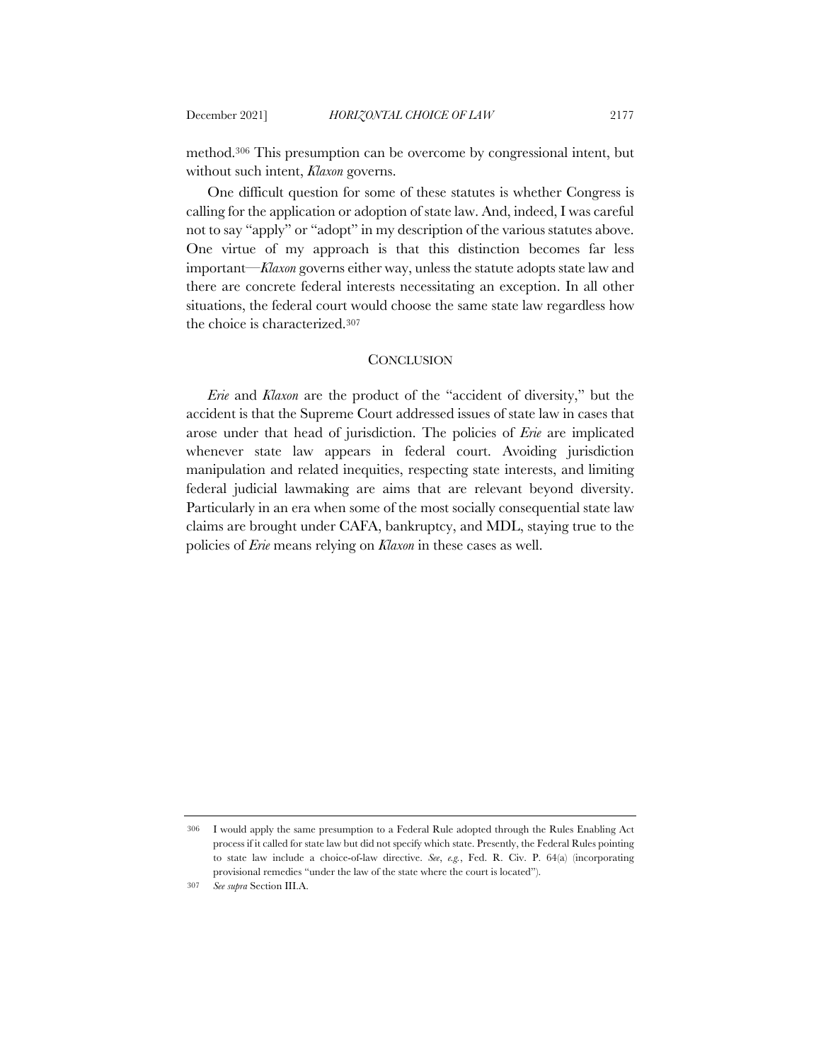method.[306] This presumption can be overcome by congressional intent, but without such intent, *Klaxon* governs.

One difficult question for some of these statutes is whether Congress is calling for the application or adoption of state law. And, indeed, I was careful not to say "apply" or "adopt" in my description of the various statutes above. One virtue of my approach is that this distinction becomes far less important—*Klaxon* governs either way, unless the statute adopts state law and there are concrete federal interests necessitating an exception. In all other situations, the federal court would choose the same state law regardless how the choice is characterized.[307]

## CONCLUSION

*Erie* and *Klaxon* are the product of the "accident of diversity," but the accident is that the Supreme Court addressed issues of state law in cases that arose under that head of jurisdiction. The policies of *Erie* are implicated whenever state law appears in federal court. Avoiding jurisdiction manipulation and related inequities, respecting state interests, and limiting federal judicial lawmaking are aims that are relevant beyond diversity. Particularly in an era when some of the most socially consequential state law claims are brought under CAFA, bankruptcy, and MDL, staying true to the policies of *Erie* means relying on *Klaxon* in these cases as well.

---

306 I would apply the same presumption to a Federal Rule adopted through the Rules Enabling Act process if it called for state law but did not specify which state. Presently, the Federal Rules pointing to state law include a choice-of-law directive. *See, e.g.*, Fed. R. Civ. P. 64(a) (incorporating provisional remedies "under the law of the state where the court is located").

307 *See supra* Section III.A.